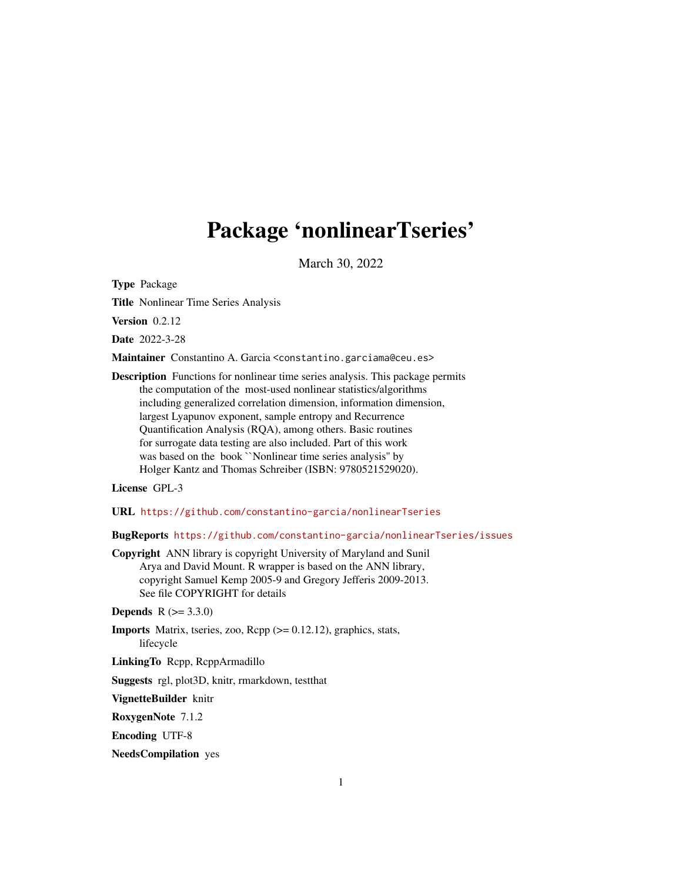# Package 'nonlinearTseries'

March 30, 2022

**Type** Package

**Title** Nonlinear Time Series Analysis

**Version** 0.2.12

**Date** 2022-3-28

**Maintainer** Constantino A. Garcia <constantino.garciama@ceu.es>

**Description** Functions for nonlinear time series analysis. This package permits the computation of the most-used nonlinear statistics/algorithms including generalized correlation dimension, information dimension, largest Lyapunov exponent, sample entropy and Recurrence Quantification Analysis (RQA), among others. Basic routines for surrogate data testing are also included. Part of this work was based on the book ``Nonlinear time series analysis'' by Holger Kantz and Thomas Schreiber (ISBN: 9780521529020).

**License** GPL-3

**URL** https://github.com/constantino-garcia/nonlinearTseries

**BugReports** https://github.com/constantino-garcia/nonlinearTseries/issues

**Copyright** ANN library is copyright University of Maryland and Sunil Arya and David Mount. R wrapper is based on the ANN library, copyright Samuel Kemp 2005-9 and Gregory Jefferis 2009-2013. See file COPYRIGHT for details

**Depends** R (>= 3.3.0)

**Imports** Matrix, tseries, zoo, Rcpp (>= 0.12.12), graphics, stats, lifecycle

**LinkingTo** Rcpp, RcppArmadillo

**Suggests** rgl, plot3D, knitr, rmarkdown, testthat

**VignetteBuilder** knitr

**RoxygenNote** 7.1.2

**Encoding** UTF-8

**NeedsCompilation** yes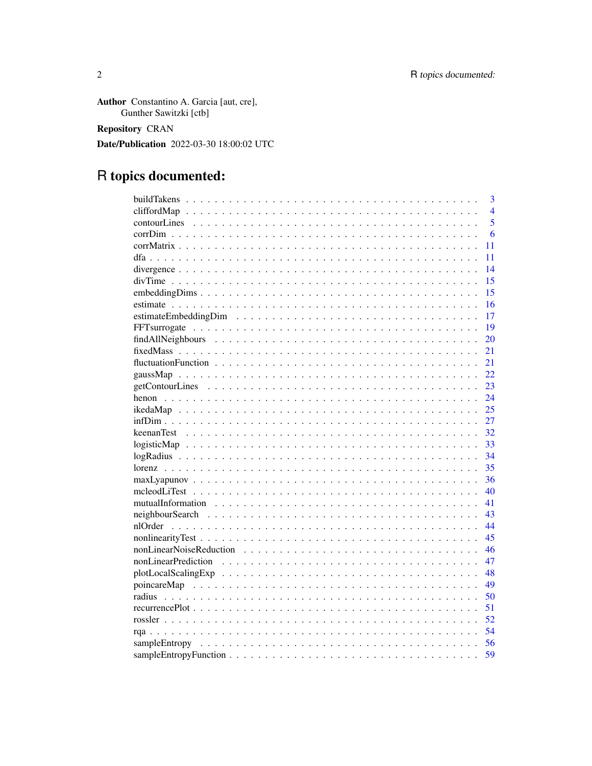**Author** Constantino A. Garcia [aut, cre], Gunther Sawitzki [ctb]

**Repository** CRAN

**Date/Publication** 2022-03-30 18:00:02 UTC

# R topics documented:

| | |
|---|---|
| buildTakens | 3 |
| cliffordMap | 4 |
| contourLines | 5 |
| corrDim | 6 |
| corrMatrix | 11 |
| dfa | 11 |
| divergence | 14 |
| divTime | 15 |
| embeddingDims | 15 |
| estimate | 16 |
| estimateEmbeddingDim | 17 |
| FFTsurrogate | 19 |
| findAllNeighbours | 20 |
| fixedMass | 21 |
| fluctuationFunction | 21 |
| gaussMap | 22 |
| getContourLines | 23 |
| henon | 24 |
| ikedaMap | 25 |
| infDim | 27 |
| keenanTest | 32 |
| logisticMap | 33 |
| logRadius | 34 |
| lorenz | 35 |
| maxLyapunov | 36 |
| mcleodLiTest | 40 |
| mutualInformation | 41 |
| neighbourSearch | 43 |
| nlOrder | 44 |
| nonlinearityTest | 45 |
| nonLinearNoiseReduction | 46 |
| nonLinearPrediction | 47 |
| plotLocalScalingExp | 48 |
| poincareMap | 49 |
| radius | 50 |
| recurrencePlot | 51 |
| rossler | 52 |
| rqa | 54 |
| sampleEntropy | 56 |
| sampleEntropyFunction | 59 |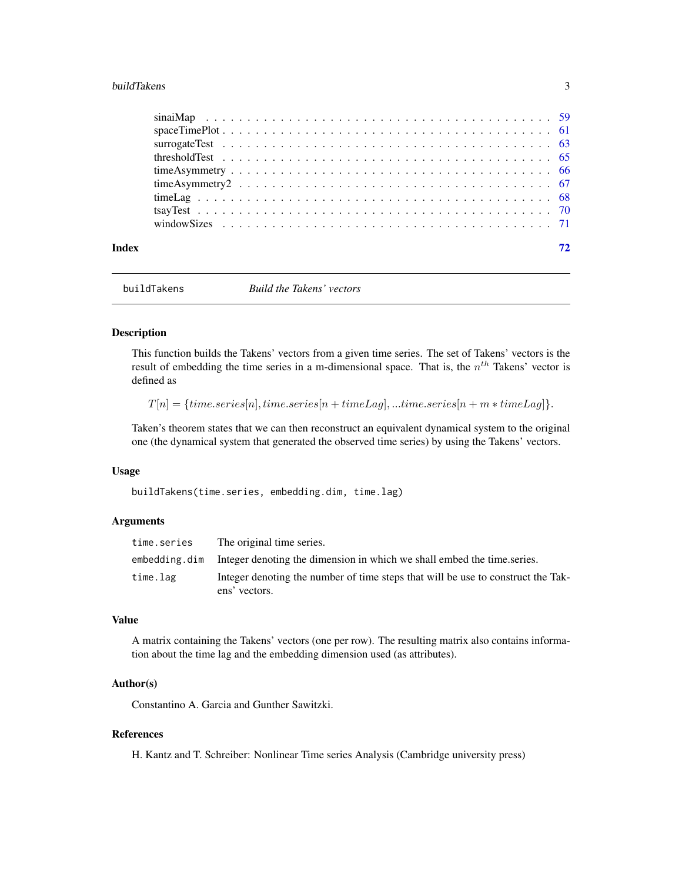| | |
|---|---|
| sinaiMap | 59 |
| spaceTimePlot | 61 |
| surrogateTest | 63 |
| thresholdTest | 65 |
| timeAsymmetry | 66 |
| timeAsymmetry2 | 67 |
| timeLag | 68 |
| tsayTest | 70 |
| windowSizes | 71 |

**Index** **72**

---

`buildTakens` *Build the Takens' vectors*

---

## Description

This function builds the Takens' vectors from a given time series. The set of Takens' vectors is the result of embedding the time series in a m-dimensional space. That is, the $n^{th}$ Takens' vector is defined as

$$T[n] = \{time.series[n], time.series[n + timeLag], ...time.series[n + m * timeLag]\}.$$

Taken's theorem states that we can then reconstruct an equivalent dynamical system to the original one (the dynamical system that generated the observed time series) by using the Takens' vectors.

## Usage

```
buildTakens(time.series, embedding.dim, time.lag)
```

## Arguments

| | |
|---|---|
| `time.series` | The original time series. |
| `embedding.dim` | Integer denoting the dimension in which we shall embed the time.series. |
| `time.lag` | Integer denoting the number of time steps that will be use to construct the Takens' vectors. |

## Value

A matrix containing the Takens' vectors (one per row). The resulting matrix also contains information about the time lag and the embedding dimension used (as attributes).

## Author(s)

Constantino A. Garcia and Gunther Sawitzki.

## References

H. Kantz and T. Schreiber: Nonlinear Time series Analysis (Cambridge university press)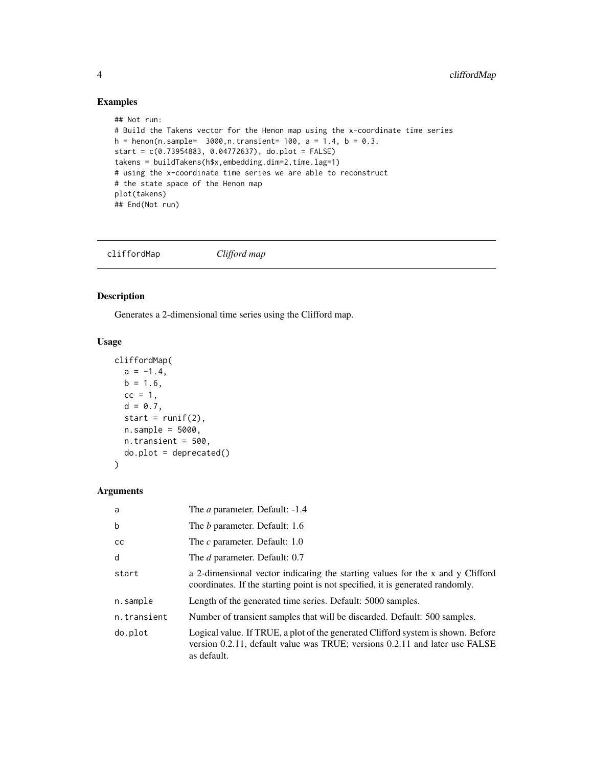## Examples

```
## Not run:
# Build the Takens vector for the Henon map using the x-coordinate time series
h = henon(n.sample=  3000,n.transient= 100, a = 1.4, b = 0.3,
start = c(0.73954883, 0.04772637), do.plot = FALSE)
takens = buildTakens(h$x,embedding.dim=2,time.lag=1)
# using the x-coordinate time series we are able to reconstruct
# the state space of the Henon map
plot(takens)
## End(Not run)
```

---

# cliffordMap *Clifford map*

## Description

Generates a 2-dimensional time series using the Clifford map.

## Usage

```
cliffordMap(
  a = -1.4,
  b = 1.6,
  cc = 1,
  d = 0.7,
  start = runif(2),
  n.sample = 5000,
  n.transient = 500,
  do.plot = deprecated()
)
```

## Arguments

| | |
|---|---|
| a | The *a* parameter. Default: -1.4 |
| b | The *b* parameter. Default: 1.6 |
| cc | The *c* parameter. Default: 1.0 |
| d | The *d* parameter. Default: 0.7 |
| start | a 2-dimensional vector indicating the starting values for the x and y Clifford coordinates. If the starting point is not specified, it is generated randomly. |
| n.sample | Length of the generated time series. Default: 5000 samples. |
| n.transient | Number of transient samples that will be discarded. Default: 500 samples. |
| do.plot | Logical value. If TRUE, a plot of the generated Clifford system is shown. Before version 0.2.11, default value was TRUE; versions 0.2.11 and later use FALSE as default. |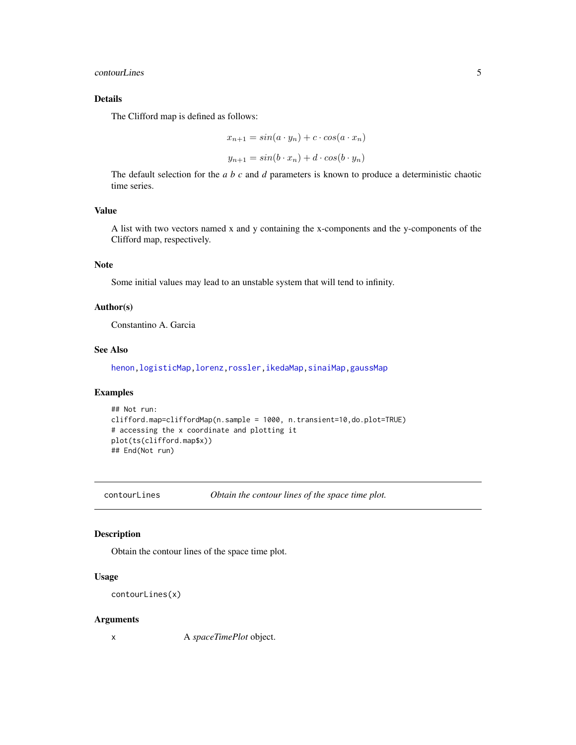### Details

The Clifford map is defined as follows:

$$x_{n+1} = sin(a \cdot y_n) + c \cdot cos(a \cdot x_n)$$

$$y_{n+1} = sin(b \cdot x_n) + d \cdot cos(b \cdot y_n)$$

The default selection for the *a* *b* *c* and *d* parameters is known to produce a deterministic chaotic time series.

### Value

A list with two vectors named x and y containing the x-components and the y-components of the Clifford map, respectively.

### Note

Some initial values may lead to an unstable system that will tend to infinity.

### Author(s)

Constantino A. Garcia

### See Also

henon, logisticMap, lorenz, rossler, ikedaMap, sinaiMap, gaussMap

### Examples

```
## Not run:
clifford.map=cliffordMap(n.sample = 1000, n.transient=10,do.plot=TRUE)
# accessing the x coordinate and plotting it
plot(ts(clifford.map$x))
## End(Not run)
```

---

## contourLines — *Obtain the contour lines of the space time plot.*

### Description

Obtain the contour lines of the space time plot.

### Usage

```
contourLines(x)
```

### Arguments

| | |
|---|---|
| x | A *spaceTimePlot* object. |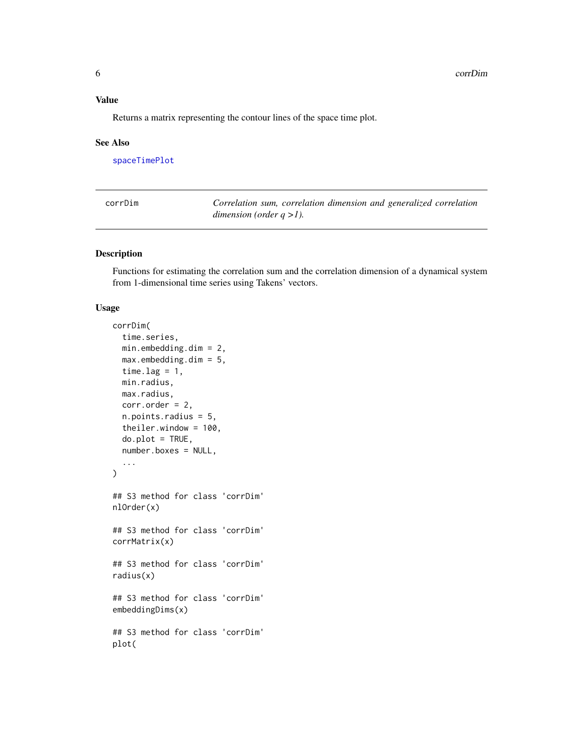### Value

Returns a matrix representing the contour lines of the space time plot.

### See Also

spaceTimePlot

---

## corrDim

*Correlation sum, correlation dimension and generalized correlation dimension (order q >1).*

---

### Description

Functions for estimating the correlation sum and the correlation dimension of a dynamical system from 1-dimensional time series using Takens' vectors.

### Usage

```
corrDim(
  time.series,
  min.embedding.dim = 2,
  max.embedding.dim = 5,
  time.lag = 1,
  min.radius,
  max.radius,
  corr.order = 2,
  n.points.radius = 5,
  theiler.window = 100,
  do.plot = TRUE,
  number.boxes = NULL,
  ...
)

## S3 method for class 'corrDim'
nlOrder(x)

## S3 method for class 'corrDim'
corrMatrix(x)

## S3 method for class 'corrDim'
radius(x)

## S3 method for class 'corrDim'
embeddingDims(x)

## S3 method for class 'corrDim'
plot(
```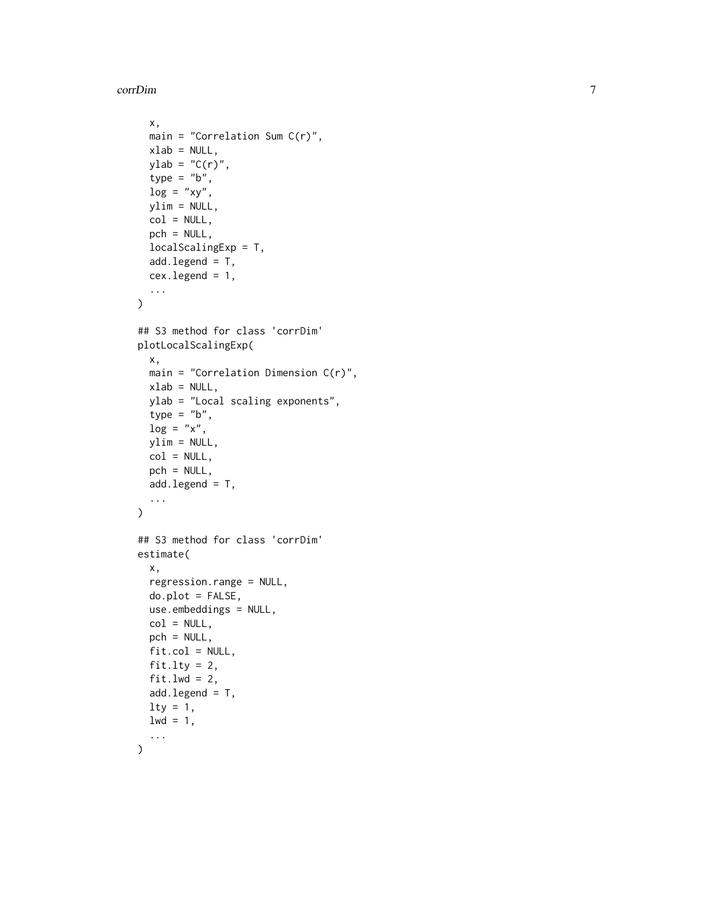```
  x,
  main = "Correlation Sum C(r)",
  xlab = NULL,
  ylab = "C(r)",
  type = "b",
  log = "xy",
  ylim = NULL,
  col = NULL,
  pch = NULL,
  localScalingExp = T,
  add.legend = T,
  cex.legend = 1,
  ...
)

## S3 method for class 'corrDim'
plotLocalScalingExp(
  x,
  main = "Correlation Dimension C(r)",
  xlab = NULL,
  ylab = "Local scaling exponents",
  type = "b",
  log = "x",
  ylim = NULL,
  col = NULL,
  pch = NULL,
  add.legend = T,
  ...
)

## S3 method for class 'corrDim'
estimate(
  x,
  regression.range = NULL,
  do.plot = FALSE,
  use.embeddings = NULL,
  col = NULL,
  pch = NULL,
  fit.col = NULL,
  fit.lty = 2,
  fit.lwd = 2,
  add.legend = T,
  lty = 1,
  lwd = 1,
  ...
)
```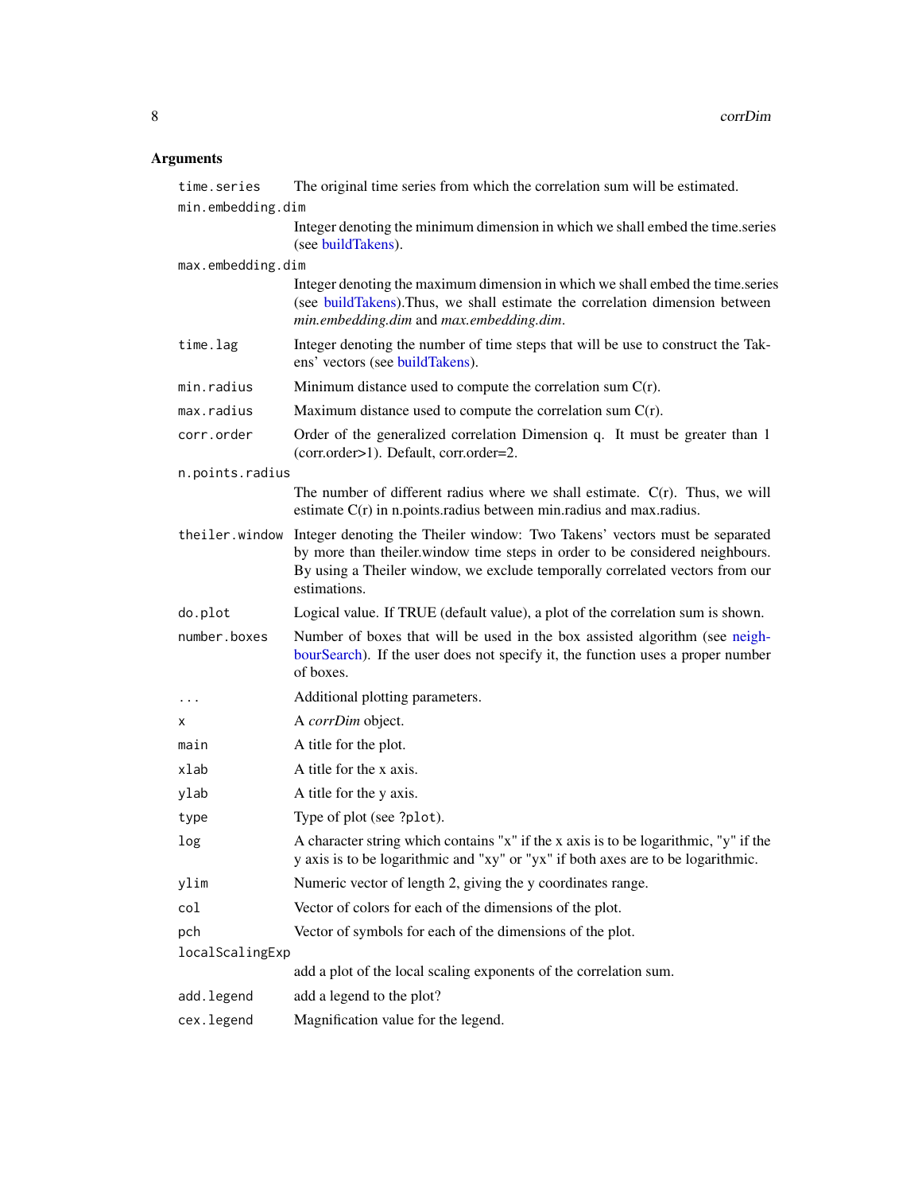## Arguments

| | |
|---|---|
| `time.series` | The original time series from which the correlation sum will be estimated. |
| `min.embedding.dim` | Integer denoting the minimum dimension in which we shall embed the time.series (see buildTakens). |
| `max.embedding.dim` | Integer denoting the maximum dimension in which we shall embed the time.series (see buildTakens).Thus, we shall estimate the correlation dimension between *min.embedding.dim* and *max.embedding.dim*. |
| `time.lag` | Integer denoting the number of time steps that will be use to construct the Takens' vectors (see buildTakens). |
| `min.radius` | Minimum distance used to compute the correlation sum C(r). |
| `max.radius` | Maximum distance used to compute the correlation sum C(r). |
| `corr.order` | Order of the generalized correlation Dimension q. It must be greater than 1 (corr.order>1). Default, corr.order=2. |
| `n.points.radius` | The number of different radius where we shall estimate. C(r). Thus, we will estimate C(r) in n.points.radius between min.radius and max.radius. |
| `theiler.window` | Integer denoting the Theiler window: Two Takens' vectors must be separated by more than theiler.window time steps in order to be considered neighbours. By using a Theiler window, we exclude temporally correlated vectors from our estimations. |
| `do.plot` | Logical value. If TRUE (default value), a plot of the correlation sum is shown. |
| `number.boxes` | Number of boxes that will be used in the box assisted algorithm (see neighbourSearch). If the user does not specify it, the function uses a proper number of boxes. |
| `...` | Additional plotting parameters. |
| `x` | A *corrDim* object. |
| `main` | A title for the plot. |
| `xlab` | A title for the x axis. |
| `ylab` | A title for the y axis. |
| `type` | Type of plot (see `?plot`). |
| `log` | A character string which contains "x" if the x axis is to be logarithmic, "y" if the y axis is to be logarithmic and "xy" or "yx" if both axes are to be logarithmic. |
| `ylim` | Numeric vector of length 2, giving the y coordinates range. |
| `col` | Vector of colors for each of the dimensions of the plot. |
| `pch` | Vector of symbols for each of the dimensions of the plot. |
| `localScalingExp` | add a plot of the local scaling exponents of the correlation sum. |
| `add.legend` | add a legend to the plot? |
| `cex.legend` | Magnification value for the legend. |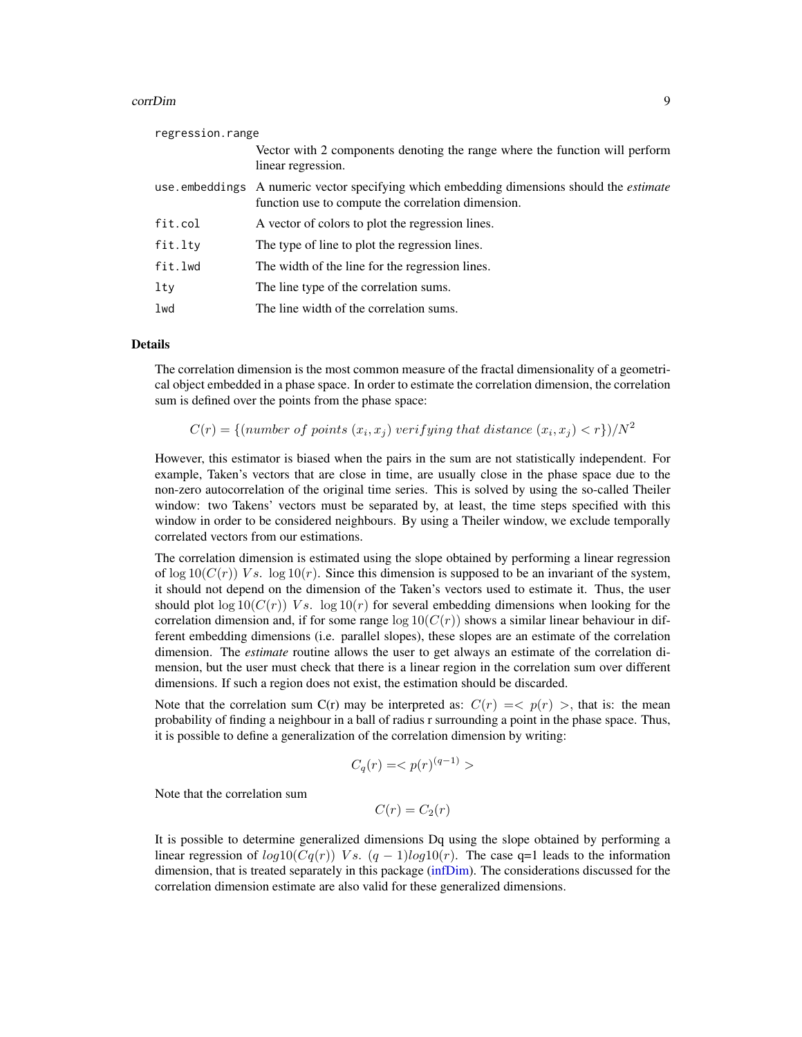| | |
|---|---|
| regression.range | Vector with 2 components denoting the range where the function will perform linear regression. |
| use.embeddings | A numeric vector specifying which embedding dimensions should the *estimate* function use to compute the correlation dimension. |
| fit.col | A vector of colors to plot the regression lines. |
| fit.lty | The type of line to plot the regression lines. |
| fit.lwd | The width of the line for the regression lines. |
| lty | The line type of the correlation sums. |
| lwd | The line width of the correlation sums. |

## Details

The correlation dimension is the most common measure of the fractal dimensionality of a geometrical object embedded in a phase space. In order to estimate the correlation dimension, the correlation sum is defined over the points from the phase space:

$$C(r) = \{(number\ of\ points\ (x_i, x_j)\ verifying\ that\ distance\ (x_i, x_j) < r\})/N^2$$

However, this estimator is biased when the pairs in the sum are not statistically independent. For example, Taken's vectors that are close in time, are usually close in the phase space due to the non-zero autocorrelation of the original time series. This is solved by using the so-called Theiler window: two Takens' vectors must be separated by, at least, the time steps specified with this window in order to be considered neighbours. By using a Theiler window, we exclude temporally correlated vectors from our estimations.

The correlation dimension is estimated using the slope obtained by performing a linear regression of $\log 10(C(r))\ Vs.\ \log 10(r)$. Since this dimension is supposed to be an invariant of the system, it should not depend on the dimension of the Taken's vectors used to estimate it. Thus, the user should plot $\log 10(C(r))\ Vs.\ \log 10(r)$ for several embedding dimensions when looking for the correlation dimension and, if for some range $\log 10(C(r))$ shows a similar linear behaviour in different embedding dimensions (i.e. parallel slopes), these slopes are an estimate of the correlation dimension. The *estimate* routine allows the user to get always an estimate of the correlation dimension, but the user must check that there is a linear region in the correlation sum over different dimensions. If such a region does not exist, the estimation should be discarded.

Note that the correlation sum C(r) may be interpreted as: $C(r) =< p(r) >$, that is: the mean probability of finding a neighbour in a ball of radius r surrounding a point in the phase space. Thus, it is possible to define a generalization of the correlation dimension by writing:

$$C_q(r) =< p(r)^{(q-1)} >$$

Note that the correlation sum

$$C(r) = C_2(r)$$

It is possible to determine generalized dimensions Dq using the slope obtained by performing a linear regression of $log10(Cq(r))\ Vs.\ (q-1)log10(r)$. The case q=1 leads to the information dimension, that is treated separately in this package (infDim). The considerations discussed for the correlation dimension estimate are also valid for these generalized dimensions.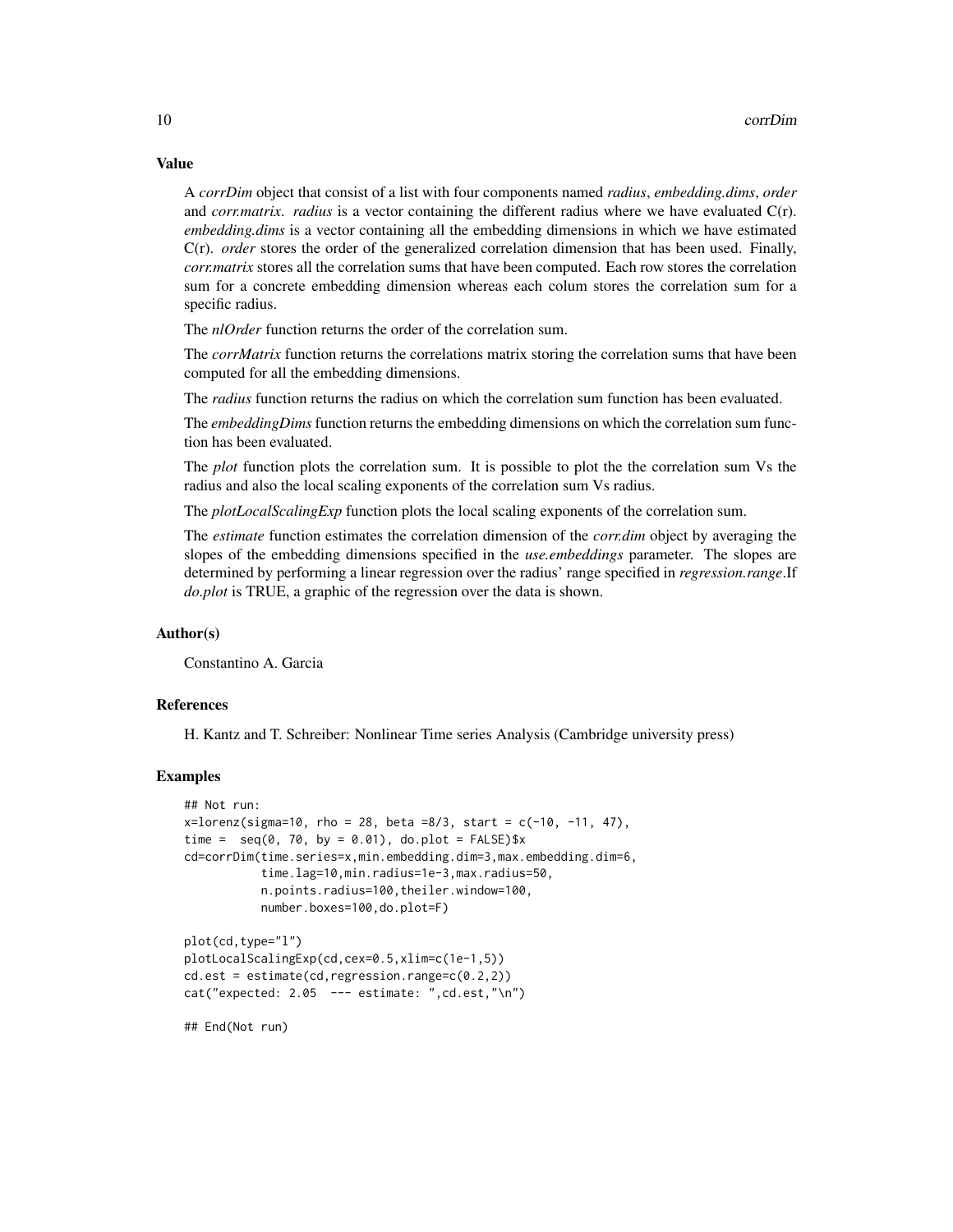## Value

A *corrDim* object that consist of a list with four components named *radius*, *embedding.dims*, *order* and *corr.matrix*. *radius* is a vector containing the different radius where we have evaluated C(r). *embedding.dims* is a vector containing all the embedding dimensions in which we have estimated C(r). *order* stores the order of the generalized correlation dimension that has been used. Finally, *corr.matrix* stores all the correlation sums that have been computed. Each row stores the correlation sum for a concrete embedding dimension whereas each colum stores the correlation sum for a specific radius.

The *nlOrder* function returns the order of the correlation sum.

The *corrMatrix* function returns the correlations matrix storing the correlation sums that have been computed for all the embedding dimensions.

The *radius* function returns the radius on which the correlation sum function has been evaluated.

The *embeddingDims* function returns the embedding dimensions on which the correlation sum function has been evaluated.

The *plot* function plots the correlation sum. It is possible to plot the the correlation sum Vs the radius and also the local scaling exponents of the correlation sum Vs radius.

The *plotLocalScalingExp* function plots the local scaling exponents of the correlation sum.

The *estimate* function estimates the correlation dimension of the *corr.dim* object by averaging the slopes of the embedding dimensions specified in the *use.embeddings* parameter. The slopes are determined by performing a linear regression over the radius' range specified in *regression.range*.If *do.plot* is TRUE, a graphic of the regression over the data is shown.

## Author(s)

Constantino A. Garcia

## References

H. Kantz and T. Schreiber: Nonlinear Time series Analysis (Cambridge university press)

## Examples

```
## Not run:
x=lorenz(sigma=10, rho = 28, beta =8/3, start = c(-10, -11, 47),
time =  seq(0, 70, by = 0.01), do.plot = FALSE)$x
cd=corrDim(time.series=x,min.embedding.dim=3,max.embedding.dim=6,
           time.lag=10,min.radius=1e-3,max.radius=50,
           n.points.radius=100,theiler.window=100,
           number.boxes=100,do.plot=F)

plot(cd,type="l")
plotLocalScalingExp(cd,cex=0.5,xlim=c(1e-1,5))
cd.est = estimate(cd,regression.range=c(0.2,2))
cat("expected: 2.05  --- estimate: ",cd.est,"\n")

## End(Not run)
```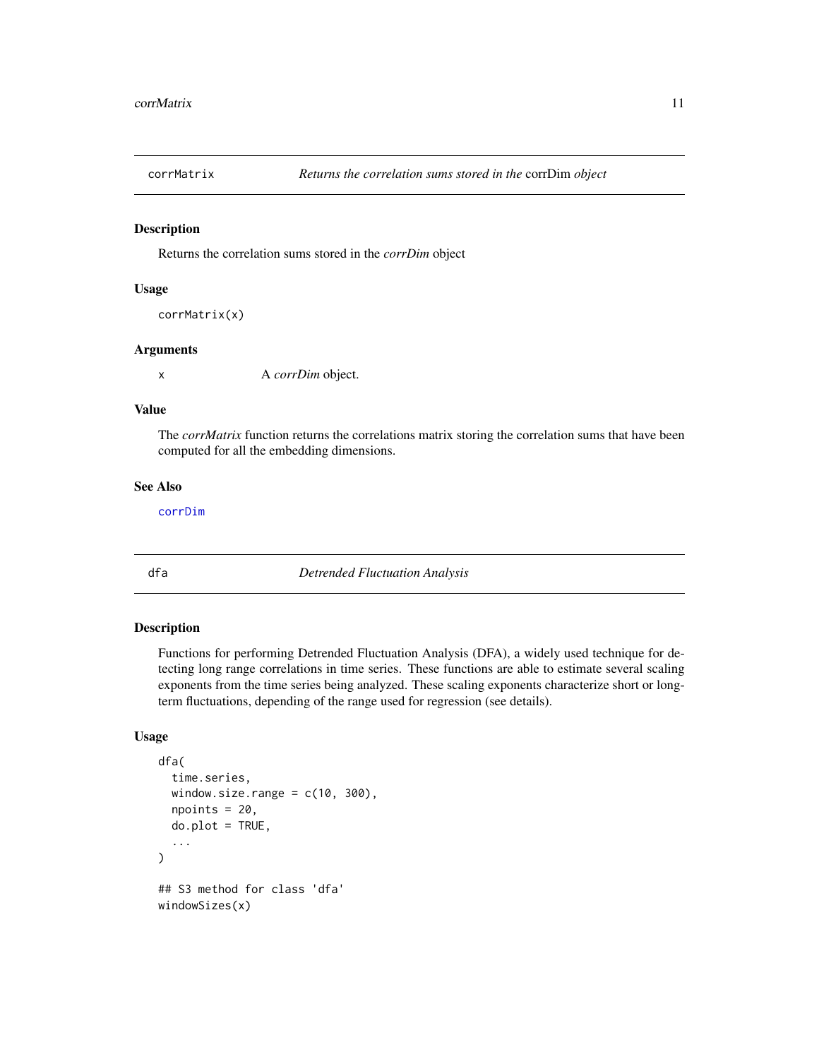## corrMatrix — *Returns the correlation sums stored in the* corrDim *object*

### Description

Returns the correlation sums stored in the *corrDim* object

### Usage

```
corrMatrix(x)
```

### Arguments

x — A *corrDim* object.

### Value

The *corrMatrix* function returns the correlations matrix storing the correlation sums that have been computed for all the embedding dimensions.

### See Also

corrDim

## dfa — *Detrended Fluctuation Analysis*

### Description

Functions for performing Detrended Fluctuation Analysis (DFA), a widely used technique for detecting long range correlations in time series. These functions are able to estimate several scaling exponents from the time series being analyzed. These scaling exponents characterize short or long-term fluctuations, depending of the range used for regression (see details).

### Usage

```
dfa(
  time.series,
  window.size.range = c(10, 300),
  npoints = 20,
  do.plot = TRUE,
  ...
)

## S3 method for class 'dfa'
windowSizes(x)
```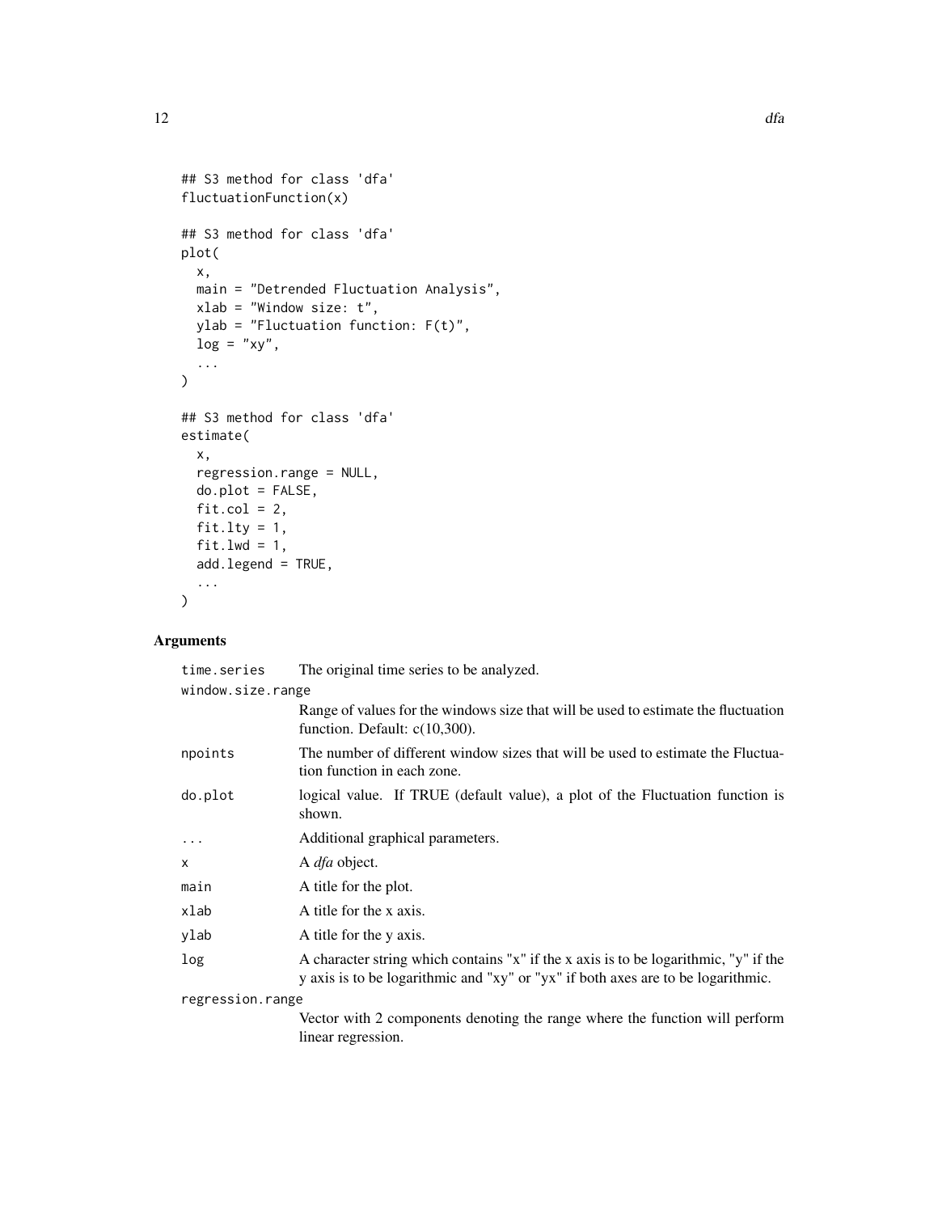```
## S3 method for class 'dfa'
fluctuationFunction(x)

## S3 method for class 'dfa'
plot(
  x,
  main = "Detrended Fluctuation Analysis",
  xlab = "Window size: t",
  ylab = "Fluctuation function: F(t)",
  log = "xy",
  ...
)

## S3 method for class 'dfa'
estimate(
  x,
  regression.range = NULL,
  do.plot = FALSE,
  fit.col = 2,
  fit.lty = 1,
  fit.lwd = 1,
  add.legend = TRUE,
  ...
)
```

## Arguments

| Argument | Description |
|---|---|
| `time.series` | The original time series to be analyzed. |
| `window.size.range` | Range of values for the windows size that will be used to estimate the fluctuation function. Default: c(10,300). |
| `npoints` | The number of different window sizes that will be used to estimate the Fluctuation function in each zone. |
| `do.plot` | logical value. If TRUE (default value), a plot of the Fluctuation function is shown. |
| `...` | Additional graphical parameters. |
| `x` | A *dfa* object. |
| `main` | A title for the plot. |
| `xlab` | A title for the x axis. |
| `ylab` | A title for the y axis. |
| `log` | A character string which contains "x" if the x axis is to be logarithmic, "y" if the y axis is to be logarithmic and "xy" or "yx" if both axes are to be logarithmic. |
| `regression.range` | Vector with 2 components denoting the range where the function will perform linear regression. |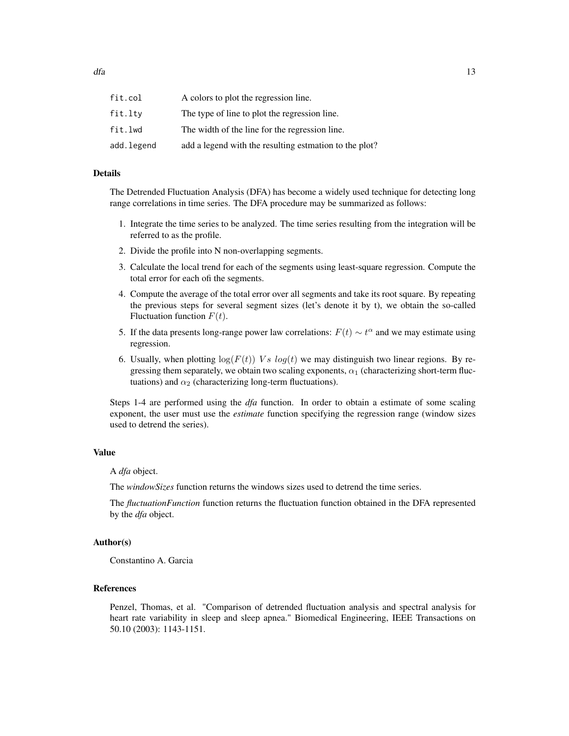| | |
|---|---|
| fit.col | A colors to plot the regression line. |
| fit.lty | The type of line to plot the regression line. |
| fit.lwd | The width of the line for the regression line. |
| add.legend | add a legend with the resulting estmation to the plot? |

### Details

The Detrended Fluctuation Analysis (DFA) has become a widely used technique for detecting long range correlations in time series. The DFA procedure may be summarized as follows:

1. Integrate the time series to be analyzed. The time series resulting from the integration will be referred to as the profile.
2. Divide the profile into N non-overlapping segments.
3. Calculate the local trend for each of the segments using least-square regression. Compute the total error for each ofi the segments.
4. Compute the average of the total error over all segments and take its root square. By repeating the previous steps for several segment sizes (let's denote it by t), we obtain the so-called Fluctuation function $F(t)$.
5. If the data presents long-range power law correlations: $F(t) \sim t^{\alpha}$ and we may estimate using regression.
6. Usually, when plotting $\log(F(t))\ Vs\ log(t)$ we may distinguish two linear regions. By regressing them separately, we obtain two scaling exponents, $\alpha_1$ (characterizing short-term fluctuations) and $\alpha_2$ (characterizing long-term fluctuations).

Steps 1-4 are performed using the *dfa* function. In order to obtain a estimate of some scaling exponent, the user must use the *estimate* function specifying the regression range (window sizes used to detrend the series).

### Value

A *dfa* object.

The *windowSizes* function returns the windows sizes used to detrend the time series.

The *fluctuationFunction* function returns the fluctuation function obtained in the DFA represented by the *dfa* object.

### Author(s)

Constantino A. Garcia

### References

Penzel, Thomas, et al. "Comparison of detrended fluctuation analysis and spectral analysis for heart rate variability in sleep and sleep apnea." Biomedical Engineering, IEEE Transactions on 50.10 (2003): 1143-1151.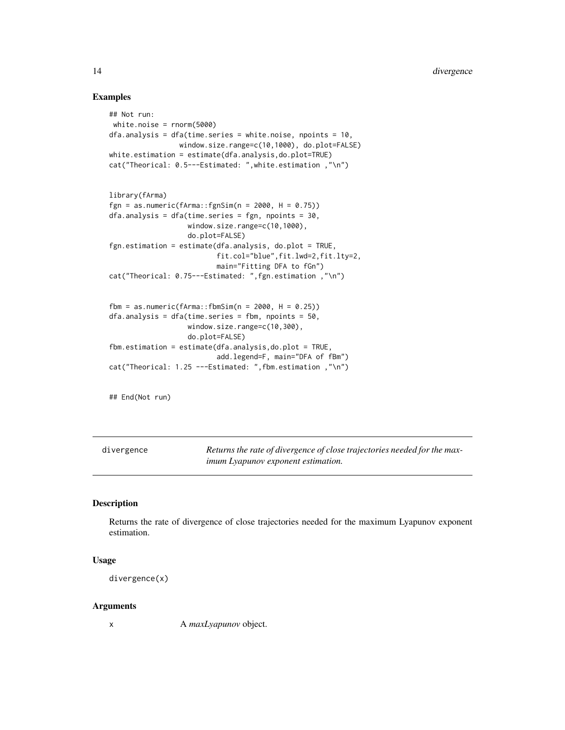## Examples

```
## Not run:
 white.noise = rnorm(5000)
dfa.analysis = dfa(time.series = white.noise, npoints = 10,
                 window.size.range=c(10,1000), do.plot=FALSE)
white.estimation = estimate(dfa.analysis,do.plot=TRUE)
cat("Theorical: 0.5---Estimated: ",white.estimation ,"\n")


library(fArma)
fgn = as.numeric(fArma::fgnSim(n = 2000, H = 0.75))
dfa.analysis = dfa(time.series = fgn, npoints = 30,
                   window.size.range=c(10,1000),
                   do.plot=FALSE)
fgn.estimation = estimate(dfa.analysis, do.plot = TRUE,
                          fit.col="blue",fit.lwd=2,fit.lty=2,
                          main="Fitting DFA to fGn")
cat("Theorical: 0.75---Estimated: ",fgn.estimation ,"\n")


fbm = as.numeric(fArma::fbmSim(n = 2000, H = 0.25))
dfa.analysis = dfa(time.series = fbm, npoints = 50,
                   window.size.range=c(10,300),
                   do.plot=FALSE)
fbm.estimation = estimate(dfa.analysis,do.plot = TRUE,
                          add.legend=F, main="DFA of fBm")
cat("Theorical: 1.25 ---Estimated: ",fbm.estimation ,"\n")


## End(Not run)
```

---

# divergence — *Returns the rate of divergence of close trajectories needed for the maximum Lyapunov exponent estimation.*

---

## Description

Returns the rate of divergence of close trajectories needed for the maximum Lyapunov exponent estimation.

## Usage

```
divergence(x)
```

## Arguments

| | |
|---|---|
| x | A *maxLyapunov* object. |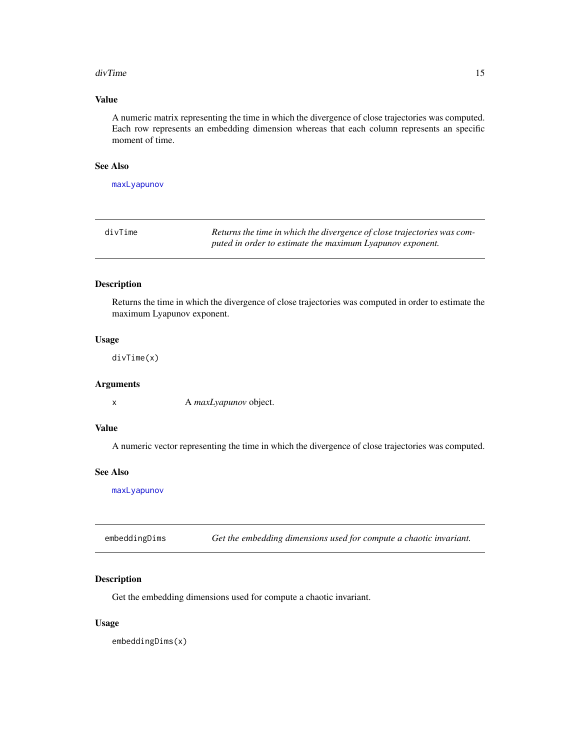### Value

A numeric matrix representing the time in which the divergence of close trajectories was computed. Each row represents an embedding dimension whereas that each column represents an specific moment of time.

### See Also

maxLyapunov

---

## divTime — *Returns the time in which the divergence of close trajectories was computed in order to estimate the maximum Lyapunov exponent.*

---

### Description

Returns the time in which the divergence of close trajectories was computed in order to estimate the maximum Lyapunov exponent.

### Usage

```
divTime(x)
```

### Arguments

| | |
|---|---|
| x | A *maxLyapunov* object. |

### Value

A numeric vector representing the time in which the divergence of close trajectories was computed.

### See Also

maxLyapunov

---

## embeddingDims — *Get the embedding dimensions used for compute a chaotic invariant.*

---

### Description

Get the embedding dimensions used for compute a chaotic invariant.

### Usage

```
embeddingDims(x)
```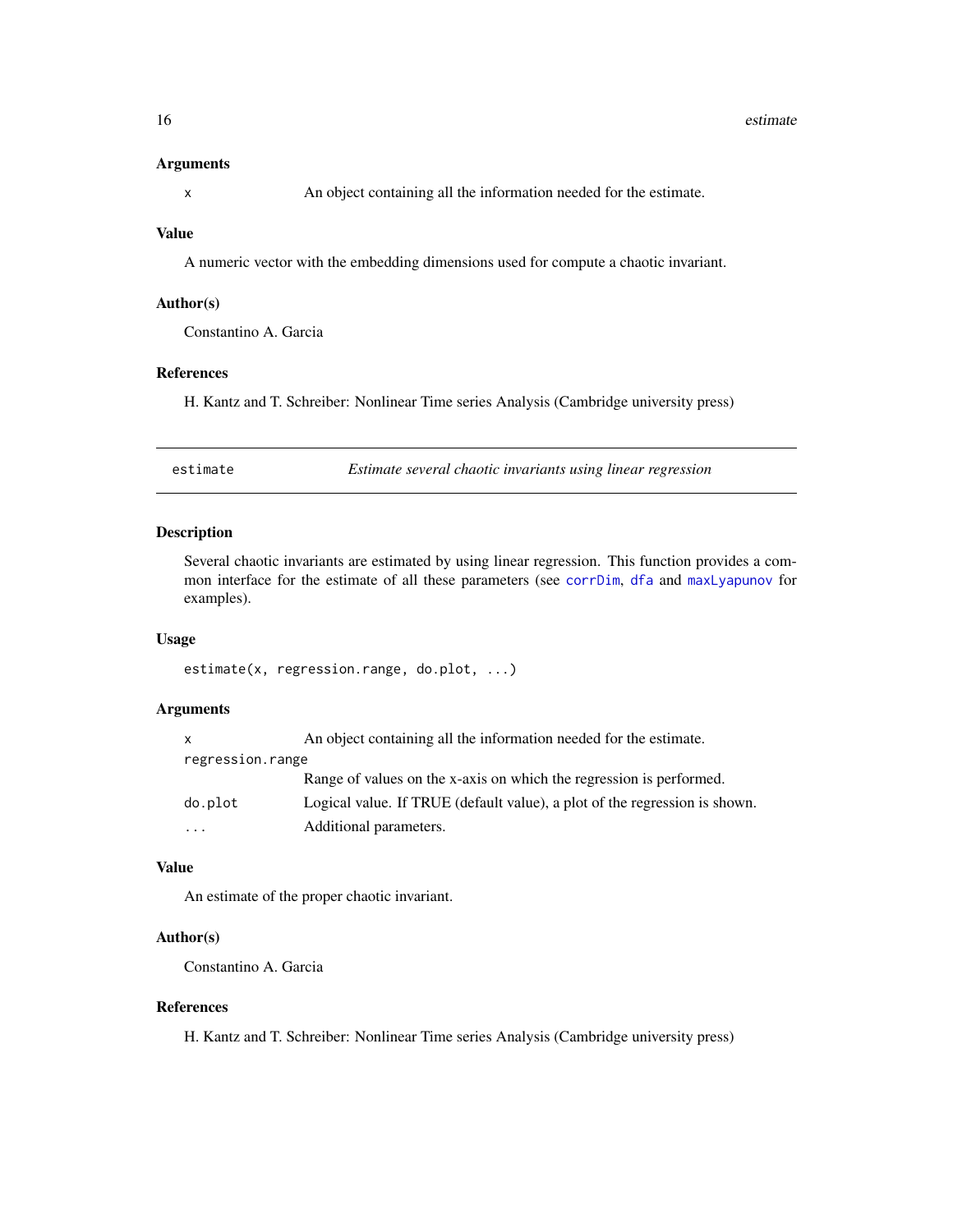### Arguments

| | |
|---|---|
| x | An object containing all the information needed for the estimate. |

### Value

A numeric vector with the embedding dimensions used for compute a chaotic invariant.

### Author(s)

Constantino A. Garcia

### References

H. Kantz and T. Schreiber: Nonlinear Time series Analysis (Cambridge university press)

---

## estimate — *Estimate several chaotic invariants using linear regression*

### Description

Several chaotic invariants are estimated by using linear regression. This function provides a common interface for the estimate of all these parameters (see `corrDim`, `dfa` and `maxLyapunov` for examples).

### Usage

```
estimate(x, regression.range, do.plot, ...)
```

### Arguments

| | |
|---|---|
| x | An object containing all the information needed for the estimate. |
| regression.range | Range of values on the x-axis on which the regression is performed. |
| do.plot | Logical value. If TRUE (default value), a plot of the regression is shown. |
| ... | Additional parameters. |

### Value

An estimate of the proper chaotic invariant.

### Author(s)

Constantino A. Garcia

### References

H. Kantz and T. Schreiber: Nonlinear Time series Analysis (Cambridge university press)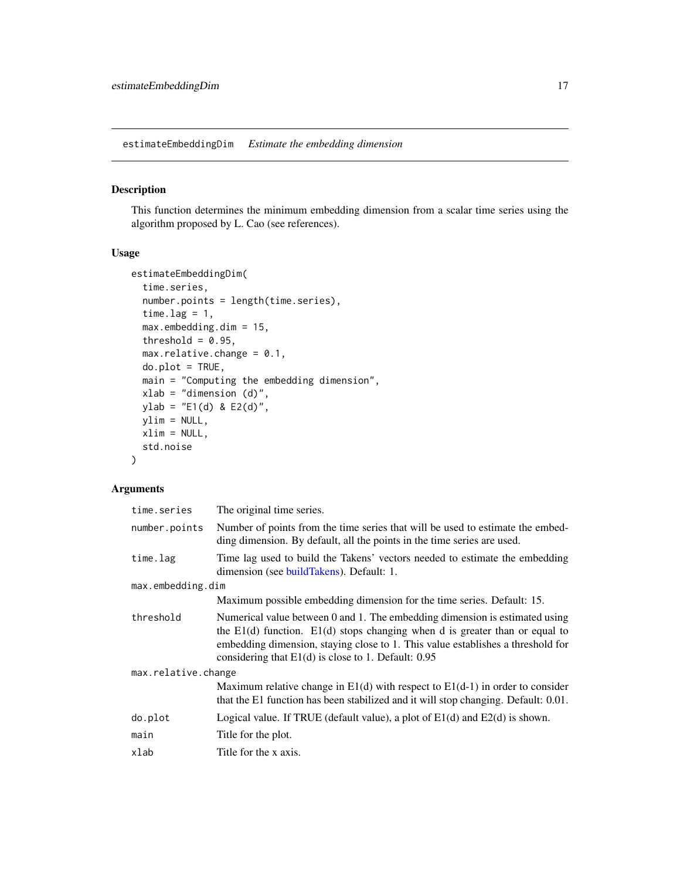## estimateEmbeddingDim *Estimate the embedding dimension*

### Description

This function determines the minimum embedding dimension from a scalar time series using the algorithm proposed by L. Cao (see references).

### Usage

```
estimateEmbeddingDim(
  time.series,
  number.points = length(time.series),
  time.lag = 1,
  max.embedding.dim = 15,
  threshold = 0.95,
  max.relative.change = 0.1,
  do.plot = TRUE,
  main = "Computing the embedding dimension",
  xlab = "dimension (d)",
  ylab = "E1(d) & E2(d)",
  ylim = NULL,
  xlim = NULL,
  std.noise
)
```

### Arguments

| | |
|---|---|
| `time.series` | The original time series. |
| `number.points` | Number of points from the time series that will be used to estimate the embedding dimension. By default, all the points in the time series are used. |
| `time.lag` | Time lag used to build the Takens' vectors needed to estimate the embedding dimension (see buildTakens). Default: 1. |
| `max.embedding.dim` | Maximum possible embedding dimension for the time series. Default: 15. |
| `threshold` | Numerical value between 0 and 1. The embedding dimension is estimated using the E1(d) function. E1(d) stops changing when d is greater than or equal to embedding dimension, staying close to 1. This value establishes a threshold for considering that E1(d) is close to 1. Default: 0.95 |
| `max.relative.change` | Maximum relative change in E1(d) with respect to E1(d-1) in order to consider that the E1 function has been stabilized and it will stop changing. Default: 0.01. |
| `do.plot` | Logical value. If TRUE (default value), a plot of E1(d) and E2(d) is shown. |
| `main` | Title for the plot. |
| `xlab` | Title for the x axis. |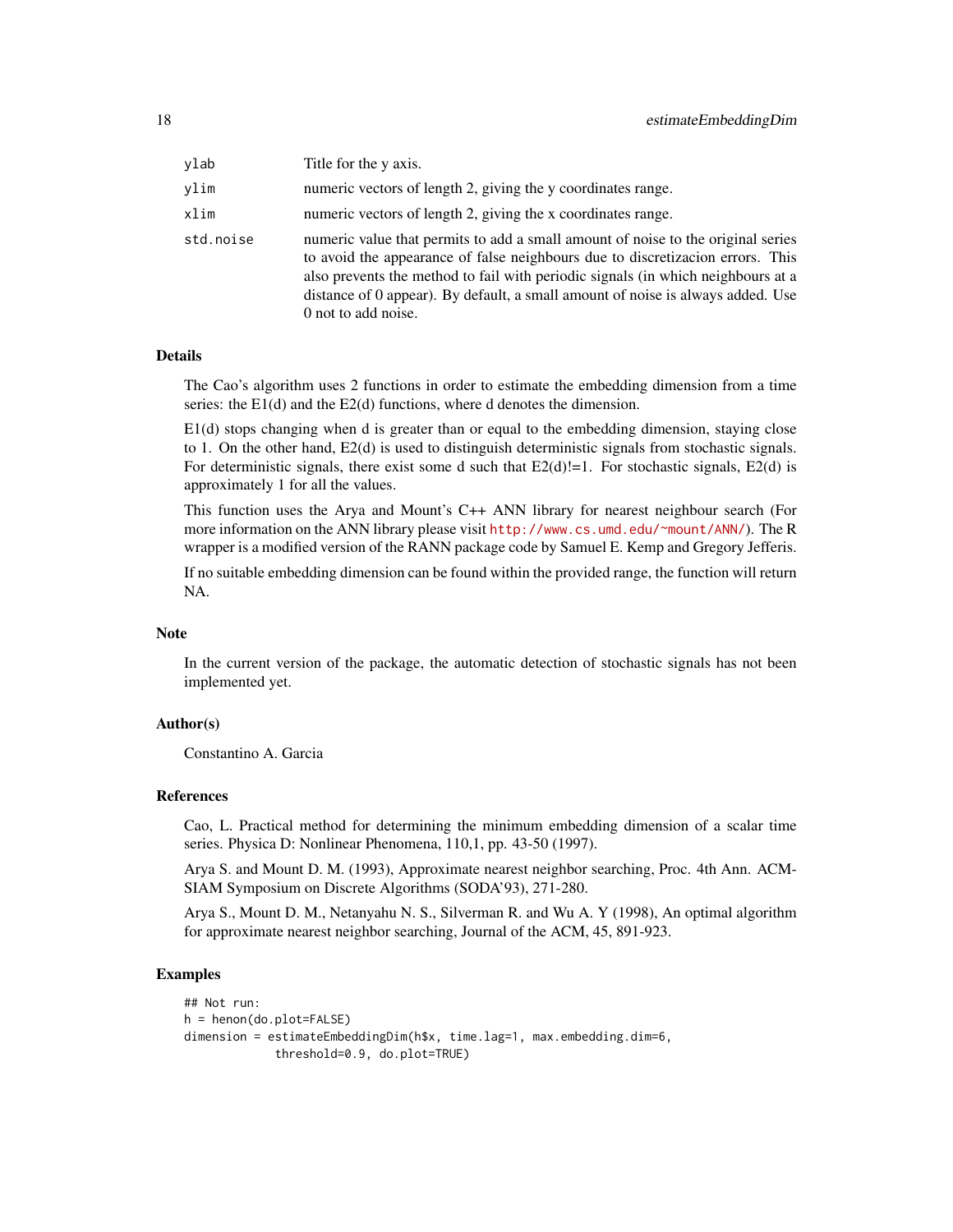| | |
|---|---|
| ylab | Title for the y axis. |
| ylim | numeric vectors of length 2, giving the y coordinates range. |
| xlim | numeric vectors of length 2, giving the x coordinates range. |
| std.noise | numeric value that permits to add a small amount of noise to the original series to avoid the appearance of false neighbours due to discretizacion errors. This also prevents the method to fail with periodic signals (in which neighbours at a distance of 0 appear). By default, a small amount of noise is always added. Use 0 not to add noise. |

## Details

The Cao's algorithm uses 2 functions in order to estimate the embedding dimension from a time series: the E1(d) and the E2(d) functions, where d denotes the dimension.

E1(d) stops changing when d is greater than or equal to the embedding dimension, staying close to 1. On the other hand, E2(d) is used to distinguish deterministic signals from stochastic signals. For deterministic signals, there exist some d such that E2(d)!=1. For stochastic signals, E2(d) is approximately 1 for all the values.

This function uses the Arya and Mount's C++ ANN library for nearest neighbour search (For more information on the ANN library please visit http://www.cs.umd.edu/~mount/ANN/). The R wrapper is a modified version of the RANN package code by Samuel E. Kemp and Gregory Jefferis.

If no suitable embedding dimension can be found within the provided range, the function will return NA.

## Note

In the current version of the package, the automatic detection of stochastic signals has not been implemented yet.

## Author(s)

Constantino A. Garcia

## References

Cao, L. Practical method for determining the minimum embedding dimension of a scalar time series. Physica D: Nonlinear Phenomena, 110,1, pp. 43-50 (1997).

Arya S. and Mount D. M. (1993), Approximate nearest neighbor searching, Proc. 4th Ann. ACM-SIAM Symposium on Discrete Algorithms (SODA'93), 271-280.

Arya S., Mount D. M., Netanyahu N. S., Silverman R. and Wu A. Y (1998), An optimal algorithm for approximate nearest neighbor searching, Journal of the ACM, 45, 891-923.

## Examples

```
## Not run:
h = henon(do.plot=FALSE)
dimension = estimateEmbeddingDim(h$x, time.lag=1, max.embedding.dim=6,
             threshold=0.9, do.plot=TRUE)
```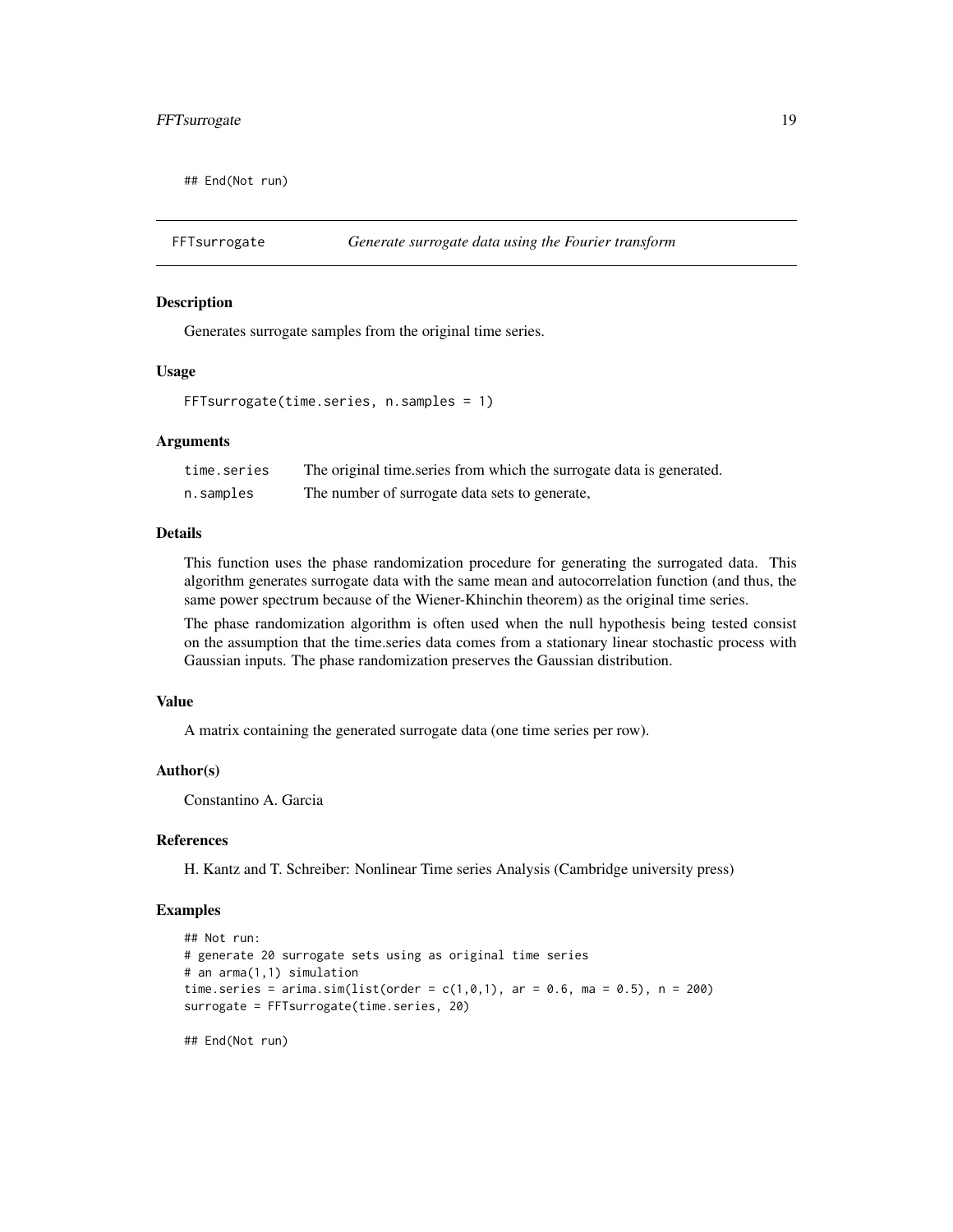```
## End(Not run)
```

# FFTsurrogate — *Generate surrogate data using the Fourier transform*

### Description

Generates surrogate samples from the original time series.

### Usage

```
FFTsurrogate(time.series, n.samples = 1)
```

### Arguments

| | |
|---|---|
| `time.series` | The original time.series from which the surrogate data is generated. |
| `n.samples` | The number of surrogate data sets to generate, |

### Details

This function uses the phase randomization procedure for generating the surrogated data. This algorithm generates surrogate data with the same mean and autocorrelation function (and thus, the same power spectrum because of the Wiener-Khinchin theorem) as the original time series.

The phase randomization algorithm is often used when the null hypothesis being tested consist on the assumption that the time.series data comes from a stationary linear stochastic process with Gaussian inputs. The phase randomization preserves the Gaussian distribution.

### Value

A matrix containing the generated surrogate data (one time series per row).

### Author(s)

Constantino A. Garcia

### References

H. Kantz and T. Schreiber: Nonlinear Time series Analysis (Cambridge university press)

### Examples

```
## Not run:
# generate 20 surrogate sets using as original time series
# an arma(1,1) simulation
time.series = arima.sim(list(order = c(1,0,1), ar = 0.6, ma = 0.5), n = 200)
surrogate = FFTsurrogate(time.series, 20)

## End(Not run)
```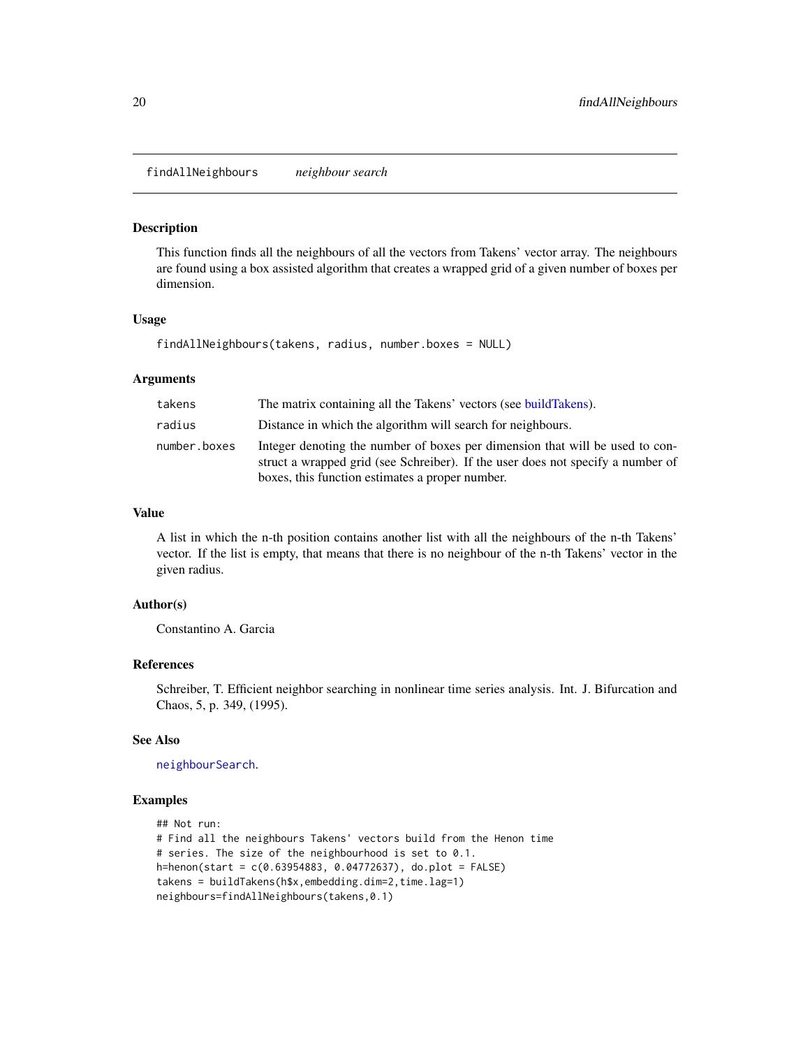# findAllNeighbours *neighbour search*

### Description

This function finds all the neighbours of all the vectors from Takens' vector array. The neighbours are found using a box assisted algorithm that creates a wrapped grid of a given number of boxes per dimension.

### Usage

```
findAllNeighbours(takens, radius, number.boxes = NULL)
```

### Arguments

| | |
|---|---|
| takens | The matrix containing all the Takens' vectors (see buildTakens). |
| radius | Distance in which the algorithm will search for neighbours. |
| number.boxes | Integer denoting the number of boxes per dimension that will be used to construct a wrapped grid (see Schreiber). If the user does not specify a number of boxes, this function estimates a proper number. |

### Value

A list in which the n-th position contains another list with all the neighbours of the n-th Takens' vector. If the list is empty, that means that there is no neighbour of the n-th Takens' vector in the given radius.

### Author(s)

Constantino A. Garcia

### References

Schreiber, T. Efficient neighbor searching in nonlinear time series analysis. Int. J. Bifurcation and Chaos, 5, p. 349, (1995).

### See Also

`neighbourSearch`.

### Examples

```
## Not run:
# Find all the neighbours Takens' vectors build from the Henon time
# series. The size of the neighbourhood is set to 0.1.
h=henon(start = c(0.63954883, 0.04772637), do.plot = FALSE)
takens = buildTakens(h$x,embedding.dim=2,time.lag=1)
neighbours=findAllNeighbours(takens,0.1)
```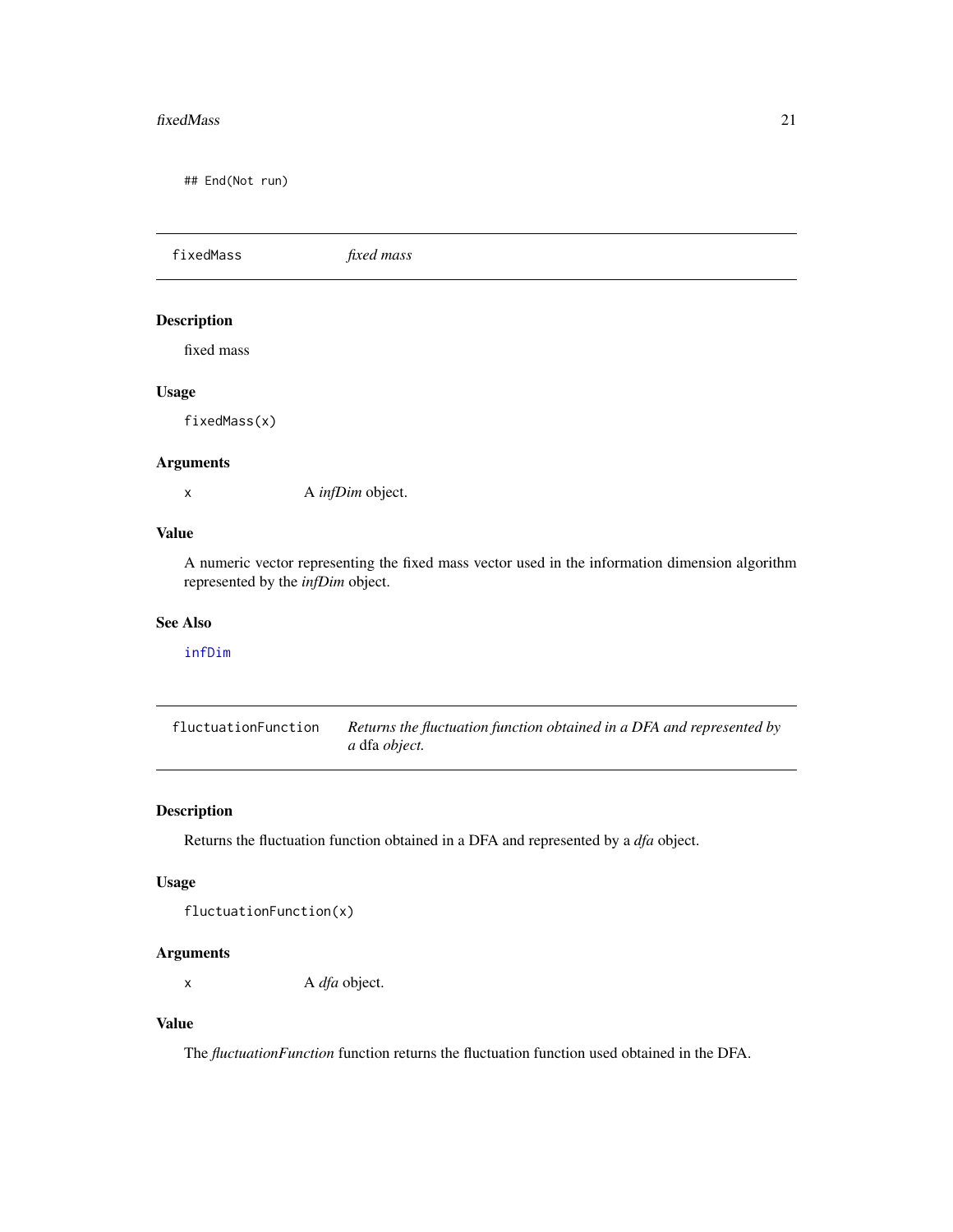```
## End(Not run)
```

## fixedMass — *fixed mass*

### Description

fixed mass

### Usage

```
fixedMass(x)
```

### Arguments

| | |
|---|---|
| x | A *infDim* object. |

### Value

A numeric vector representing the fixed mass vector used in the information dimension algorithm represented by the *infDim* object.

### See Also

infDim

## fluctuationFunction — *Returns the fluctuation function obtained in a DFA and represented by a* dfa *object.*

### Description

Returns the fluctuation function obtained in a DFA and represented by a *dfa* object.

### Usage

```
fluctuationFunction(x)
```

### Arguments

| | |
|---|---|
| x | A *dfa* object. |

### Value

The *fluctuationFunction* function returns the fluctuation function used obtained in the DFA.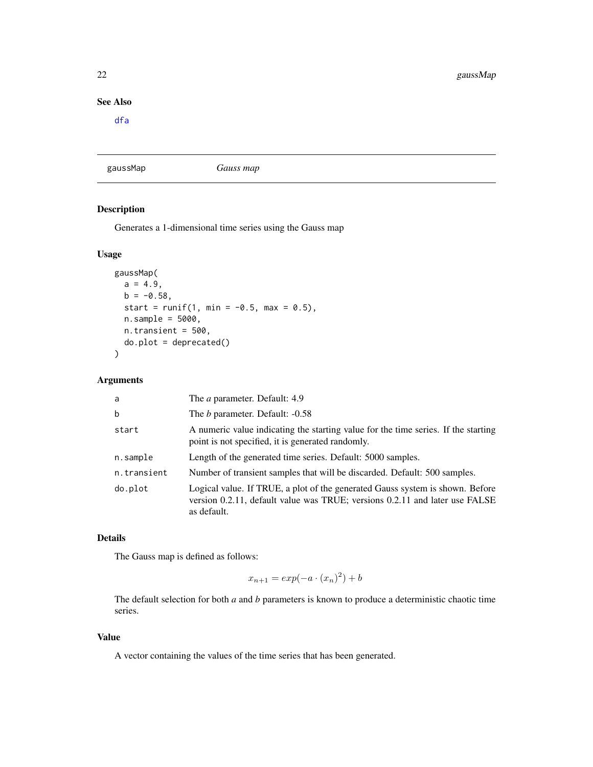### See Also

dfa

---

## gaussMap — *Gauss map*

### Description

Generates a 1-dimensional time series using the Gauss map

### Usage

```
gaussMap(
  a = 4.9,
  b = -0.58,
  start = runif(1, min = -0.5, max = 0.5),
  n.sample = 5000,
  n.transient = 500,
  do.plot = deprecated()
)
```

### Arguments

| | |
|---|---|
| a | The *a* parameter. Default: 4.9 |
| b | The *b* parameter. Default: -0.58 |
| start | A numeric value indicating the starting value for the time series. If the starting point is not specified, it is generated randomly. |
| n.sample | Length of the generated time series. Default: 5000 samples. |
| n.transient | Number of transient samples that will be discarded. Default: 500 samples. |
| do.plot | Logical value. If TRUE, a plot of the generated Gauss system is shown. Before version 0.2.11, default value was TRUE; versions 0.2.11 and later use FALSE as default. |

### Details

The Gauss map is defined as follows:

$$x_{n+1} = exp(-a \cdot (x_n)^2) + b$$

The default selection for both *a* and *b* parameters is known to produce a deterministic chaotic time series.

### Value

A vector containing the values of the time series that has been generated.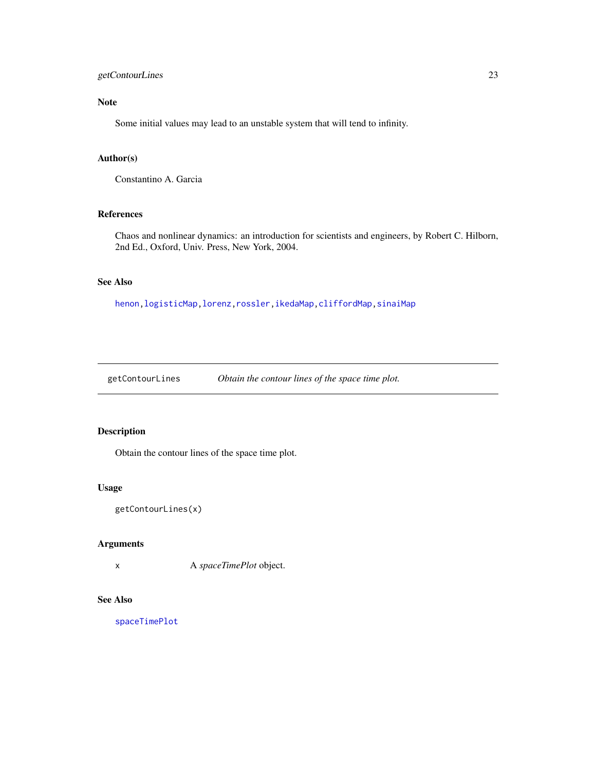### Note

Some initial values may lead to an unstable system that will tend to infinity.

### Author(s)

Constantino A. Garcia

### References

Chaos and nonlinear dynamics: an introduction for scientists and engineers, by Robert C. Hilborn, 2nd Ed., Oxford, Univ. Press, New York, 2004.

### See Also

`henon`, `logisticMap`, `lorenz`, `rossler`, `ikedaMap`, `cliffordMap`, `sinaiMap`

---

## getContourLines — *Obtain the contour lines of the space time plot.*

---

### Description

Obtain the contour lines of the space time plot.

### Usage

```
getContourLines(x)
```

### Arguments

| | |
|---|---|
| `x` | A *spaceTimePlot* object. |

### See Also

`spaceTimePlot`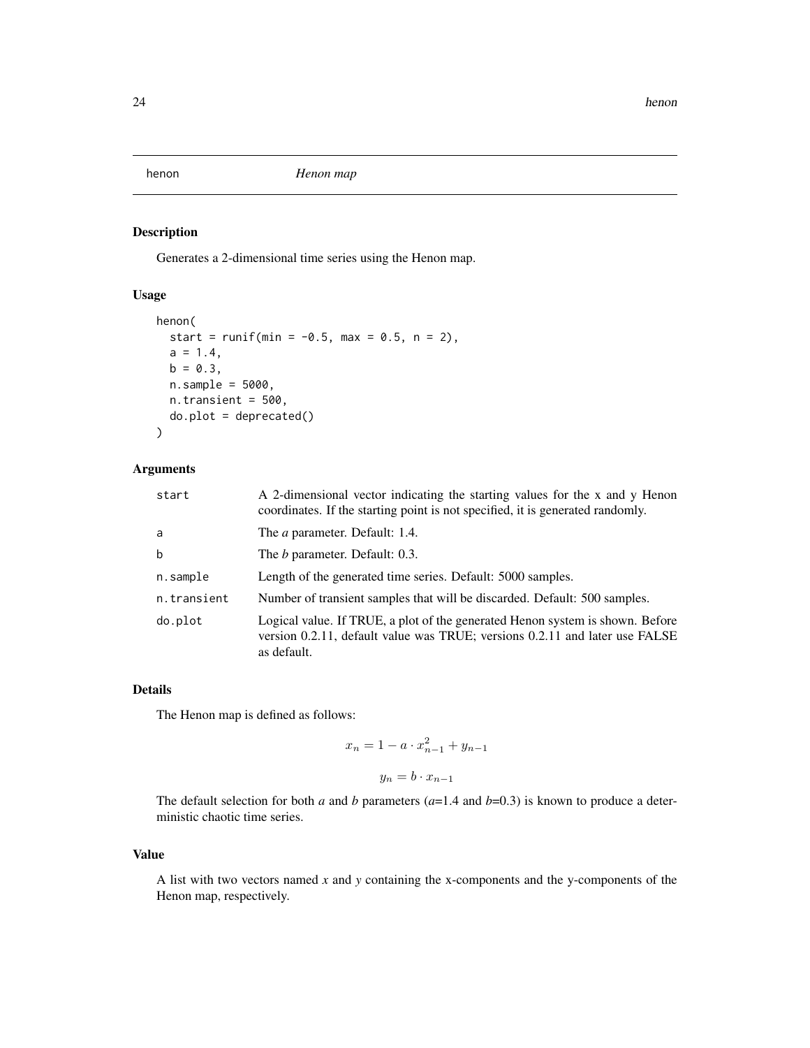henon *Henon map*

## Description

Generates a 2-dimensional time series using the Henon map.

## Usage

```
henon(
  start = runif(min = -0.5, max = 0.5, n = 2),
  a = 1.4,
  b = 0.3,
  n.sample = 5000,
  n.transient = 500,
  do.plot = deprecated()
)
```

## Arguments

| | |
|---|---|
| start | A 2-dimensional vector indicating the starting values for the x and y Henon coordinates. If the starting point is not specified, it is generated randomly. |
| a | The *a* parameter. Default: 1.4. |
| b | The *b* parameter. Default: 0.3. |
| n.sample | Length of the generated time series. Default: 5000 samples. |
| n.transient | Number of transient samples that will be discarded. Default: 500 samples. |
| do.plot | Logical value. If TRUE, a plot of the generated Henon system is shown. Before version 0.2.11, default value was TRUE; versions 0.2.11 and later use FALSE as default. |

## Details

The Henon map is defined as follows:

$$x_n = 1 - a \cdot x_{n-1}^2 + y_{n-1}$$

$$y_n = b \cdot x_{n-1}$$

The default selection for both *a* and *b* parameters (*a*=1.4 and *b*=0.3) is known to produce a deterministic chaotic time series.

## Value

A list with two vectors named *x* and *y* containing the x-components and the y-components of the Henon map, respectively.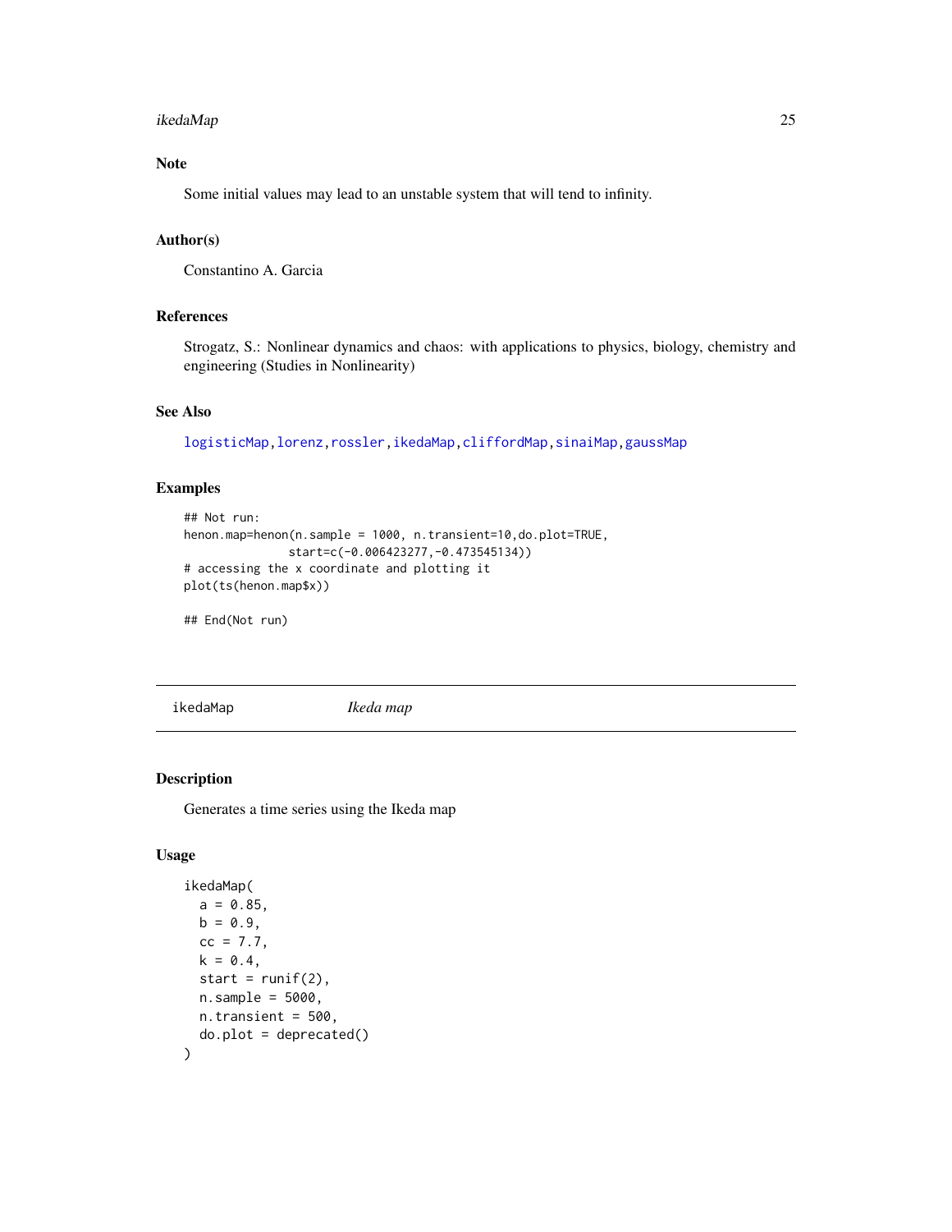### Note

Some initial values may lead to an unstable system that will tend to infinity.

### Author(s)

Constantino A. Garcia

### References

Strogatz, S.: Nonlinear dynamics and chaos: with applications to physics, biology, chemistry and engineering (Studies in Nonlinearity)

### See Also

logisticMap, lorenz, rossler, ikedaMap, cliffordMap, sinaiMap, gaussMap

### Examples

```
## Not run:
henon.map=henon(n.sample = 1000, n.transient=10,do.plot=TRUE,
              start=c(-0.006423277,-0.473545134))
# accessing the x coordinate and plotting it
plot(ts(henon.map$x))

## End(Not run)
```

---

## ikedaMap *Ikeda map*

### Description

Generates a time series using the Ikeda map

### Usage

```
ikedaMap(
  a = 0.85,
  b = 0.9,
  cc = 7.7,
  k = 0.4,
  start = runif(2),
  n.sample = 5000,
  n.transient = 500,
  do.plot = deprecated()
)
```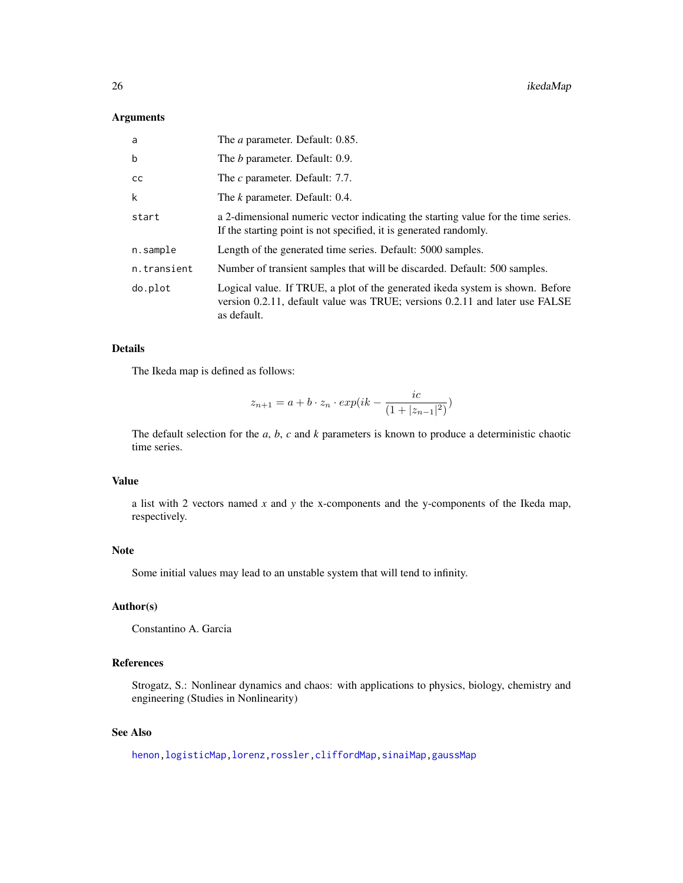## Arguments

| | |
|---|---|
| a | The *a* parameter. Default: 0.85. |
| b | The *b* parameter. Default: 0.9. |
| cc | The *c* parameter. Default: 7.7. |
| k | The *k* parameter. Default: 0.4. |
| start | a 2-dimensional numeric vector indicating the starting value for the time series. If the starting point is not specified, it is generated randomly. |
| n.sample | Length of the generated time series. Default: 5000 samples. |
| n.transient | Number of transient samples that will be discarded. Default: 500 samples. |
| do.plot | Logical value. If TRUE, a plot of the generated ikeda system is shown. Before version 0.2.11, default value was TRUE; versions 0.2.11 and later use FALSE as default. |

## Details

The Ikeda map is defined as follows:

$$z_{n+1} = a + b \cdot z_n \cdot exp(ik - \frac{ic}{(1 + |z_{n-1}|^2)})$$

The default selection for the *a*, *b*, *c* and *k* parameters is known to produce a deterministic chaotic time series.

## Value

a list with 2 vectors named *x* and *y* the x-components and the y-components of the Ikeda map, respectively.

## Note

Some initial values may lead to an unstable system that will tend to infinity.

## Author(s)

Constantino A. Garcia

## References

Strogatz, S.: Nonlinear dynamics and chaos: with applications to physics, biology, chemistry and engineering (Studies in Nonlinearity)

## See Also

henon, logisticMap, lorenz, rossler, cliffordMap, sinaiMap, gaussMap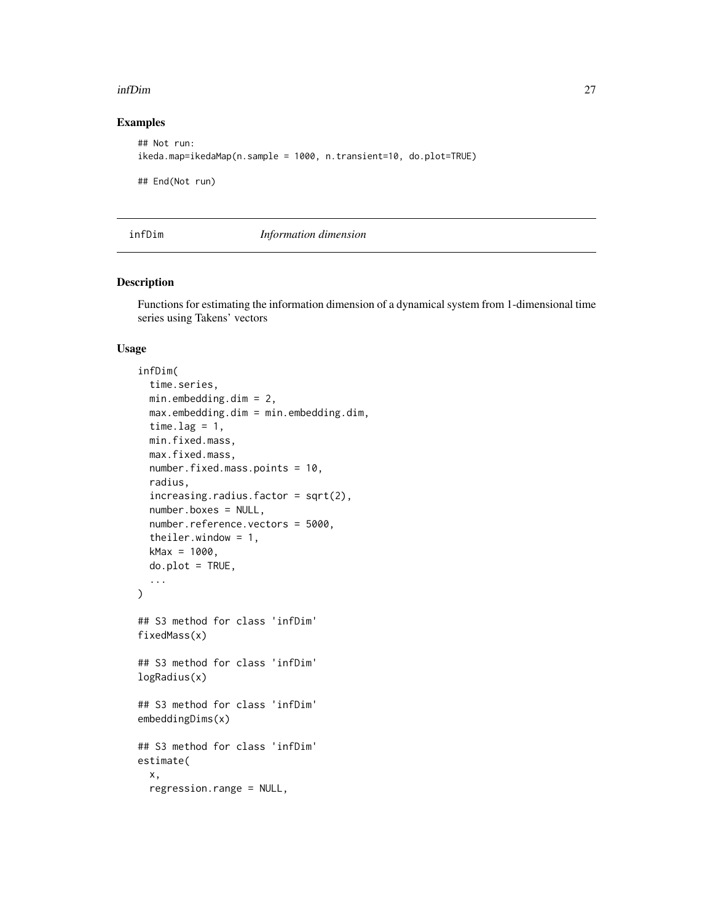## Examples

```
## Not run:
ikeda.map=ikedaMap(n.sample = 1000, n.transient=10, do.plot=TRUE)

## End(Not run)
```

---

# infDim — *Information dimension*

---

## Description

Functions for estimating the information dimension of a dynamical system from 1-dimensional time series using Takens' vectors

## Usage

```
infDim(
  time.series,
  min.embedding.dim = 2,
  max.embedding.dim = min.embedding.dim,
  time.lag = 1,
  min.fixed.mass,
  max.fixed.mass,
  number.fixed.mass.points = 10,
  radius,
  increasing.radius.factor = sqrt(2),
  number.boxes = NULL,
  number.reference.vectors = 5000,
  theiler.window = 1,
  kMax = 1000,
  do.plot = TRUE,
  ...
)

## S3 method for class 'infDim'
fixedMass(x)

## S3 method for class 'infDim'
logRadius(x)

## S3 method for class 'infDim'
embeddingDims(x)

## S3 method for class 'infDim'
estimate(
  x,
  regression.range = NULL,
```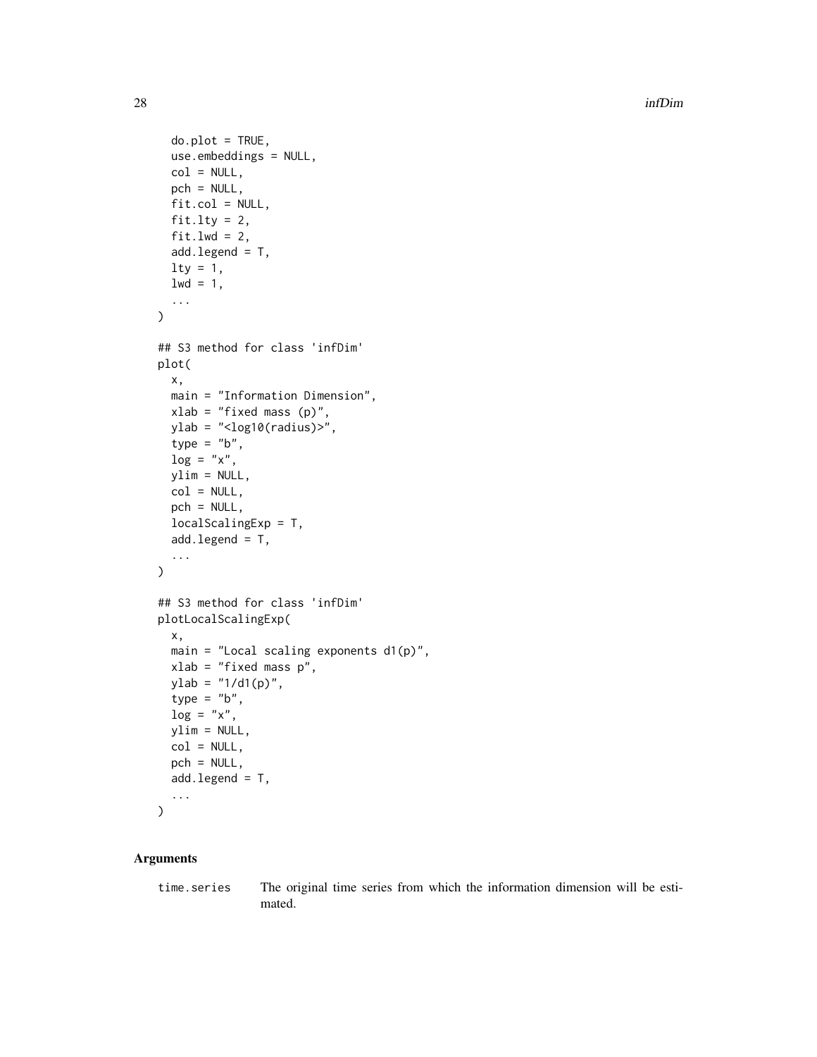```
  do.plot = TRUE,
  use.embeddings = NULL,
  col = NULL,
  pch = NULL,
  fit.col = NULL,
  fit.lty = 2,
  fit.lwd = 2,
  add.legend = T,
  lty = 1,
  lwd = 1,
  ...
)

## S3 method for class 'infDim'
plot(
  x,
  main = "Information Dimension",
  xlab = "fixed mass (p)",
  ylab = "<log10(radius)>",
  type = "b",
  log = "x",
  ylim = NULL,
  col = NULL,
  pch = NULL,
  localScalingExp = T,
  add.legend = T,
  ...
)

## S3 method for class 'infDim'
plotLocalScalingExp(
  x,
  main = "Local scaling exponents d1(p)",
  xlab = "fixed mass p",
  ylab = "1/d1(p)",
  type = "b",
  log = "x",
  ylim = NULL,
  col = NULL,
  pch = NULL,
  add.legend = T,
  ...
)
```

## Arguments

`time.series` The original time series from which the information dimension will be estimated.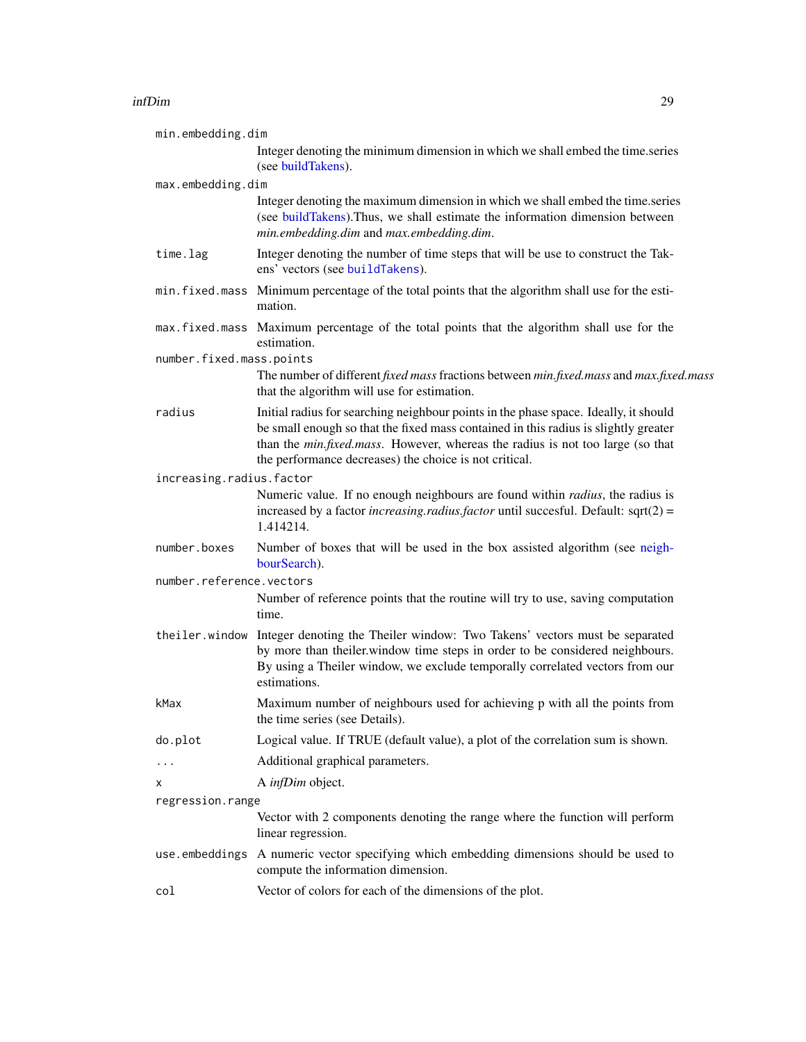`min.embedding.dim`
: Integer denoting the minimum dimension in which we shall embed the time.series (see buildTakens).

`max.embedding.dim`
: Integer denoting the maximum dimension in which we shall embed the time.series (see buildTakens).Thus, we shall estimate the information dimension between *min.embedding.dim* and *max.embedding.dim*.

`time.lag`
: Integer denoting the number of time steps that will be use to construct the Takens' vectors (see `buildTakens`).

`min.fixed.mass`
: Minimum percentage of the total points that the algorithm shall use for the estimation.

`max.fixed.mass`
: Maximum percentage of the total points that the algorithm shall use for the estimation.

`number.fixed.mass.points`
: The number of different *fixed mass* fractions between *min.fixed.mass* and *max.fixed.mass* that the algorithm will use for estimation.

`radius`
: Initial radius for searching neighbour points in the phase space. Ideally, it should be small enough so that the fixed mass contained in this radius is slightly greater than the *min.fixed.mass*. However, whereas the radius is not too large (so that the performance decreases) the choice is not critical.

`increasing.radius.factor`
: Numeric value. If no enough neighbours are found within *radius*, the radius is increased by a factor *increasing.radius.factor* until succesful. Default: sqrt(2) = 1.414214.

`number.boxes`
: Number of boxes that will be used in the box assisted algorithm (see neighbourSearch).

`number.reference.vectors`
: Number of reference points that the routine will try to use, saving computation time.

`theiler.window`
: Integer denoting the Theiler window: Two Takens' vectors must be separated by more than theiler.window time steps in order to be considered neighbours. By using a Theiler window, we exclude temporally correlated vectors from our estimations.

`kMax`
: Maximum number of neighbours used for achieving p with all the points from the time series (see Details).

`do.plot`
: Logical value. If TRUE (default value), a plot of the correlation sum is shown.

`...`
: Additional graphical parameters.

`x`
: A *infDim* object.

`regression.range`
: Vector with 2 components denoting the range where the function will perform linear regression.

`use.embeddings`
: A numeric vector specifying which embedding dimensions should be used to compute the information dimension.

`col`
: Vector of colors for each of the dimensions of the plot.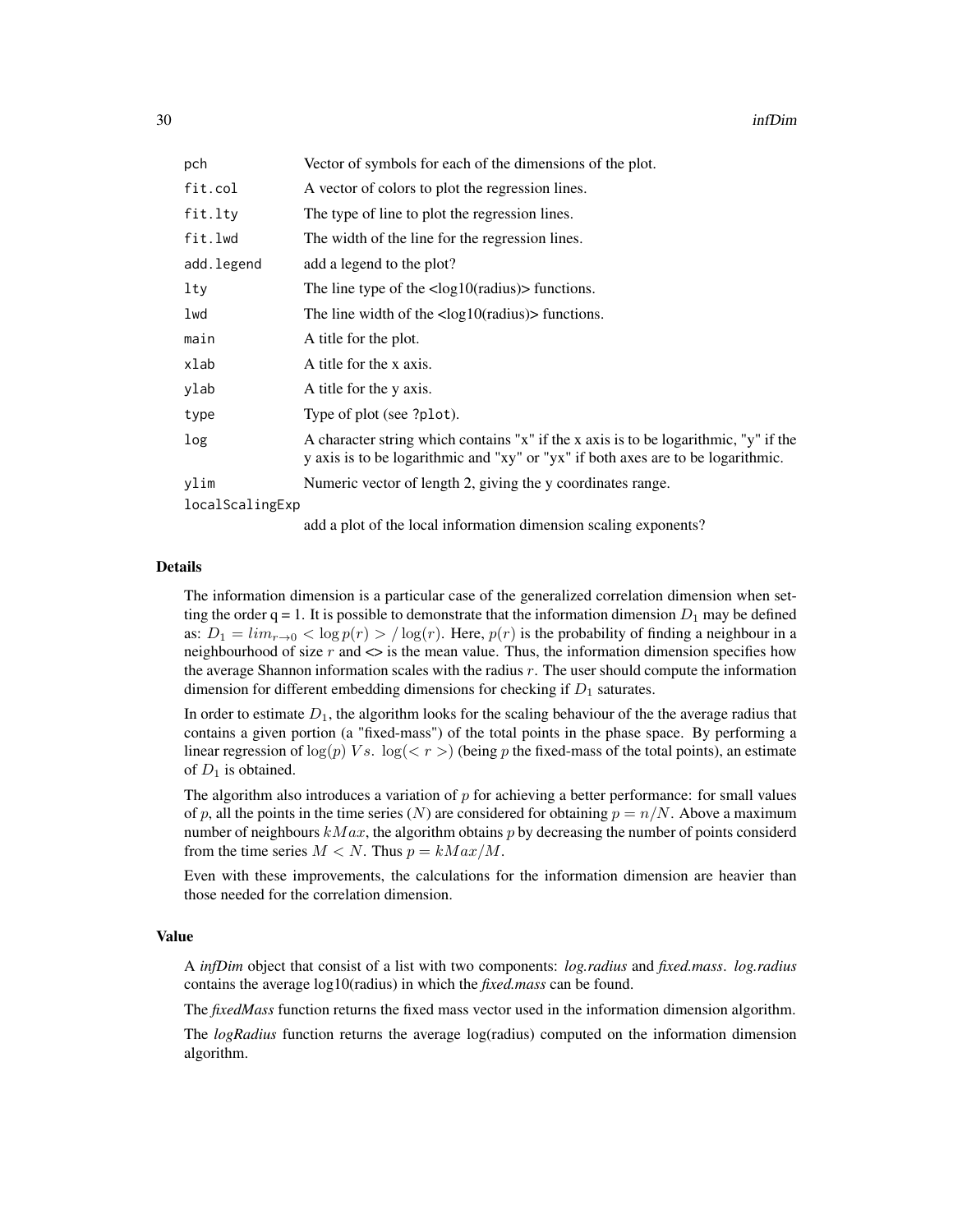| | |
|---|---|
| `pch` | Vector of symbols for each of the dimensions of the plot. |
| `fit.col` | A vector of colors to plot the regression lines. |
| `fit.lty` | The type of line to plot the regression lines. |
| `fit.lwd` | The width of the line for the regression lines. |
| `add.legend` | add a legend to the plot? |
| `lty` | The line type of the <log10(radius)> functions. |
| `lwd` | The line width of the <log10(radius)> functions. |
| `main` | A title for the plot. |
| `xlab` | A title for the x axis. |
| `ylab` | A title for the y axis. |
| `type` | Type of plot (see `?plot`). |
| `log` | A character string which contains "x" if the x axis is to be logarithmic, "y" if the y axis is to be logarithmic and "xy" or "yx" if both axes are to be logarithmic. |
| `ylim` | Numeric vector of length 2, giving the y coordinates range. |
| `localScalingExp` | add a plot of the local information dimension scaling exponents? |

## Details

The information dimension is a particular case of the generalized correlation dimension when setting the order q = 1. It is possible to demonstrate that the information dimension $D_1$ may be defined as: $D_1 = lim_{r \to 0} < \log p(r) > / \log(r)$. Here, $p(r)$ is the probability of finding a neighbour in a neighbourhood of size $r$ and <> is the mean value. Thus, the information dimension specifies how the average Shannon information scales with the radius $r$. The user should compute the information dimension for different embedding dimensions for checking if $D_1$ saturates.

In order to estimate $D_1$, the algorithm looks for the scaling behaviour of the the average radius that contains a given portion (a "fixed-mass") of the total points in the phase space. By performing a linear regression of $\log(p)\ Vs.\ \log(<r>)$ (being $p$ the fixed-mass of the total points), an estimate of $D_1$ is obtained.

The algorithm also introduces a variation of $p$ for achieving a better performance: for small values of $p$, all the points in the time series ($N$) are considered for obtaining $p = n/N$. Above a maximum number of neighbours $kMax$, the algorithm obtains $p$ by decreasing the number of points considerd from the time series $M < N$. Thus $p = kMax/M$.

Even with these improvements, the calculations for the information dimension are heavier than those needed for the correlation dimension.

## Value

A *infDim* object that consist of a list with two components: *log.radius* and *fixed.mass*. *log.radius* contains the average log10(radius) in which the *fixed.mass* can be found.

The *fixedMass* function returns the fixed mass vector used in the information dimension algorithm.

The *logRadius* function returns the average log(radius) computed on the information dimension algorithm.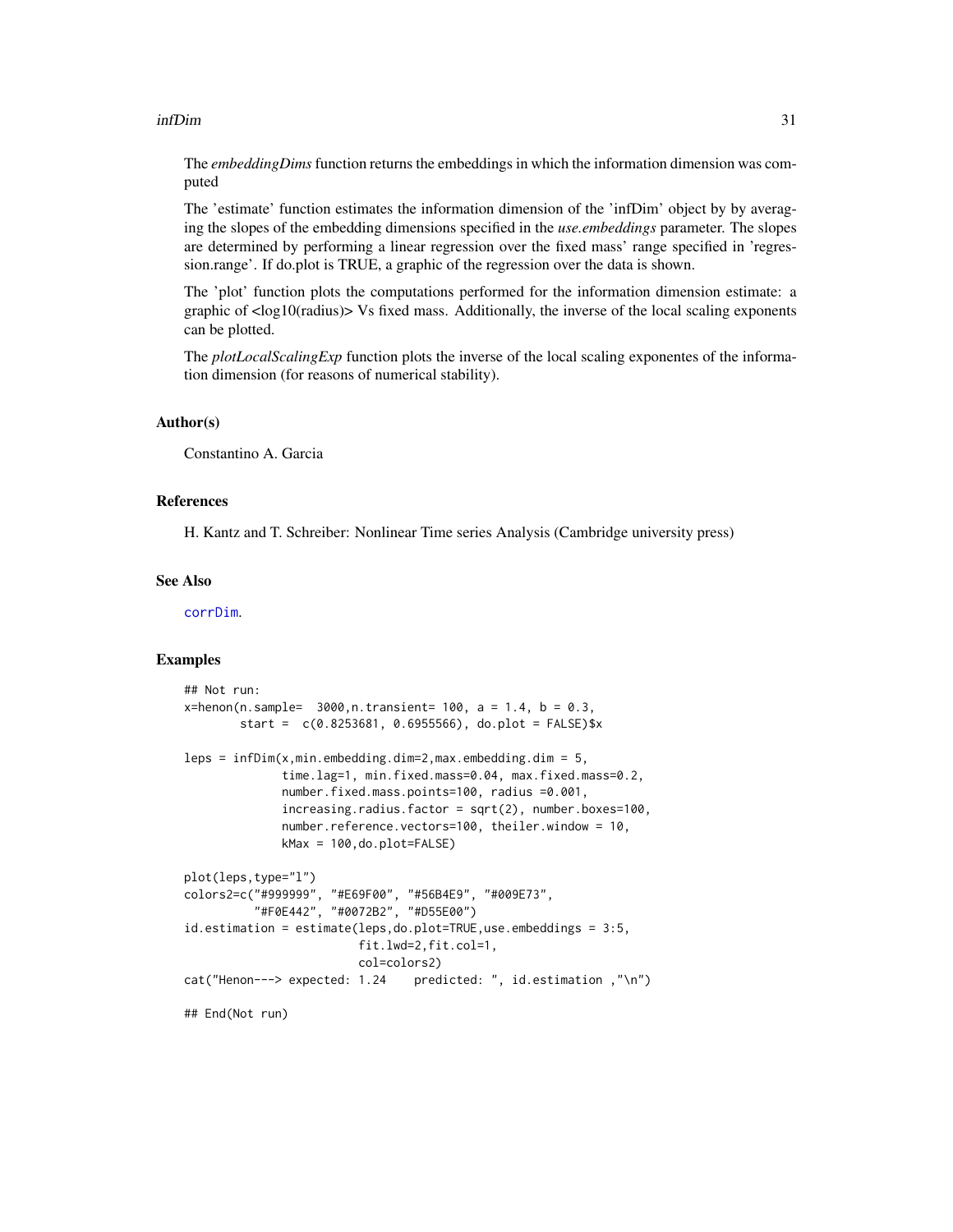The *embeddingDims* function returns the embeddings in which the information dimension was computed

The 'estimate' function estimates the information dimension of the 'infDim' object by by averaging the slopes of the embedding dimensions specified in the *use.embeddings* parameter. The slopes are determined by performing a linear regression over the fixed mass' range specified in 'regression.range'. If do.plot is TRUE, a graphic of the regression over the data is shown.

The 'plot' function plots the computations performed for the information dimension estimate: a graphic of <log10(radius)> Vs fixed mass. Additionally, the inverse of the local scaling exponents can be plotted.

The *plotLocalScalingExp* function plots the inverse of the local scaling exponentes of the information dimension (for reasons of numerical stability).

### Author(s)

Constantino A. Garcia

### References

H. Kantz and T. Schreiber: Nonlinear Time series Analysis (Cambridge university press)

### See Also

corrDim.

### Examples

```
## Not run:
x=henon(n.sample=  3000,n.transient= 100, a = 1.4, b = 0.3,
        start =  c(0.8253681, 0.6955566), do.plot = FALSE)$x

leps = infDim(x,min.embedding.dim=2,max.embedding.dim = 5,
              time.lag=1, min.fixed.mass=0.04, max.fixed.mass=0.2,
              number.fixed.mass.points=100, radius =0.001,
              increasing.radius.factor = sqrt(2), number.boxes=100,
              number.reference.vectors=100, theiler.window = 10,
              kMax = 100,do.plot=FALSE)

plot(leps,type="l")
colors2=c("#999999", "#E69F00", "#56B4E9", "#009E73",
          "#F0E442", "#0072B2", "#D55E00")
id.estimation = estimate(leps,do.plot=TRUE,use.embeddings = 3:5,
                         fit.lwd=2,fit.col=1,
                         col=colors2)
cat("Henon---> expected: 1.24    predicted: ", id.estimation ,"\n")

## End(Not run)
```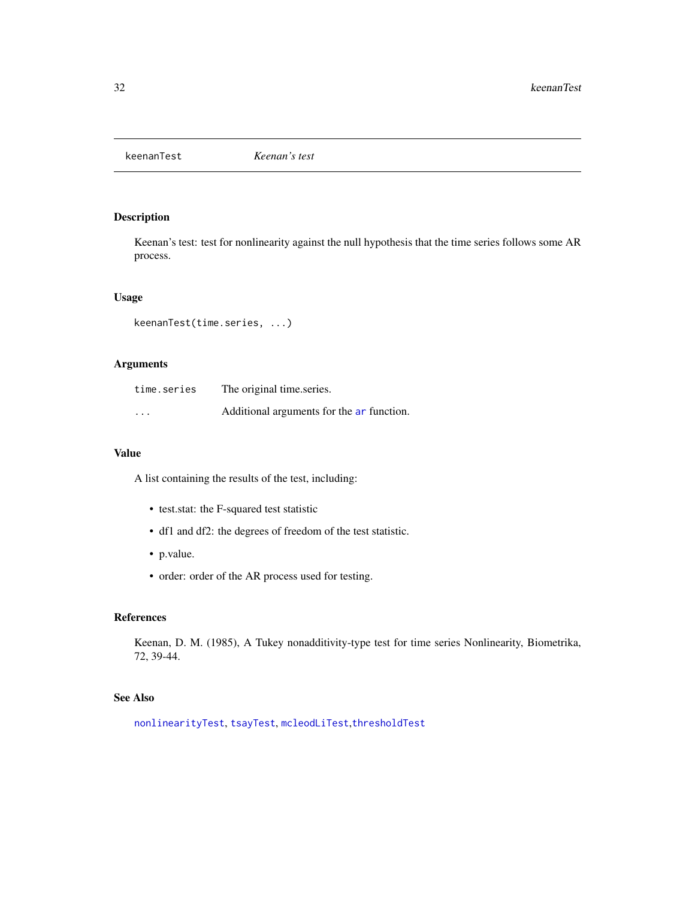# keenanTest — *Keenan's test*

## Description

Keenan's test: test for nonlinearity against the null hypothesis that the time series follows some AR process.

## Usage

```
keenanTest(time.series, ...)
```

## Arguments

| | |
|---|---|
| `time.series` | The original time.series. |
| `...` | Additional arguments for the `ar` function. |

## Value

A list containing the results of the test, including:

- test.stat: the F-squared test statistic
- df1 and df2: the degrees of freedom of the test statistic.
- p.value.
- order: order of the AR process used for testing.

## References

Keenan, D. M. (1985), A Tukey nonadditivity-type test for time series Nonlinearity, Biometrika, 72, 39-44.

## See Also

`nonlinearityTest`, `tsayTest`, `mcleodLiTest`,`thresholdTest`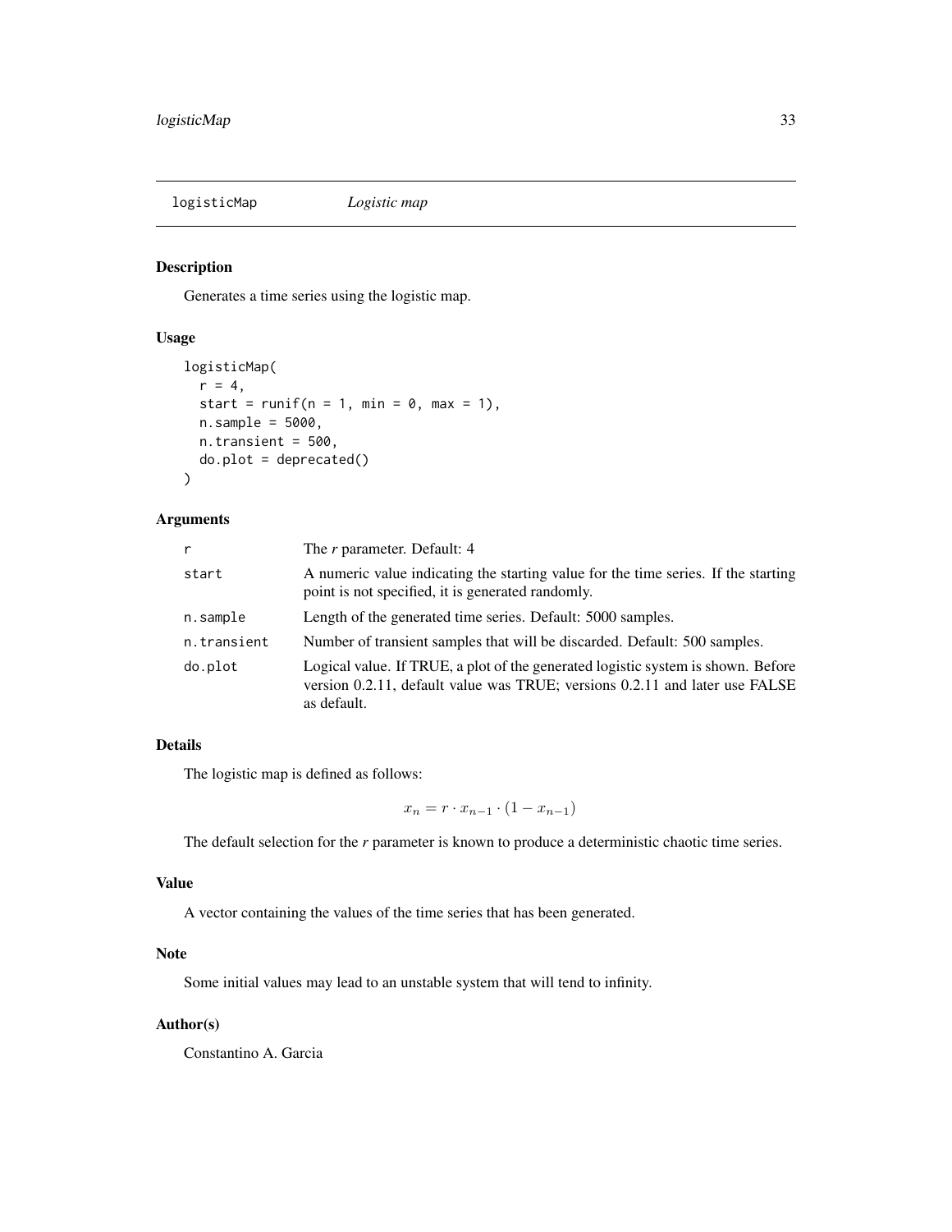## logisticMap *Logistic map*

### Description

Generates a time series using the logistic map.

### Usage

```
logisticMap(
  r = 4,
  start = runif(n = 1, min = 0, max = 1),
  n.sample = 5000,
  n.transient = 500,
  do.plot = deprecated()
)
```

### Arguments

| | |
|---|---|
| r | The *r* parameter. Default: 4 |
| start | A numeric value indicating the starting value for the time series. If the starting point is not specified, it is generated randomly. |
| n.sample | Length of the generated time series. Default: 5000 samples. |
| n.transient | Number of transient samples that will be discarded. Default: 500 samples. |
| do.plot | Logical value. If TRUE, a plot of the generated logistic system is shown. Before version 0.2.11, default value was TRUE; versions 0.2.11 and later use FALSE as default. |

### Details

The logistic map is defined as follows:

$$x_n = r \cdot x_{n-1} \cdot (1 - x_{n-1})$$

The default selection for the *r* parameter is known to produce a deterministic chaotic time series.

### Value

A vector containing the values of the time series that has been generated.

### Note

Some initial values may lead to an unstable system that will tend to infinity.

### Author(s)

Constantino A. Garcia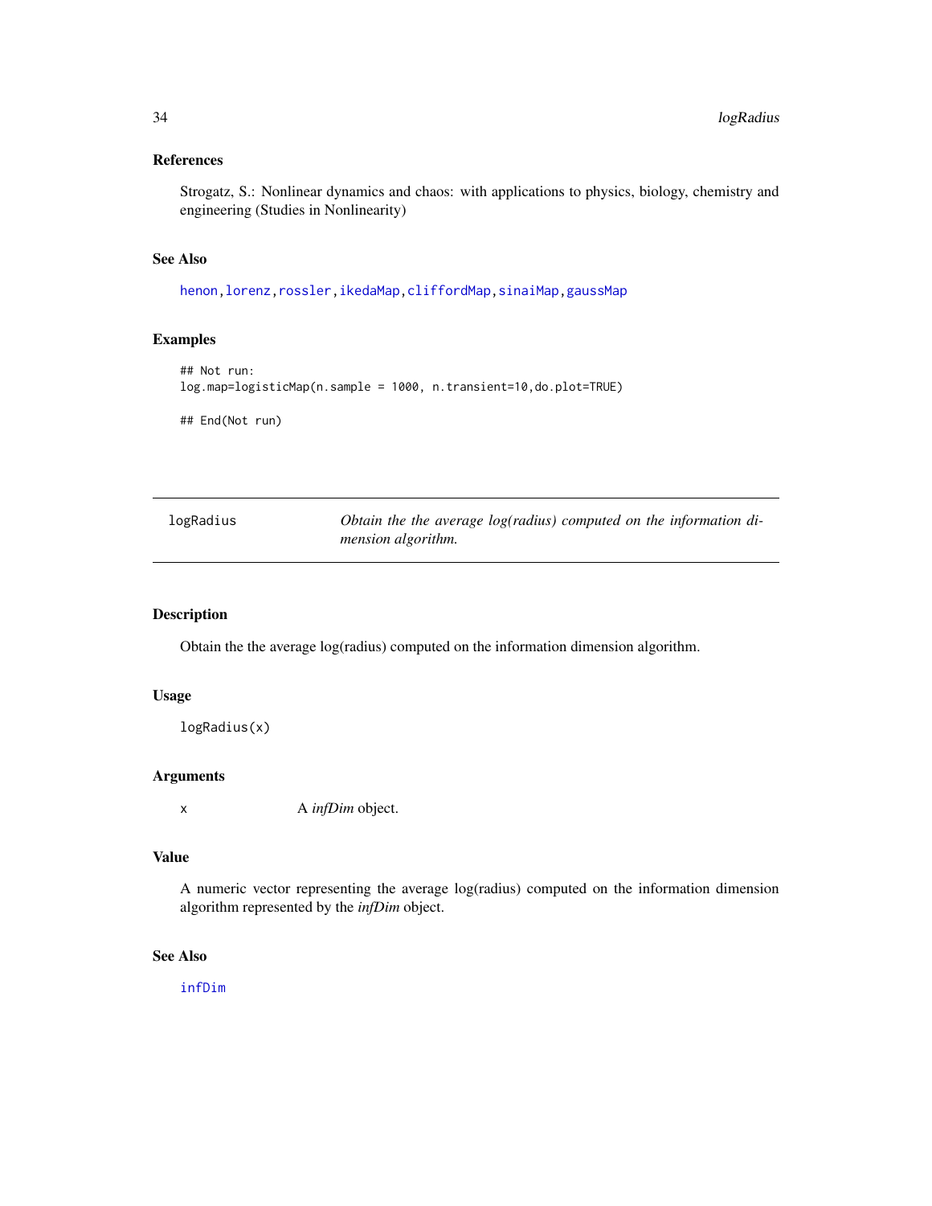## References

Strogatz, S.: Nonlinear dynamics and chaos: with applications to physics, biology, chemistry and engineering (Studies in Nonlinearity)

## See Also

henon, lorenz, rossler, ikedaMap, cliffordMap, sinaiMap, gaussMap

## Examples

```
## Not run:
log.map=logisticMap(n.sample = 1000, n.transient=10,do.plot=TRUE)

## End(Not run)
```

---

# logRadius — *Obtain the the average log(radius) computed on the information dimension algorithm.*

---

## Description

Obtain the the average log(radius) computed on the information dimension algorithm.

## Usage

```
logRadius(x)
```

## Arguments

| | |
|---|---|
| x | A *infDim* object. |

## Value

A numeric vector representing the average log(radius) computed on the information dimension algorithm represented by the *infDim* object.

## See Also

infDim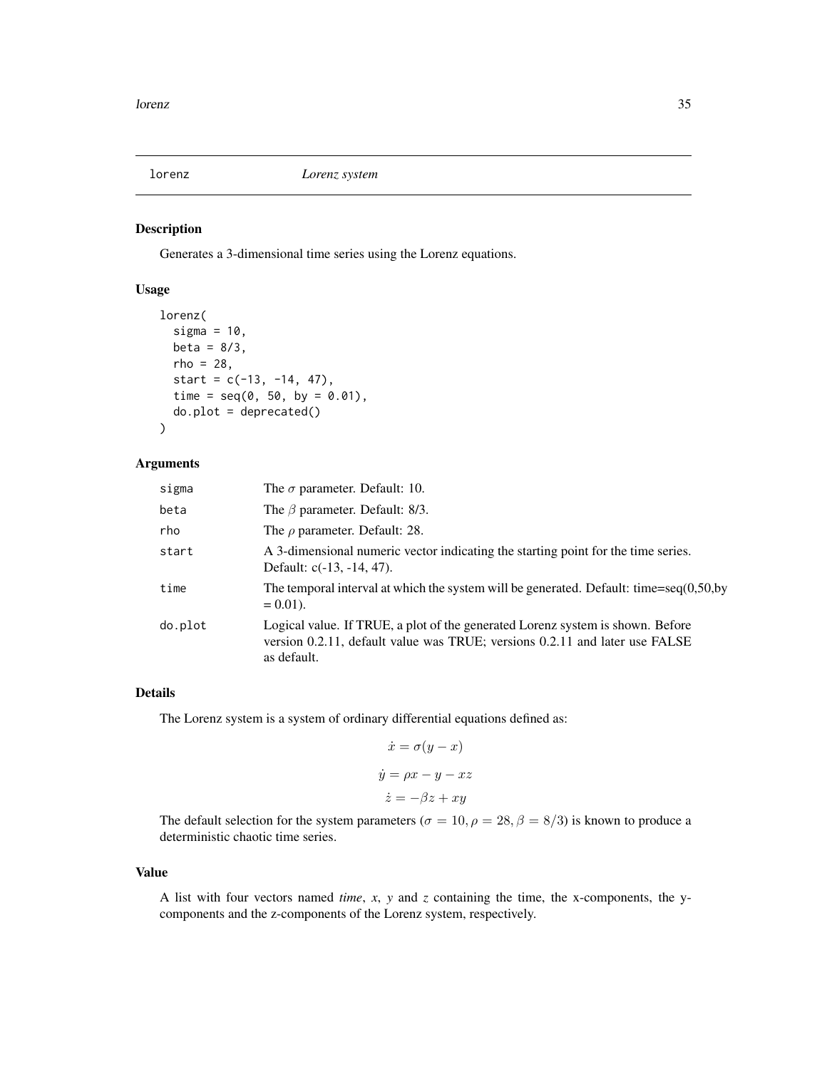## lorenz — *Lorenz system*

### Description

Generates a 3-dimensional time series using the Lorenz equations.

### Usage

```
lorenz(
  sigma = 10,
  beta = 8/3,
  rho = 28,
  start = c(-13, -14, 47),
  time = seq(0, 50, by = 0.01),
  do.plot = deprecated()
)
```

### Arguments

| | |
|---|---|
| sigma | The $\sigma$ parameter. Default: 10. |
| beta | The $\beta$ parameter. Default: 8/3. |
| rho | The $\rho$ parameter. Default: 28. |
| start | A 3-dimensional numeric vector indicating the starting point for the time series. Default: c(-13, -14, 47). |
| time | The temporal interval at which the system will be generated. Default: time=seq(0,50,by = 0.01). |
| do.plot | Logical value. If TRUE, a plot of the generated Lorenz system is shown. Before version 0.2.11, default value was TRUE; versions 0.2.11 and later use FALSE as default. |

### Details

The Lorenz system is a system of ordinary differential equations defined as:

$$\dot{x} = \sigma(y - x)$$

$$\dot{y} = \rho x - y - xz$$

$$\dot{z} = -\beta z + xy$$

The default selection for the system parameters ($\sigma = 10, \rho = 28, \beta = 8/3$) is known to produce a deterministic chaotic time series.

### Value

A list with four vectors named *time*, *x*, *y* and *z* containing the time, the x-components, the y-components and the z-components of the Lorenz system, respectively.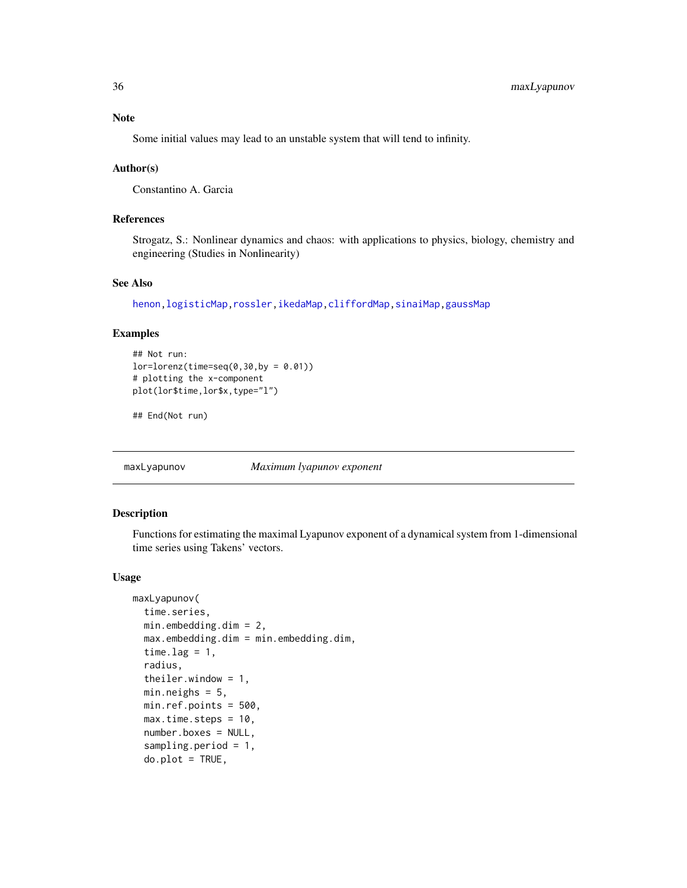### Note

Some initial values may lead to an unstable system that will tend to infinity.

### Author(s)

Constantino A. Garcia

### References

Strogatz, S.: Nonlinear dynamics and chaos: with applications to physics, biology, chemistry and engineering (Studies in Nonlinearity)

### See Also

henon, logisticMap, rossler, ikedaMap, cliffordMap, sinaiMap, gaussMap

### Examples

```
## Not run:
lor=lorenz(time=seq(0,30,by = 0.01))
# plotting the x-component
plot(lor$time,lor$x,type="l")

## End(Not run)
```

---

## maxLyapunov *Maximum lyapunov exponent*

### Description

Functions for estimating the maximal Lyapunov exponent of a dynamical system from 1-dimensional time series using Takens' vectors.

### Usage

```
maxLyapunov(
  time.series,
  min.embedding.dim = 2,
  max.embedding.dim = min.embedding.dim,
  time.lag = 1,
  radius,
  theiler.window = 1,
  min.neighs = 5,
  min.ref.points = 500,
  max.time.steps = 10,
  number.boxes = NULL,
  sampling.period = 1,
  do.plot = TRUE,
```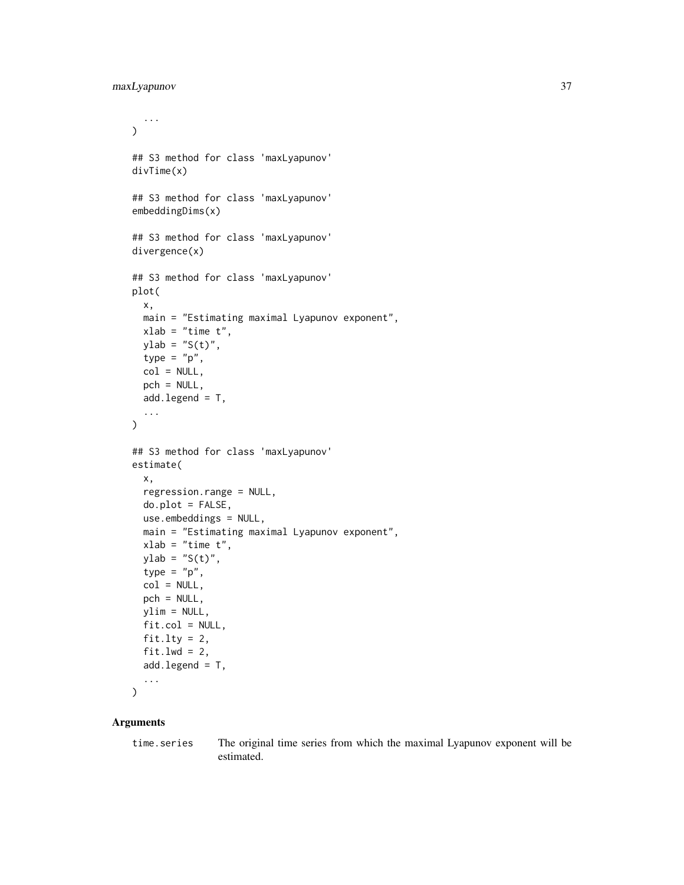```
  ...
)

## S3 method for class 'maxLyapunov'
divTime(x)

## S3 method for class 'maxLyapunov'
embeddingDims(x)

## S3 method for class 'maxLyapunov'
divergence(x)

## S3 method for class 'maxLyapunov'
plot(
  x,
  main = "Estimating maximal Lyapunov exponent",
  xlab = "time t",
  ylab = "S(t)",
  type = "p",
  col = NULL,
  pch = NULL,
  add.legend = T,
  ...
)

## S3 method for class 'maxLyapunov'
estimate(
  x,
  regression.range = NULL,
  do.plot = FALSE,
  use.embeddings = NULL,
  main = "Estimating maximal Lyapunov exponent",
  xlab = "time t",
  ylab = "S(t)",
  type = "p",
  col = NULL,
  pch = NULL,
  ylim = NULL,
  fit.col = NULL,
  fit.lty = 2,
  fit.lwd = 2,
  add.legend = T,
  ...
)
```

### Arguments

time.series The original time series from which the maximal Lyapunov exponent will be estimated.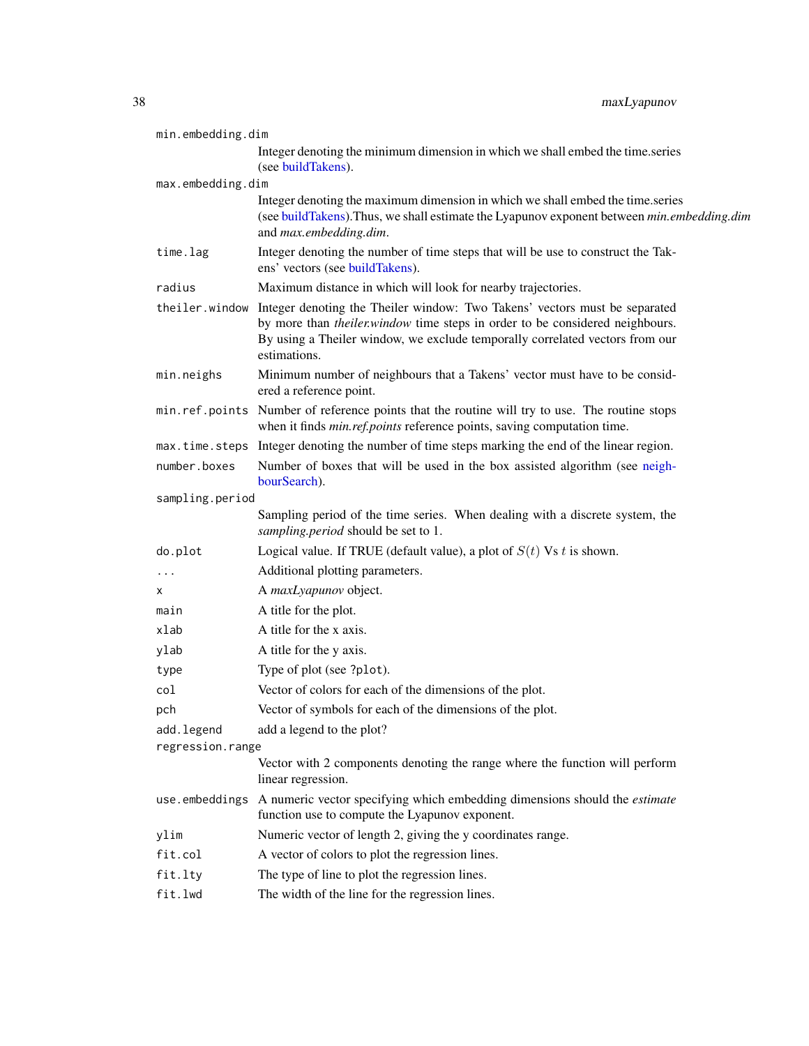| | |
|---|---|
| `min.embedding.dim` | Integer denoting the minimum dimension in which we shall embed the time.series (see buildTakens). |
| `max.embedding.dim` | Integer denoting the maximum dimension in which we shall embed the time.series (see buildTakens).Thus, we shall estimate the Lyapunov exponent between *min.embedding.dim* and *max.embedding.dim*. |
| `time.lag` | Integer denoting the number of time steps that will be use to construct the Takens' vectors (see buildTakens). |
| `radius` | Maximum distance in which will look for nearby trajectories. |
| `theiler.window` | Integer denoting the Theiler window: Two Takens' vectors must be separated by more than *theiler.window* time steps in order to be considered neighbours. By using a Theiler window, we exclude temporally correlated vectors from our estimations. |
| `min.neighs` | Minimum number of neighbours that a Takens' vector must have to be considered a reference point. |
| `min.ref.points` | Number of reference points that the routine will try to use. The routine stops when it finds *min.ref.points* reference points, saving computation time. |
| `max.time.steps` | Integer denoting the number of time steps marking the end of the linear region. |
| `number.boxes` | Number of boxes that will be used in the box assisted algorithm (see neighbourSearch). |
| `sampling.period` | Sampling period of the time series. When dealing with a discrete system, the *sampling.period* should be set to 1. |
| `do.plot` | Logical value. If TRUE (default value), a plot of $S(t)$ Vs $t$ is shown. |
| `...` | Additional plotting parameters. |
| `x` | A *maxLyapunov* object. |
| `main` | A title for the plot. |
| `xlab` | A title for the x axis. |
| `ylab` | A title for the y axis. |
| `type` | Type of plot (see `?plot`). |
| `col` | Vector of colors for each of the dimensions of the plot. |
| `pch` | Vector of symbols for each of the dimensions of the plot. |
| `add.legend` | add a legend to the plot? |
| `regression.range` | Vector with 2 components denoting the range where the function will perform linear regression. |
| `use.embeddings` | A numeric vector specifying which embedding dimensions should the *estimate* function use to compute the Lyapunov exponent. |
| `ylim` | Numeric vector of length 2, giving the y coordinates range. |
| `fit.col` | A vector of colors to plot the regression lines. |
| `fit.lty` | The type of line to plot the regression lines. |
| `fit.lwd` | The width of the line for the regression lines. |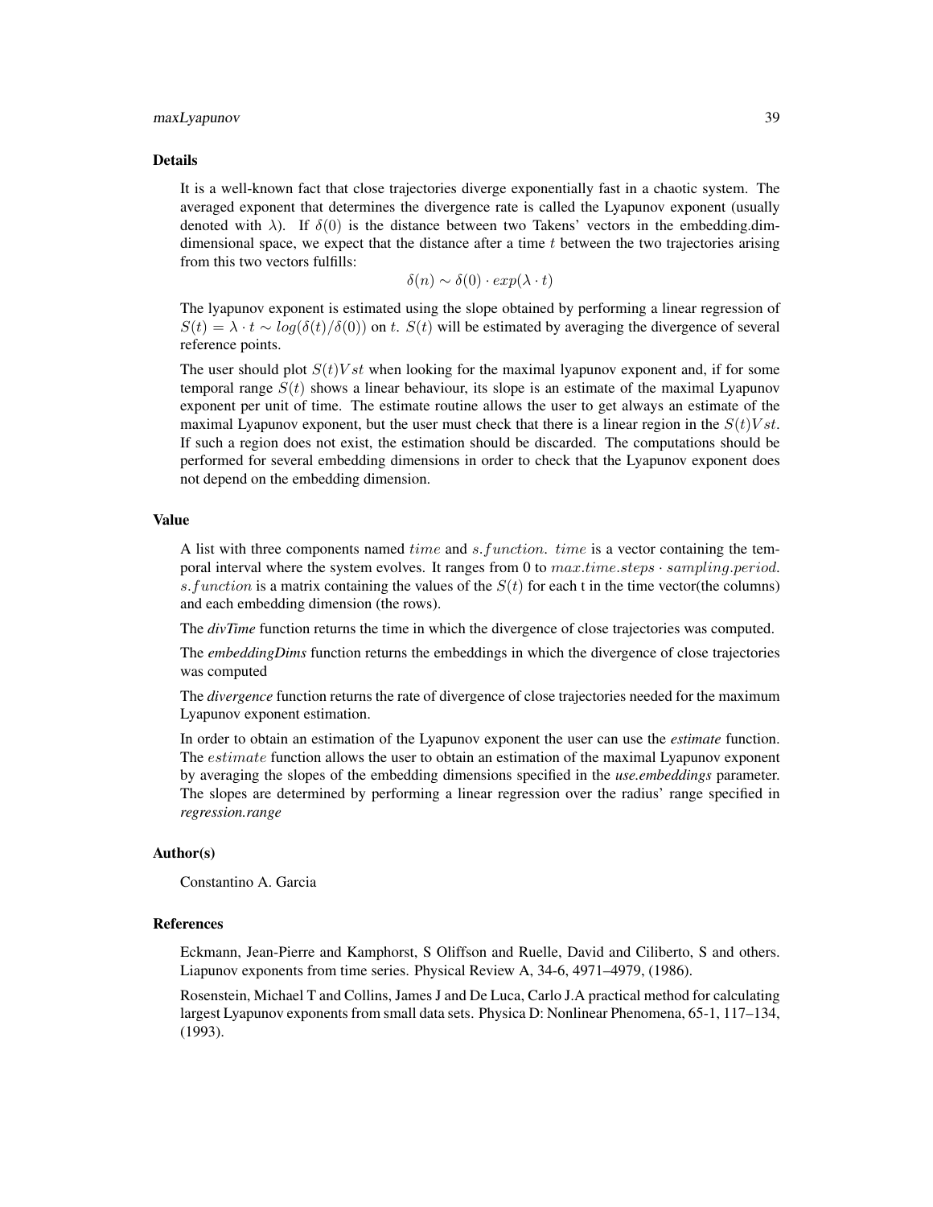### Details

It is a well-known fact that close trajectories diverge exponentially fast in a chaotic system. The averaged exponent that determines the divergence rate is called the Lyapunov exponent (usually denoted with $\lambda$). If $\delta(0)$ is the distance between two Takens' vectors in the embedding.dim-dimensional space, we expect that the distance after a time $t$ between the two trajectories arising from this two vectors fulfills:

$$\delta(n) \sim \delta(0) \cdot exp(\lambda \cdot t)$$

The lyapunov exponent is estimated using the slope obtained by performing a linear regression of $S(t) = \lambda \cdot t \sim log(\delta(t)/\delta(0))$ on $t$. $S(t)$ will be estimated by averaging the divergence of several reference points.

The user should plot $S(t) Vs t$ when looking for the maximal lyapunov exponent and, if for some temporal range $S(t)$ shows a linear behaviour, its slope is an estimate of the maximal Lyapunov exponent per unit of time. The estimate routine allows the user to get always an estimate of the maximal Lyapunov exponent, but the user must check that there is a linear region in the $S(t) Vs t$. If such a region does not exist, the estimation should be discarded. The computations should be performed for several embedding dimensions in order to check that the Lyapunov exponent does not depend on the embedding dimension.

### Value

A list with three components named $time$ and $s.function$. $time$ is a vector containing the temporal interval where the system evolves. It ranges from 0 to $max.time.steps \cdot sampling.period$. $s.function$ is a matrix containing the values of the $S(t)$ for each t in the time vector(the columns) and each embedding dimension (the rows).

The ***divTime*** function returns the time in which the divergence of close trajectories was computed.

The ***embeddingDims*** function returns the embeddings in which the divergence of close trajectories was computed

The ***divergence*** function returns the rate of divergence of close trajectories needed for the maximum Lyapunov exponent estimation.

In order to obtain an estimation of the Lyapunov exponent the user can use the ***estimate*** function. The $estimate$ function allows the user to obtain an estimation of the maximal Lyapunov exponent by averaging the slopes of the embedding dimensions specified in the ***use.embeddings*** parameter. The slopes are determined by performing a linear regression over the radius' range specified in ***regression.range***

### Author(s)

Constantino A. Garcia

### References

Eckmann, Jean-Pierre and Kamphorst, S Oliffson and Ruelle, David and Ciliberto, S and others. Liapunov exponents from time series. Physical Review A, 34-6, 4971–4979, (1986).

Rosenstein, Michael T and Collins, James J and De Luca, Carlo J.A practical method for calculating largest Lyapunov exponents from small data sets. Physica D: Nonlinear Phenomena, 65-1, 117–134, (1993).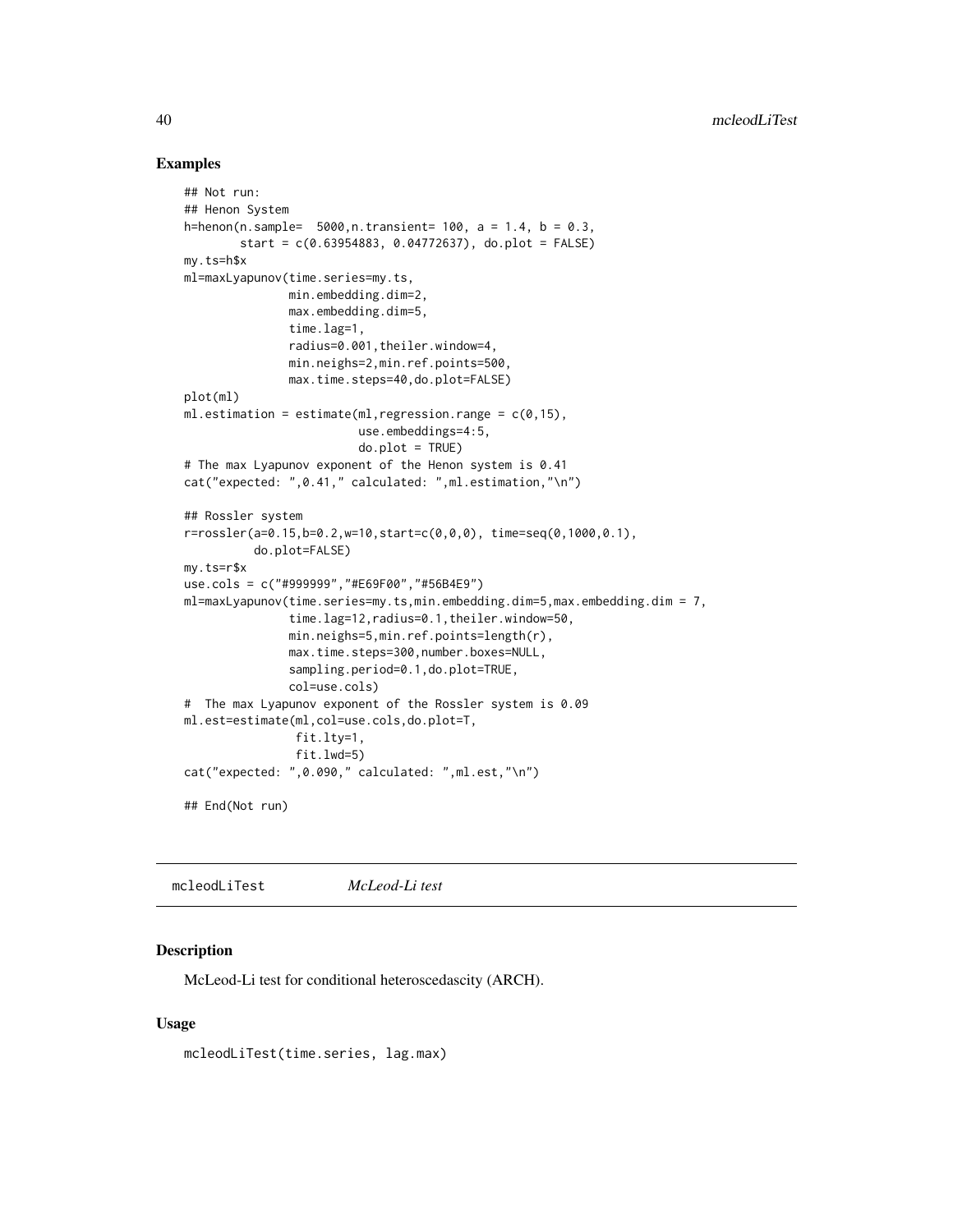### Examples

```
## Not run:
## Henon System
h=henon(n.sample=  5000,n.transient= 100, a = 1.4, b = 0.3,
        start = c(0.63954883, 0.04772637), do.plot = FALSE)
my.ts=h$x
ml=maxLyapunov(time.series=my.ts,
               min.embedding.dim=2,
               max.embedding.dim=5,
               time.lag=1,
               radius=0.001,theiler.window=4,
               min.neighs=2,min.ref.points=500,
               max.time.steps=40,do.plot=FALSE)
plot(ml)
ml.estimation = estimate(ml,regression.range = c(0,15),
                         use.embeddings=4:5,
                         do.plot = TRUE)
# The max Lyapunov exponent of the Henon system is 0.41
cat("expected: ",0.41," calculated: ",ml.estimation,"\n")

## Rossler system
r=rossler(a=0.15,b=0.2,w=10,start=c(0,0,0), time=seq(0,1000,0.1),
          do.plot=FALSE)
my.ts=r$x
use.cols = c("#999999","#E69F00","#56B4E9")
ml=maxLyapunov(time.series=my.ts,min.embedding.dim=5,max.embedding.dim = 7,
               time.lag=12,radius=0.1,theiler.window=50,
               min.neighs=5,min.ref.points=length(r),
               max.time.steps=300,number.boxes=NULL,
               sampling.period=0.1,do.plot=TRUE,
               col=use.cols)
#  The max Lyapunov exponent of the Rossler system is 0.09
ml.est=estimate(ml,col=use.cols,do.plot=T,
                fit.lty=1,
                fit.lwd=5)
cat("expected: ",0.090," calculated: ",ml.est,"\n")

## End(Not run)
```

---

## mcleodLiTest    *McLeod-Li test*

### Description

McLeod-Li test for conditional heteroscedascity (ARCH).

### Usage

```
mcleodLiTest(time.series, lag.max)
```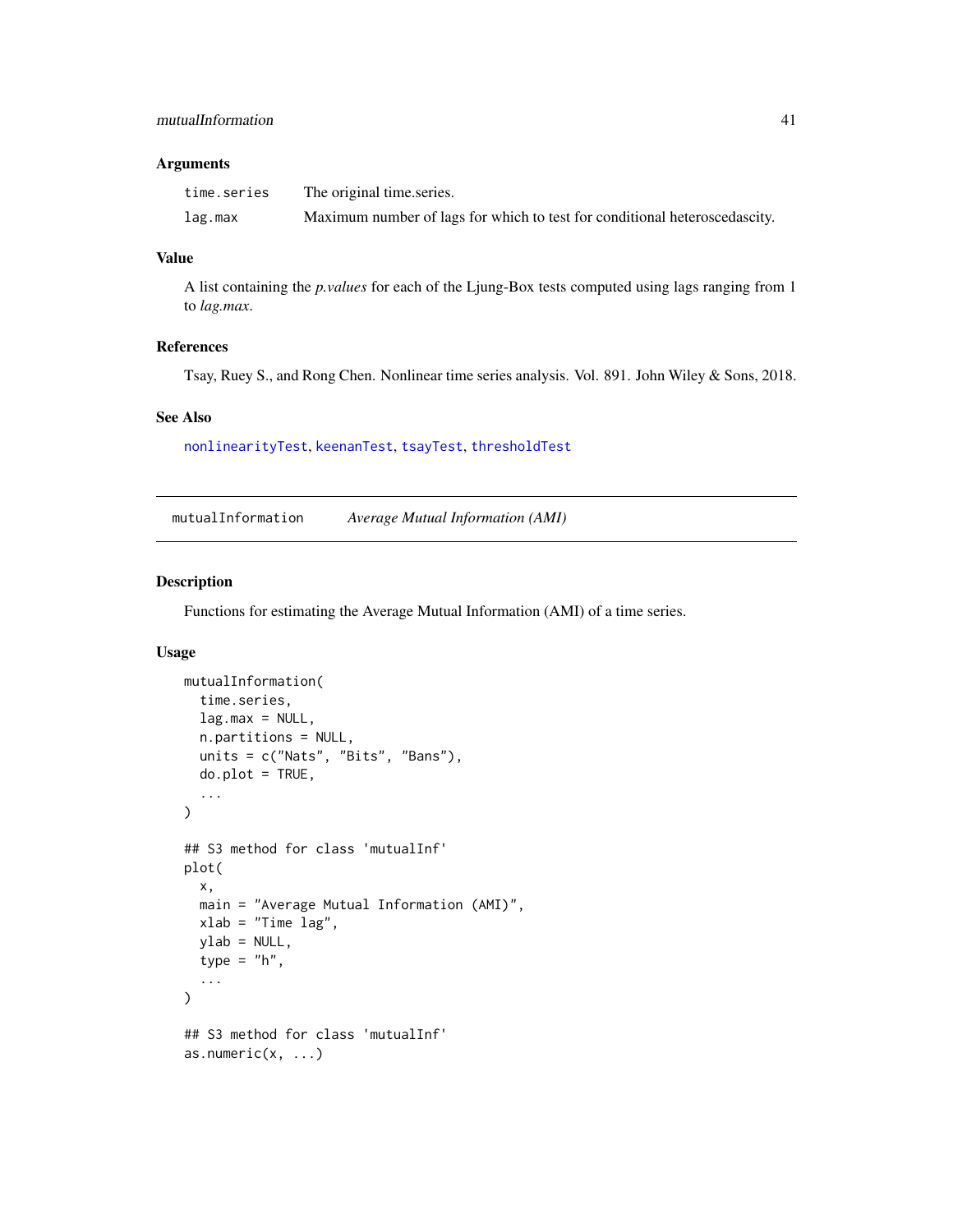### Arguments

| | |
|---|---|
| `time.series` | The original time.series. |
| `lag.max` | Maximum number of lags for which to test for conditional heteroscedascity. |

### Value

A list containing the *p.values* for each of the Ljung-Box tests computed using lags ranging from 1 to *lag.max*.

### References

Tsay, Ruey S., and Rong Chen. Nonlinear time series analysis. Vol. 891. John Wiley & Sons, 2018.

### See Also

`nonlinearityTest`, `keenanTest`, `tsayTest`, `thresholdTest`

---

## `mutualInformation` *Average Mutual Information (AMI)*

---

### Description

Functions for estimating the Average Mutual Information (AMI) of a time series.

### Usage

```
mutualInformation(
  time.series,
  lag.max = NULL,
  n.partitions = NULL,
  units = c("Nats", "Bits", "Bans"),
  do.plot = TRUE,
  ...
)

## S3 method for class 'mutualInf'
plot(
  x,
  main = "Average Mutual Information (AMI)",
  xlab = "Time lag",
  ylab = NULL,
  type = "h",
  ...
)

## S3 method for class 'mutualInf'
as.numeric(x, ...)
```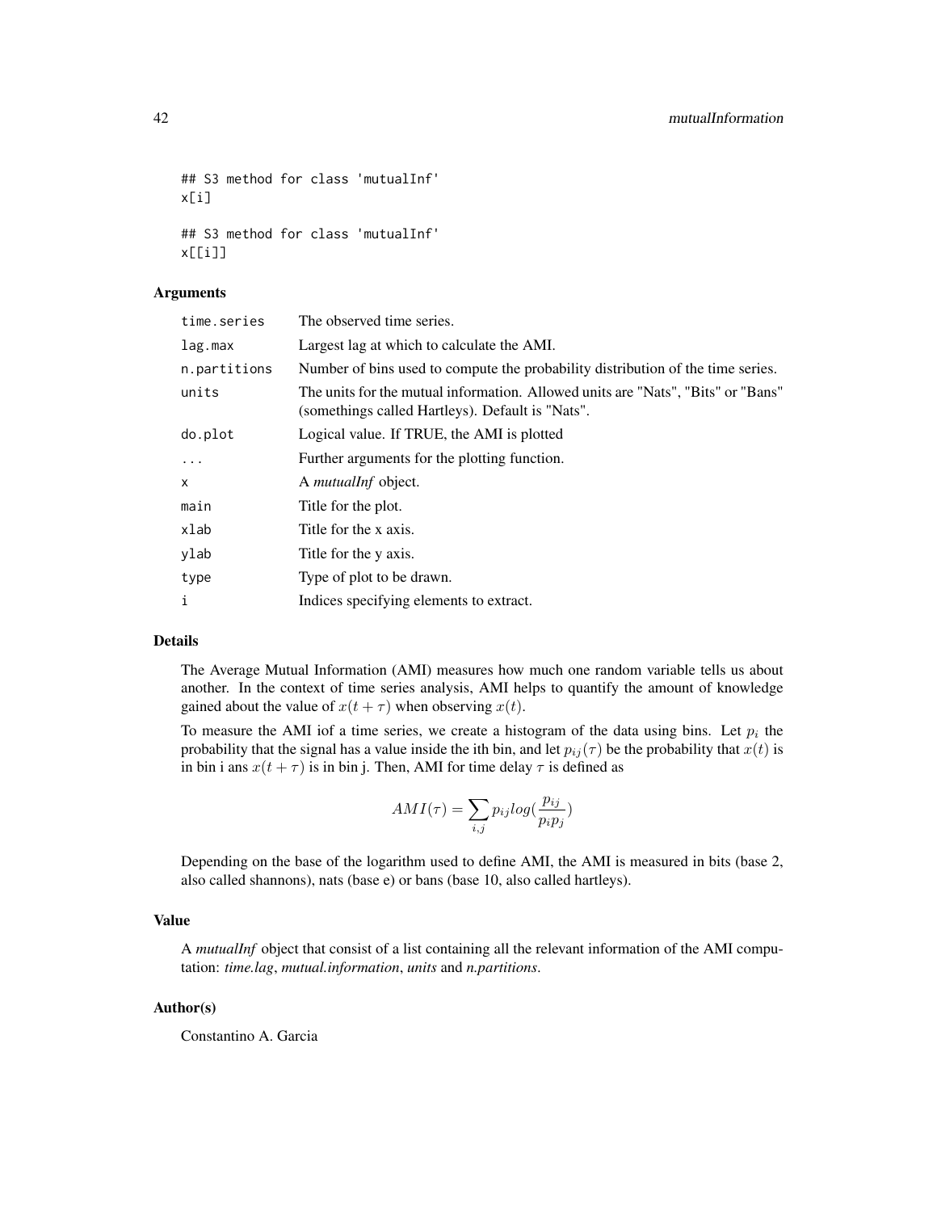```
## S3 method for class 'mutualInf'
x[i]

## S3 method for class 'mutualInf'
x[[i]]
```

### Arguments

| | |
|---|---|
| `time.series` | The observed time series. |
| `lag.max` | Largest lag at which to calculate the AMI. |
| `n.partitions` | Number of bins used to compute the probability distribution of the time series. |
| `units` | The units for the mutual information. Allowed units are "Nats", "Bits" or "Bans" (somethings called Hartleys). Default is "Nats". |
| `do.plot` | Logical value. If TRUE, the AMI is plotted |
| `...` | Further arguments for the plotting function. |
| `x` | A *mutualInf* object. |
| `main` | Title for the plot. |
| `xlab` | Title for the x axis. |
| `ylab` | Title for the y axis. |
| `type` | Type of plot to be drawn. |
| `i` | Indices specifying elements to extract. |

### Details

The Average Mutual Information (AMI) measures how much one random variable tells us about another. In the context of time series analysis, AMI helps to quantify the amount of knowledge gained about the value of $x(t + \tau)$ when observing $x(t)$.

To measure the AMI iof a time series, we create a histogram of the data using bins. Let $p_i$ the probability that the signal has a value inside the ith bin, and let $p_{ij}(\tau)$ be the probability that $x(t)$ is in bin i ans $x(t + \tau)$ is in bin j. Then, AMI for time delay $\tau$ is defined as

$$AMI(\tau) = \sum_{i,j} p_{ij} log(\frac{p_{ij}}{p_i p_j})$$

Depending on the base of the logarithm used to define AMI, the AMI is measured in bits (base 2, also called shannons), nats (base e) or bans (base 10, also called hartleys).

### Value

A *mutualInf* object that consist of a list containing all the relevant information of the AMI computation: *time.lag*, *mutual.information*, *units* and *n.partitions*.

### Author(s)

Constantino A. Garcia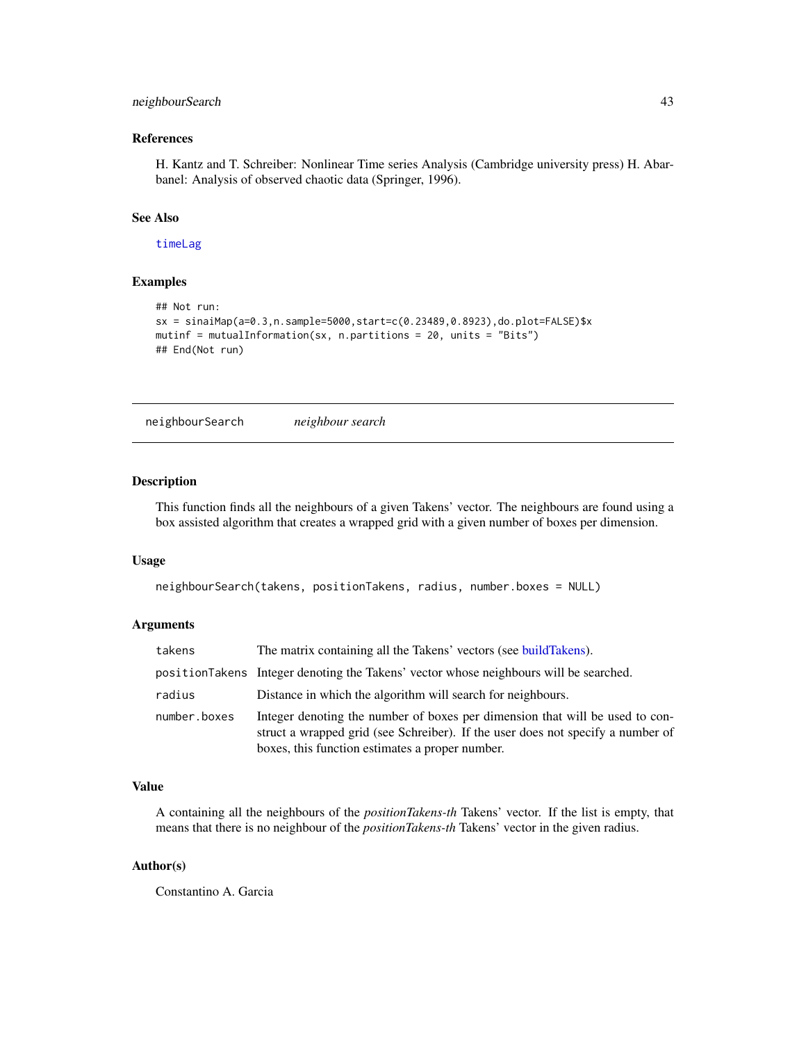### References

H. Kantz and T. Schreiber: Nonlinear Time series Analysis (Cambridge university press) H. Abarbanel: Analysis of observed chaotic data (Springer, 1996).

### See Also

timeLag

### Examples

```
## Not run:
sx = sinaiMap(a=0.3,n.sample=5000,start=c(0.23489,0.8923),do.plot=FALSE)$x
mutinf = mutualInformation(sx, n.partitions = 20, units = "Bits")
## End(Not run)
```

---

## neighbourSearch *neighbour search*

### Description

This function finds all the neighbours of a given Takens' vector. The neighbours are found using a box assisted algorithm that creates a wrapped grid with a given number of boxes per dimension.

### Usage

```
neighbourSearch(takens, positionTakens, radius, number.boxes = NULL)
```

### Arguments

| | |
|---|---|
| takens | The matrix containing all the Takens' vectors (see buildTakens). |
| positionTakens | Integer denoting the Takens' vector whose neighbours will be searched. |
| radius | Distance in which the algorithm will search for neighbours. |
| number.boxes | Integer denoting the number of boxes per dimension that will be used to construct a wrapped grid (see Schreiber). If the user does not specify a number of boxes, this function estimates a proper number. |

### Value

A containing all the neighbours of the *positionTakens-th* Takens' vector. If the list is empty, that means that there is no neighbour of the *positionTakens-th* Takens' vector in the given radius.

### Author(s)

Constantino A. Garcia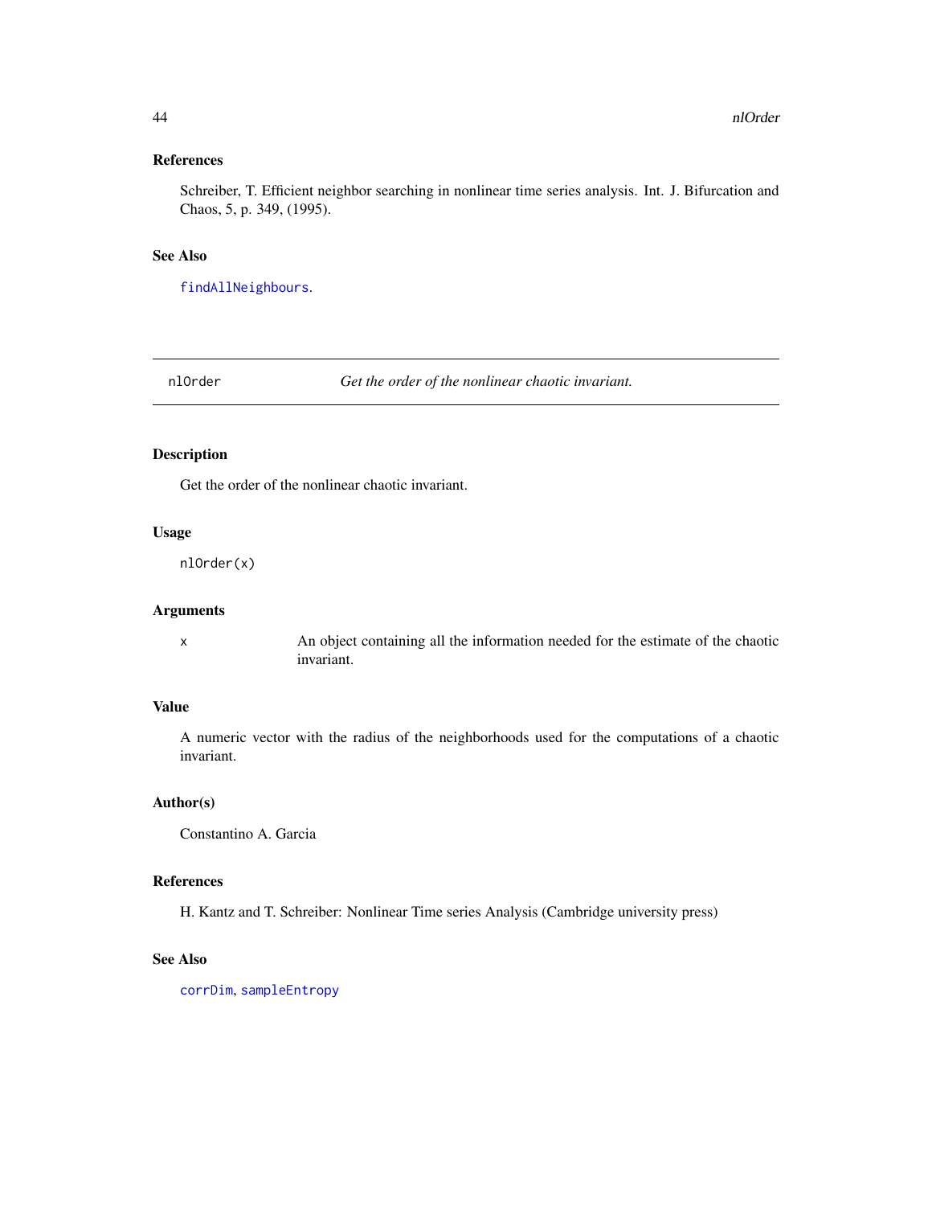### References

Schreiber, T. Efficient neighbor searching in nonlinear time series analysis. Int. J. Bifurcation and Chaos, 5, p. 349, (1995).

### See Also

`findAllNeighbours`.

---

## nlOrder — *Get the order of the nonlinear chaotic invariant.*

---

### Description

Get the order of the nonlinear chaotic invariant.

### Usage

```
nlOrder(x)
```

### Arguments

| | |
|---|---|
| x | An object containing all the information needed for the estimate of the chaotic invariant. |

### Value

A numeric vector with the radius of the neighborhoods used for the computations of a chaotic invariant.

### Author(s)

Constantino A. Garcia

### References

H. Kantz and T. Schreiber: Nonlinear Time series Analysis (Cambridge university press)

### See Also

`corrDim`, `sampleEntropy`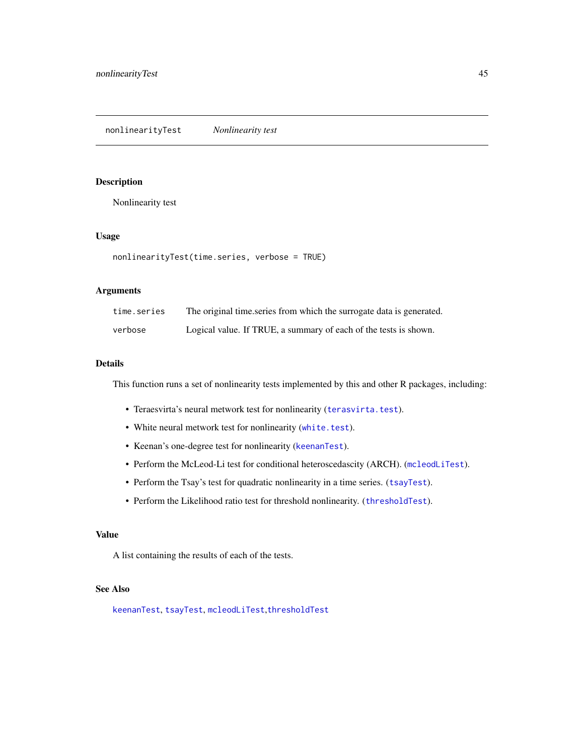nonlinearityTest *Nonlinearity test*

## Description

Nonlinearity test

## Usage

```
nonlinearityTest(time.series, verbose = TRUE)
```

## Arguments

| | |
|---|---|
| time.series | The original time.series from which the surrogate data is generated. |
| verbose | Logical value. If TRUE, a summary of each of the tests is shown. |

## Details

This function runs a set of nonlinearity tests implemented by this and other R packages, including:

- Teraesvirta's neural metwork test for nonlinearity (terasvirta.test).
- White neural metwork test for nonlinearity (white.test).
- Keenan's one-degree test for nonlinearity (keenanTest).
- Perform the McLeod-Li test for conditional heteroscedascity (ARCH). (mcleodLiTest).
- Perform the Tsay's test for quadratic nonlinearity in a time series. (tsayTest).
- Perform the Likelihood ratio test for threshold nonlinearity. (thresholdTest).

## Value

A list containing the results of each of the tests.

## See Also

keenanTest, tsayTest, mcleodLiTest,thresholdTest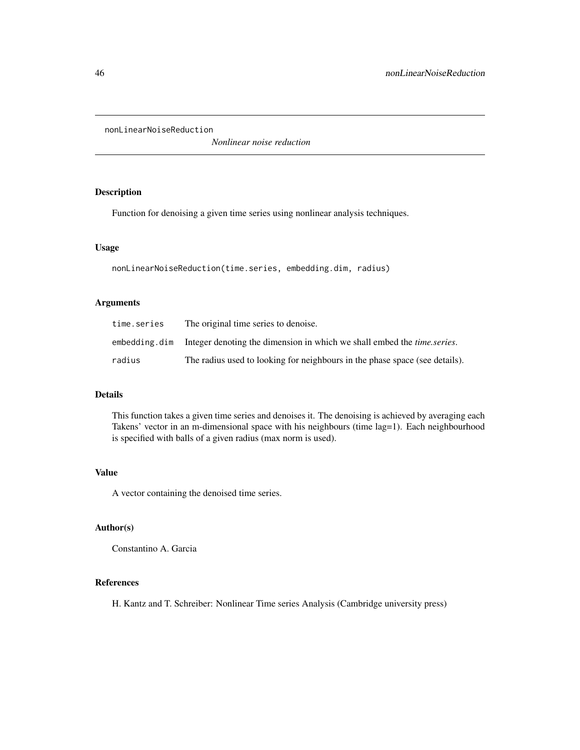nonLinearNoiseReduction

*Nonlinear noise reduction*

## Description

Function for denoising a given time series using nonlinear analysis techniques.

## Usage

```
nonLinearNoiseReduction(time.series, embedding.dim, radius)
```

## Arguments

| | |
|---|---|
| time.series | The original time series to denoise. |
| embedding.dim | Integer denoting the dimension in which we shall embed the *time.series*. |
| radius | The radius used to looking for neighbours in the phase space (see details). |

## Details

This function takes a given time series and denoises it. The denoising is achieved by averaging each Takens' vector in an m-dimensional space with his neighbours (time lag=1). Each neighbourhood is specified with balls of a given radius (max norm is used).

## Value

A vector containing the denoised time series.

## Author(s)

Constantino A. Garcia

## References

H. Kantz and T. Schreiber: Nonlinear Time series Analysis (Cambridge university press)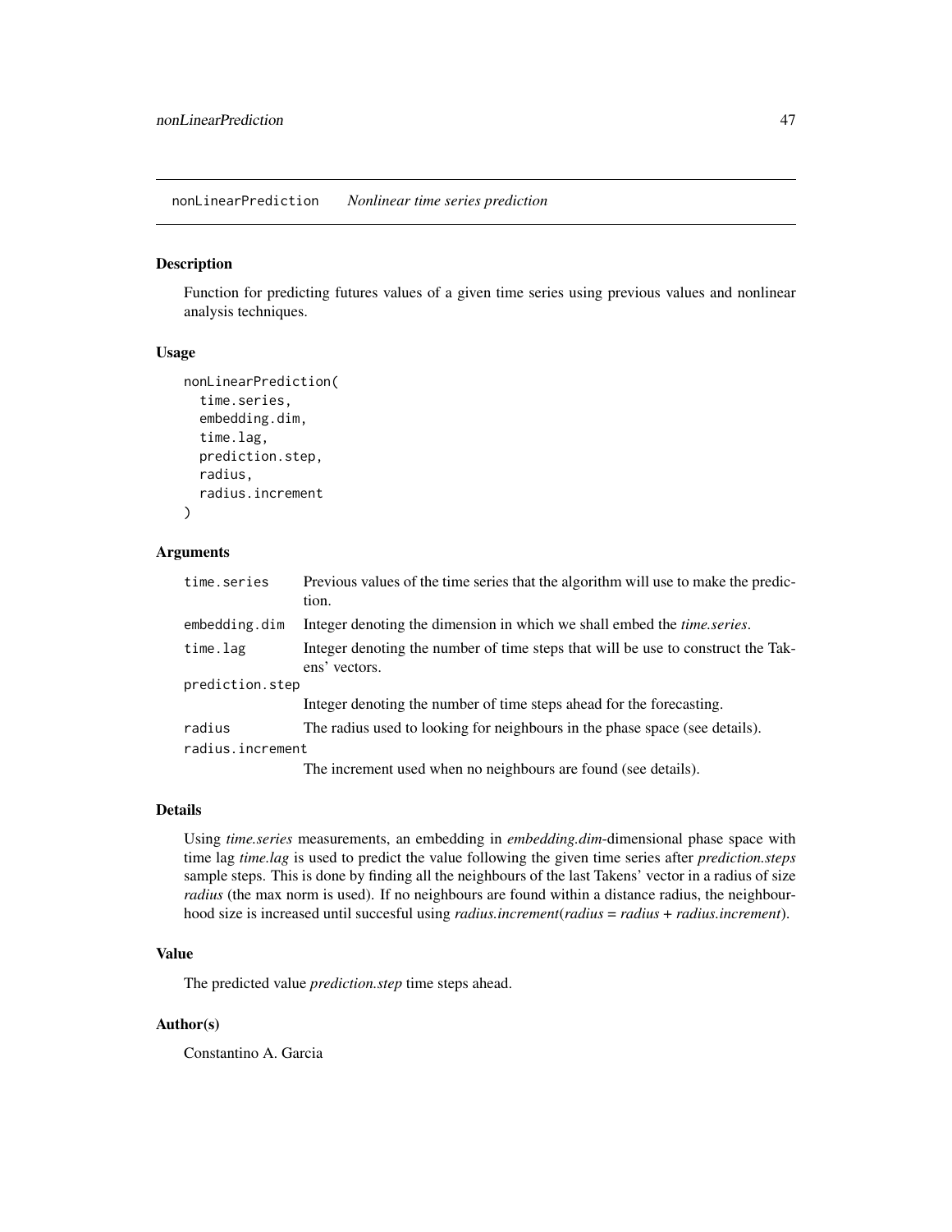## nonLinearPrediction *Nonlinear time series prediction*

### Description

Function for predicting futures values of a given time series using previous values and nonlinear analysis techniques.

### Usage

```
nonLinearPrediction(
  time.series,
  embedding.dim,
  time.lag,
  prediction.step,
  radius,
  radius.increment
)
```

### Arguments

| | |
|---|---|
| time.series | Previous values of the time series that the algorithm will use to make the prediction. |
| embedding.dim | Integer denoting the dimension in which we shall embed the *time.series*. |
| time.lag | Integer denoting the number of time steps that will be use to construct the Takens' vectors. |
| prediction.step | Integer denoting the number of time steps ahead for the forecasting. |
| radius | The radius used to looking for neighbours in the phase space (see details). |
| radius.increment | The increment used when no neighbours are found (see details). |

### Details

Using *time.series* measurements, an embedding in *embedding.dim*-dimensional phase space with time lag *time.lag* is used to predict the value following the given time series after *prediction.steps* sample steps. This is done by finding all the neighbours of the last Takens' vector in a radius of size *radius* (the max norm is used). If no neighbours are found within a distance radius, the neighbourhood size is increased until succesful using *radius.increment*(*radius* = *radius* + *radius.increment*).

### Value

The predicted value *prediction.step* time steps ahead.

### Author(s)

Constantino A. Garcia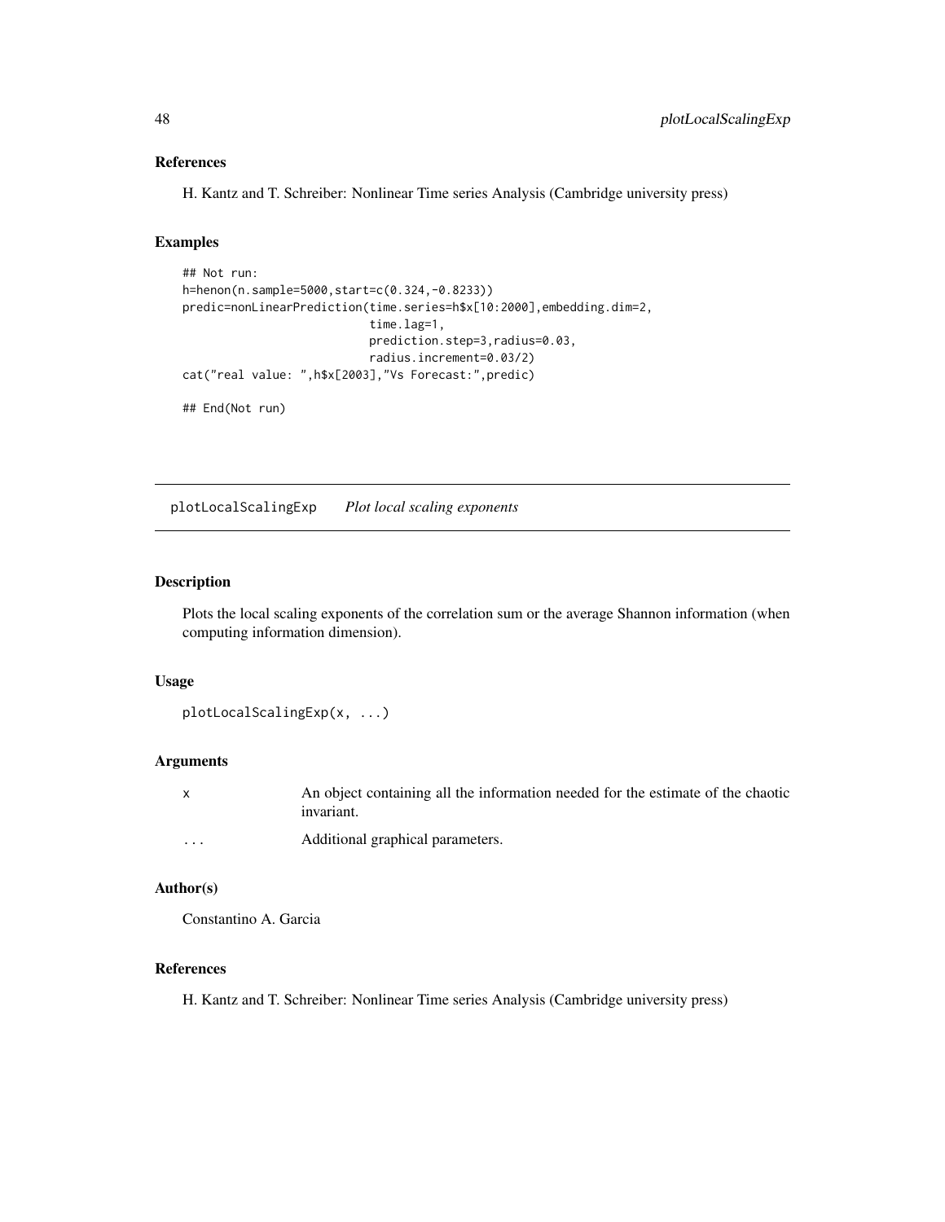### References

H. Kantz and T. Schreiber: Nonlinear Time series Analysis (Cambridge university press)

### Examples

```
## Not run:
h=henon(n.sample=5000,start=c(0.324,-0.8233))
predic=nonLinearPrediction(time.series=h$x[10:2000],embedding.dim=2,
                           time.lag=1,
                           prediction.step=3,radius=0.03,
                           radius.increment=0.03/2)
cat("real value: ",h$x[2003],"Vs Forecast:",predic)

## End(Not run)
```

---

## plotLocalScalingExp    *Plot local scaling exponents*

### Description

Plots the local scaling exponents of the correlation sum or the average Shannon information (when computing information dimension).

### Usage

```
plotLocalScalingExp(x, ...)
```

### Arguments

| | |
|---|---|
| x | An object containing all the information needed for the estimate of the chaotic invariant. |
| ... | Additional graphical parameters. |

### Author(s)

Constantino A. Garcia

### References

H. Kantz and T. Schreiber: Nonlinear Time series Analysis (Cambridge university press)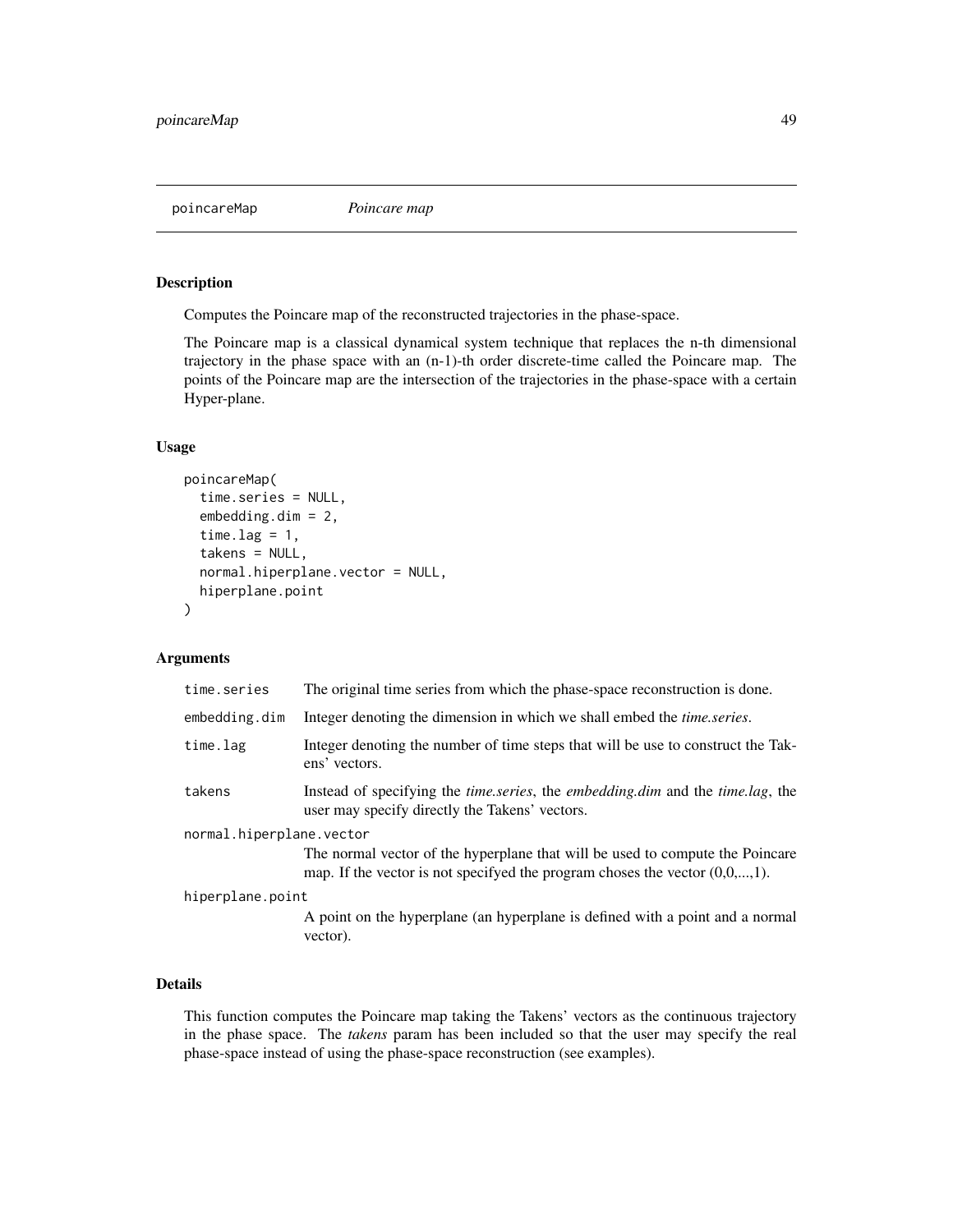poincareMap *Poincare map*

### Description

Computes the Poincare map of the reconstructed trajectories in the phase-space.

The Poincare map is a classical dynamical system technique that replaces the n-th dimensional trajectory in the phase space with an (n-1)-th order discrete-time called the Poincare map. The points of the Poincare map are the intersection of the trajectories in the phase-space with a certain Hyper-plane.

### Usage

```
poincareMap(
  time.series = NULL,
  embedding.dim = 2,
  time.lag = 1,
  takens = NULL,
  normal.hiperplane.vector = NULL,
  hiperplane.point
)
```

### Arguments

| | |
|---|---|
| time.series | The original time series from which the phase-space reconstruction is done. |
| embedding.dim | Integer denoting the dimension in which we shall embed the *time.series*. |
| time.lag | Integer denoting the number of time steps that will be use to construct the Takens' vectors. |
| takens | Instead of specifying the *time.series*, the *embedding.dim* and the *time.lag*, the user may specify directly the Takens' vectors. |
| normal.hiperplane.vector | The normal vector of the hyperplane that will be used to compute the Poincare map. If the vector is not specifyed the program choses the vector (0,0,...,1). |
| hiperplane.point | A point on the hyperplane (an hyperplane is defined with a point and a normal vector). |

### Details

This function computes the Poincare map taking the Takens' vectors as the continuous trajectory in the phase space. The *takens* param has been included so that the user may specify the real phase-space instead of using the phase-space reconstruction (see examples).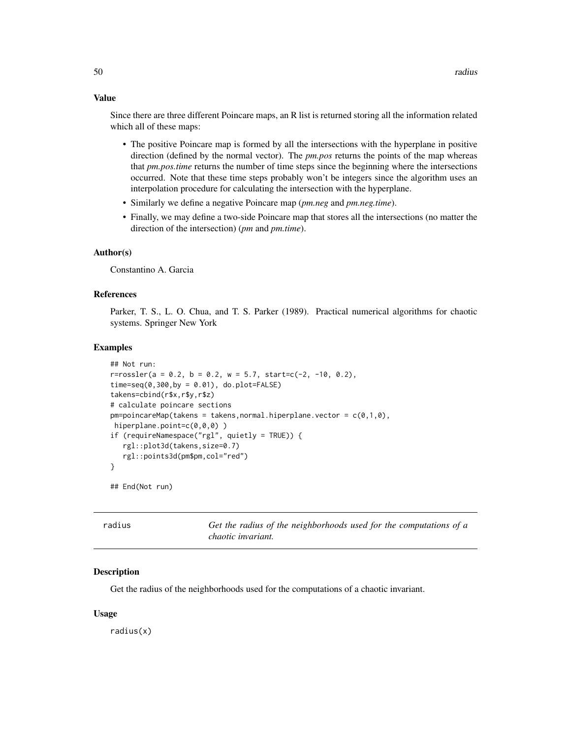## Value

Since there are three different Poincare maps, an R list is returned storing all the information related which all of these maps:

- The positive Poincare map is formed by all the intersections with the hyperplane in positive direction (defined by the normal vector). The *pm.pos* returns the points of the map whereas that *pm.pos.time* returns the number of time steps since the beginning where the intersections occurred. Note that these time steps probably won't be integers since the algorithm uses an interpolation procedure for calculating the intersection with the hyperplane.
- Similarly we define a negative Poincare map (*pm.neg* and *pm.neg.time*).
- Finally, we may define a two-side Poincare map that stores all the intersections (no matter the direction of the intersection) (*pm* and *pm.time*).

## Author(s)

Constantino A. Garcia

## References

Parker, T. S., L. O. Chua, and T. S. Parker (1989). Practical numerical algorithms for chaotic systems. Springer New York

## Examples

```
## Not run:
r=rossler(a = 0.2, b = 0.2, w = 5.7, start=c(-2, -10, 0.2),
time=seq(0,300,by = 0.01), do.plot=FALSE)
takens=cbind(r$x,r$y,r$z)
# calculate poincare sections
pm=poincareMap(takens = takens,normal.hiperplane.vector = c(0,1,0),
 hiperplane.point=c(0,0,0) )
if (requireNamespace("rgl", quietly = TRUE)) {
   rgl::plot3d(takens,size=0.7)
   rgl::points3d(pm$pm,col="red")
}

## End(Not run)
```

---

# radius — *Get the radius of the neighborhoods used for the computations of a chaotic invariant.*

## Description

Get the radius of the neighborhoods used for the computations of a chaotic invariant.

## Usage

```
radius(x)
```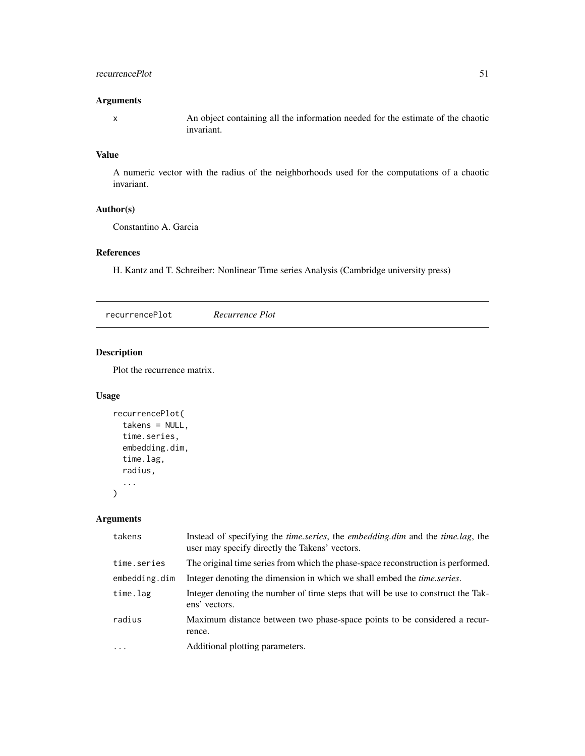### Arguments

| | |
|---|---|
| x | An object containing all the information needed for the estimate of the chaotic invariant. |

### Value

A numeric vector with the radius of the neighborhoods used for the computations of a chaotic invariant.

### Author(s)

Constantino A. Garcia

### References

H. Kantz and T. Schreiber: Nonlinear Time series Analysis (Cambridge university press)

---

## recurrencePlot *Recurrence Plot*

---

### Description

Plot the recurrence matrix.

### Usage

```
recurrencePlot(
  takens = NULL,
  time.series,
  embedding.dim,
  time.lag,
  radius,
  ...
)
```

### Arguments

| | |
|---|---|
| takens | Instead of specifying the *time.series*, the *embedding.dim* and the *time.lag*, the user may specify directly the Takens' vectors. |
| time.series | The original time series from which the phase-space reconstruction is performed. |
| embedding.dim | Integer denoting the dimension in which we shall embed the *time.series*. |
| time.lag | Integer denoting the number of time steps that will be use to construct the Takens' vectors. |
| radius | Maximum distance between two phase-space points to be considered a recurrence. |
| ... | Additional plotting parameters. |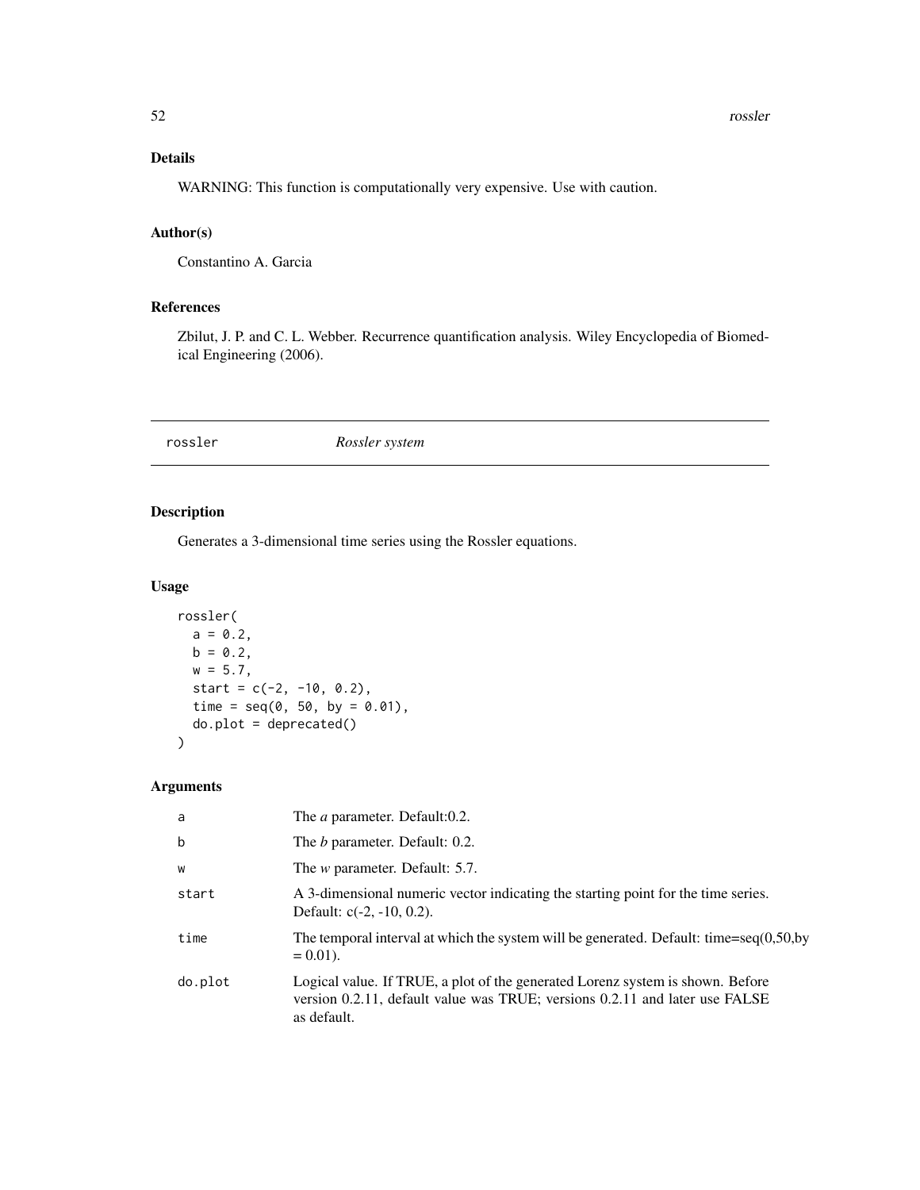## Details

WARNING: This function is computationally very expensive. Use with caution.

## Author(s)

Constantino A. Garcia

## References

Zbilut, J. P. and C. L. Webber. Recurrence quantification analysis. Wiley Encyclopedia of Biomedical Engineering (2006).

---

# rossler — *Rossler system*

## Description

Generates a 3-dimensional time series using the Rossler equations.

## Usage

```
rossler(
  a = 0.2,
  b = 0.2,
  w = 5.7,
  start = c(-2, -10, 0.2),
  time = seq(0, 50, by = 0.01),
  do.plot = deprecated()
)
```

## Arguments

| | |
|---|---|
| a | The *a* parameter. Default:0.2. |
| b | The *b* parameter. Default: 0.2. |
| w | The *w* parameter. Default: 5.7. |
| start | A 3-dimensional numeric vector indicating the starting point for the time series. Default: c(-2, -10, 0.2). |
| time | The temporal interval at which the system will be generated. Default: time=seq(0,50,by = 0.01). |
| do.plot | Logical value. If TRUE, a plot of the generated Lorenz system is shown. Before version 0.2.11, default value was TRUE; versions 0.2.11 and later use FALSE as default. |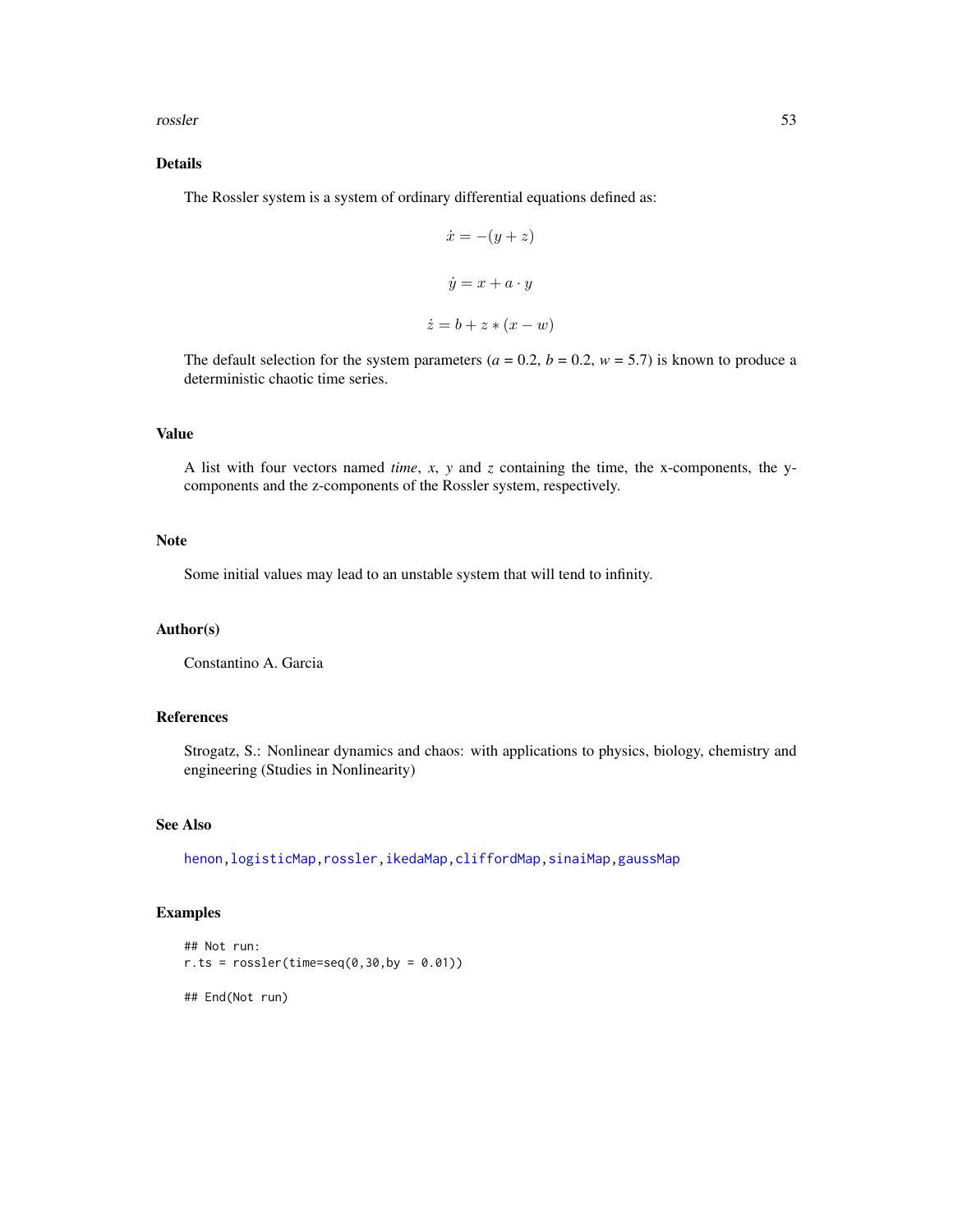## Details

The Rossler system is a system of ordinary differential equations defined as:

$$\dot{x} = -(y + z)$$

$$\dot{y} = x + a \cdot y$$

$$\dot{z} = b + z * (x - w)$$

The default selection for the system parameters ($a$ = 0.2, $b$ = 0.2, $w$ = 5.7) is known to produce a deterministic chaotic time series.

## Value

A list with four vectors named *time*, *x*, *y* and $z$ containing the time, the x-components, the y-components and the z-components of the Rossler system, respectively.

## Note

Some initial values may lead to an unstable system that will tend to infinity.

## Author(s)

Constantino A. Garcia

## References

Strogatz, S.: Nonlinear dynamics and chaos: with applications to physics, biology, chemistry and engineering (Studies in Nonlinearity)

## See Also

henon, logisticMap, rossler, ikedaMap, cliffordMap, sinaiMap, gaussMap

## Examples

```
## Not run:
r.ts = rossler(time=seq(0,30,by = 0.01))

## End(Not run)
```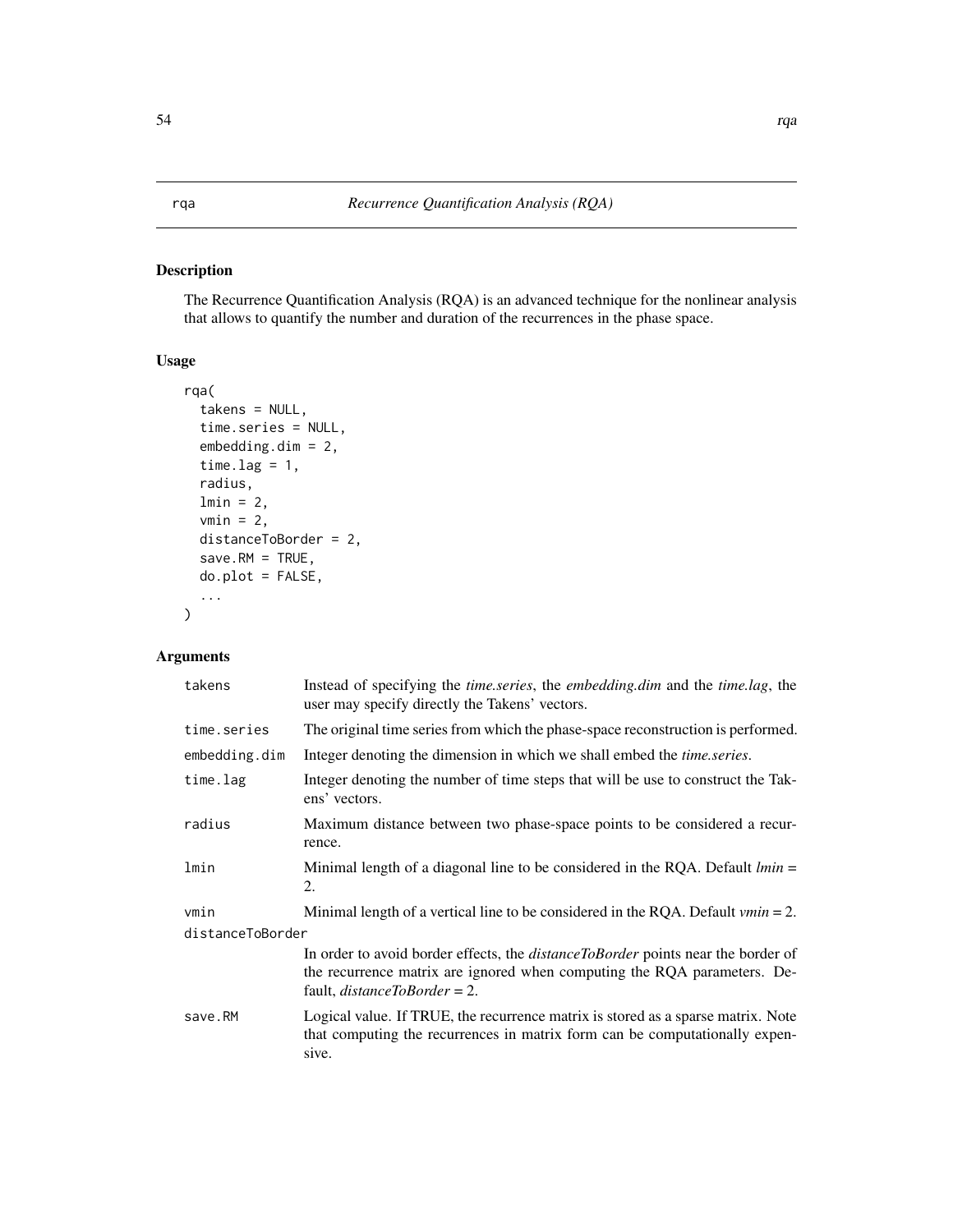## rqa — *Recurrence Quantification Analysis (RQA)*

### Description

The Recurrence Quantification Analysis (RQA) is an advanced technique for the nonlinear analysis that allows to quantify the number and duration of the recurrences in the phase space.

### Usage

```
rqa(
  takens = NULL,
  time.series = NULL,
  embedding.dim = 2,
  time.lag = 1,
  radius,
  lmin = 2,
  vmin = 2,
  distanceToBorder = 2,
  save.RM = TRUE,
  do.plot = FALSE,
  ...
)
```

### Arguments

| Argument | Description |
|---|---|
| `takens` | Instead of specifying the *time.series*, the *embedding.dim* and the *time.lag*, the user may specify directly the Takens' vectors. |
| `time.series` | The original time series from which the phase-space reconstruction is performed. |
| `embedding.dim` | Integer denoting the dimension in which we shall embed the *time.series*. |
| `time.lag` | Integer denoting the number of time steps that will be use to construct the Takens' vectors. |
| `radius` | Maximum distance between two phase-space points to be considered a recurrence. |
| `lmin` | Minimal length of a diagonal line to be considered in the RQA. Default *lmin* = 2. |
| `vmin` | Minimal length of a vertical line to be considered in the RQA. Default *vmin* = 2. |
| `distanceToBorder` | In order to avoid border effects, the *distanceToBorder* points near the border of the recurrence matrix are ignored when computing the RQA parameters. Default, *distanceToBorder* = 2. |
| `save.RM` | Logical value. If TRUE, the recurrence matrix is stored as a sparse matrix. Note that computing the recurrences in matrix form can be computationally expensive. |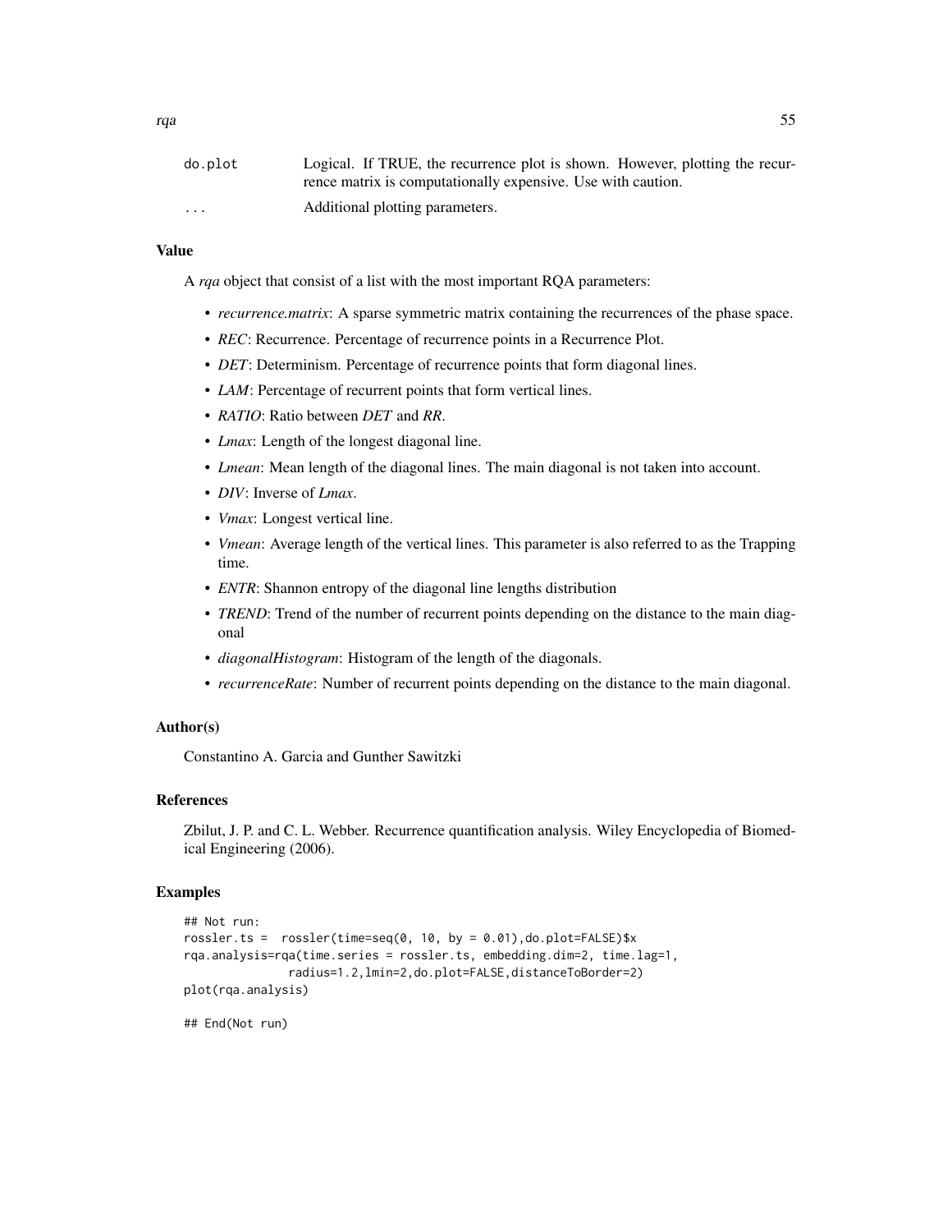| | |
|---|---|
| do.plot | Logical. If TRUE, the recurrence plot is shown. However, plotting the recurrence matrix is computationally expensive. Use with caution. |
| ... | Additional plotting parameters. |

### Value

A *rqa* object that consist of a list with the most important RQA parameters:

- *recurrence.matrix*: A sparse symmetric matrix containing the recurrences of the phase space.
- *REC*: Recurrence. Percentage of recurrence points in a Recurrence Plot.
- *DET*: Determinism. Percentage of recurrence points that form diagonal lines.
- *LAM*: Percentage of recurrent points that form vertical lines.
- *RATIO*: Ratio between *DET* and *RR*.
- *Lmax*: Length of the longest diagonal line.
- *Lmean*: Mean length of the diagonal lines. The main diagonal is not taken into account.
- *DIV*: Inverse of *Lmax*.
- *Vmax*: Longest vertical line.
- *Vmean*: Average length of the vertical lines. This parameter is also referred to as the Trapping time.
- *ENTR*: Shannon entropy of the diagonal line lengths distribution
- *TREND*: Trend of the number of recurrent points depending on the distance to the main diagonal
- *diagonalHistogram*: Histogram of the length of the diagonals.
- *recurrenceRate*: Number of recurrent points depending on the distance to the main diagonal.

### Author(s)

Constantino A. Garcia and Gunther Sawitzki

### References

Zbilut, J. P. and C. L. Webber. Recurrence quantification analysis. Wiley Encyclopedia of Biomedical Engineering (2006).

### Examples

```
## Not run:
rossler.ts =  rossler(time=seq(0, 10, by = 0.01),do.plot=FALSE)$x
rqa.analysis=rqa(time.series = rossler.ts, embedding.dim=2, time.lag=1,
              radius=1.2,lmin=2,do.plot=FALSE,distanceToBorder=2)
plot(rqa.analysis)

## End(Not run)
```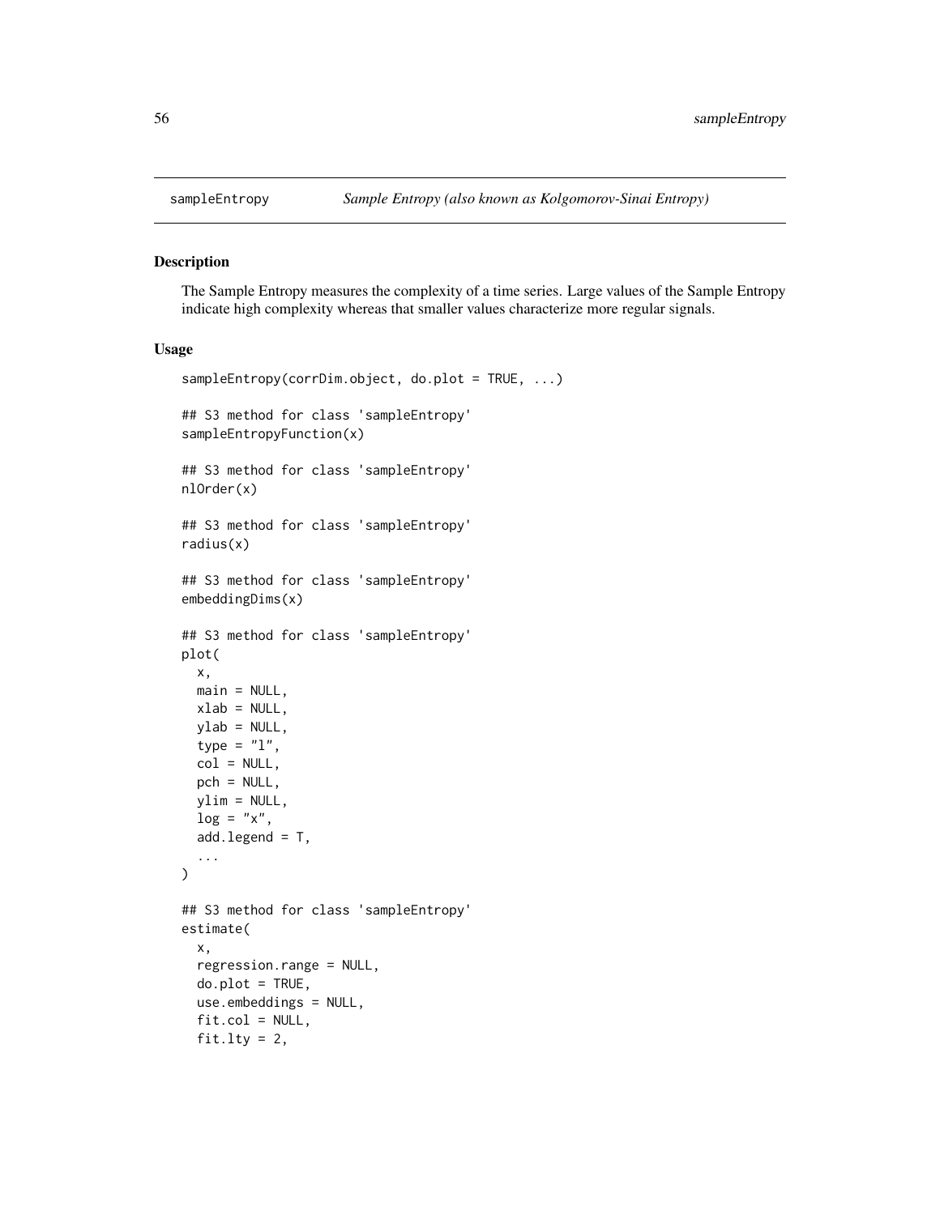## sampleEntropy — *Sample Entropy (also known as Kolgomorov-Sinai Entropy)*

### Description

The Sample Entropy measures the complexity of a time series. Large values of the Sample Entropy indicate high complexity whereas that smaller values characterize more regular signals.

### Usage

```
sampleEntropy(corrDim.object, do.plot = TRUE, ...)

## S3 method for class 'sampleEntropy'
sampleEntropyFunction(x)

## S3 method for class 'sampleEntropy'
nlOrder(x)

## S3 method for class 'sampleEntropy'
radius(x)

## S3 method for class 'sampleEntropy'
embeddingDims(x)

## S3 method for class 'sampleEntropy'
plot(
  x,
  main = NULL,
  xlab = NULL,
  ylab = NULL,
  type = "l",
  col = NULL,
  pch = NULL,
  ylim = NULL,
  log = "x",
  add.legend = T,
  ...
)

## S3 method for class 'sampleEntropy'
estimate(
  x,
  regression.range = NULL,
  do.plot = TRUE,
  use.embeddings = NULL,
  fit.col = NULL,
  fit.lty = 2,
```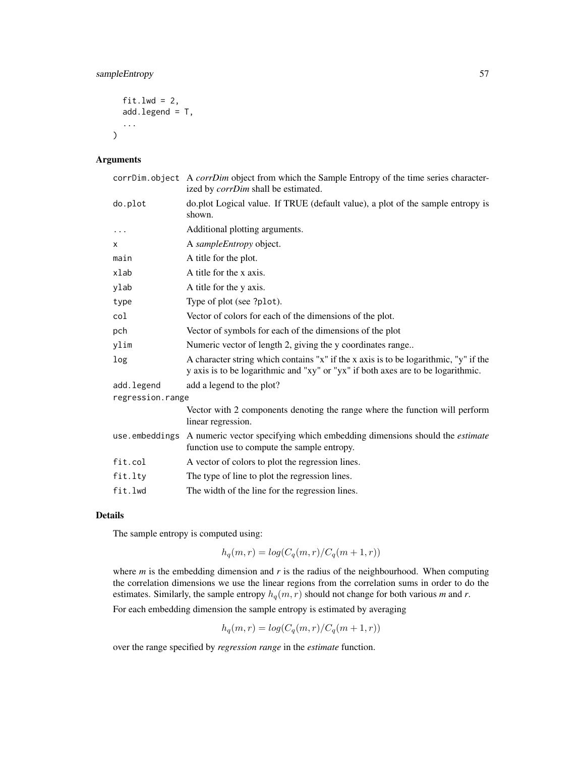```
  fit.lwd = 2,
  add.legend = T,
  ...
)
```

## Arguments

| | |
|---|---|
| corrDim.object | A *corrDim* object from which the Sample Entropy of the time series characterized by *corrDim* shall be estimated. |
| do.plot | do.plot Logical value. If TRUE (default value), a plot of the sample entropy is shown. |
| ... | Additional plotting arguments. |
| x | A *sampleEntropy* object. |
| main | A title for the plot. |
| xlab | A title for the x axis. |
| ylab | A title for the y axis. |
| type | Type of plot (see ?plot). |
| col | Vector of colors for each of the dimensions of the plot. |
| pch | Vector of symbols for each of the dimensions of the plot |
| ylim | Numeric vector of length 2, giving the y coordinates range.. |
| log | A character string which contains "x" if the x axis is to be logarithmic, "y" if the y axis is to be logarithmic and "xy" or "yx" if both axes are to be logarithmic. |
| add.legend | add a legend to the plot? |
| regression.range | Vector with 2 components denoting the range where the function will perform linear regression. |
| use.embeddings | A numeric vector specifying which embedding dimensions should the *estimate* function use to compute the sample entropy. |
| fit.col | A vector of colors to plot the regression lines. |
| fit.lty | The type of line to plot the regression lines. |
| fit.lwd | The width of the line for the regression lines. |

## Details

The sample entropy is computed using:

$$h_q(m,r) = log(C_q(m,r)/C_q(m+1,r))$$

where *m* is the embedding dimension and *r* is the radius of the neighbourhood. When computing the correlation dimensions we use the linear regions from the correlation sums in order to do the estimates. Similarly, the sample entropy $h_q(m,r)$ should not change for both various *m* and *r*.

For each embedding dimension the sample entropy is estimated by averaging

$$h_q(m,r) = log(C_q(m,r)/C_q(m+1,r))$$

over the range specified by *regression range* in the *estimate* function.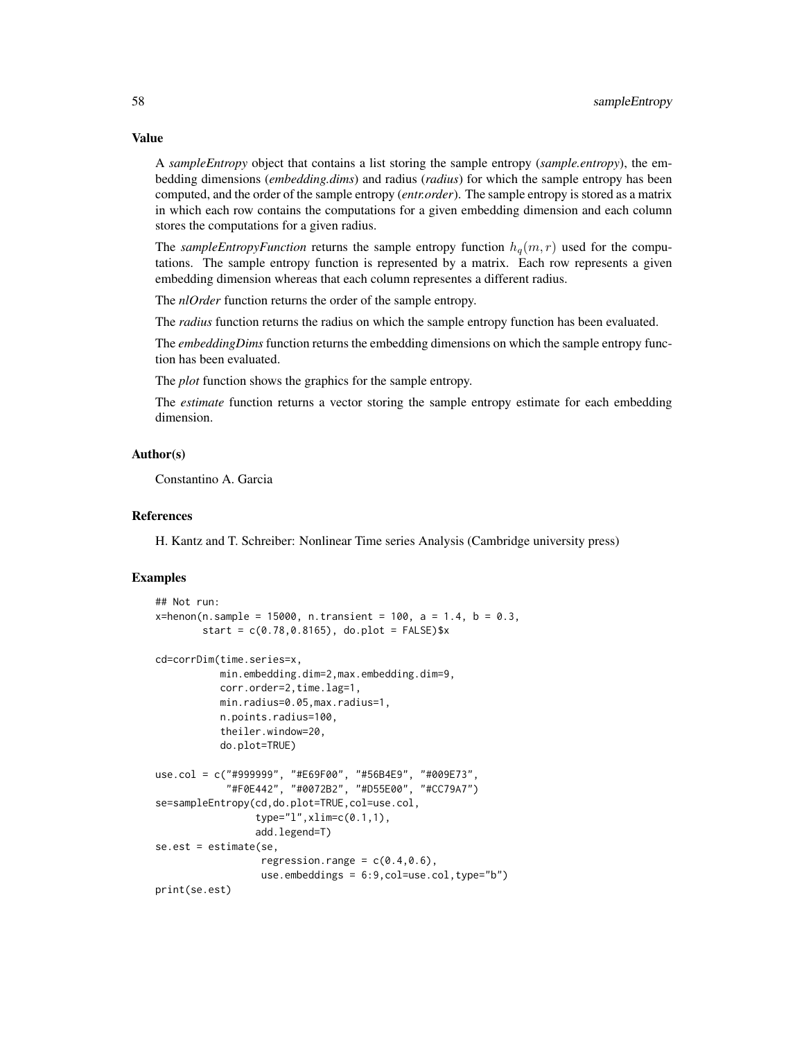## Value

A *sampleEntropy* object that contains a list storing the sample entropy (*sample.entropy*), the embedding dimensions (*embedding.dims*) and radius (*radius*) for which the sample entropy has been computed, and the order of the sample entropy (*entr.order*). The sample entropy is stored as a matrix in which each row contains the computations for a given embedding dimension and each column stores the computations for a given radius.

The *sampleEntropyFunction* returns the sample entropy function $h_q(m, r)$ used for the computations. The sample entropy function is represented by a matrix. Each row represents a given embedding dimension whereas that each column representes a different radius.

The *nlOrder* function returns the order of the sample entropy.

The *radius* function returns the radius on which the sample entropy function has been evaluated.

The *embeddingDims* function returns the embedding dimensions on which the sample entropy function has been evaluated.

The *plot* function shows the graphics for the sample entropy.

The *estimate* function returns a vector storing the sample entropy estimate for each embedding dimension.

## Author(s)

Constantino A. Garcia

## References

H. Kantz and T. Schreiber: Nonlinear Time series Analysis (Cambridge university press)

## Examples

```
## Not run:
x=henon(n.sample = 15000, n.transient = 100, a = 1.4, b = 0.3,
        start = c(0.78,0.8165), do.plot = FALSE)$x

cd=corrDim(time.series=x,
           min.embedding.dim=2,max.embedding.dim=9,
           corr.order=2,time.lag=1,
           min.radius=0.05,max.radius=1,
           n.points.radius=100,
           theiler.window=20,
           do.plot=TRUE)

use.col = c("#999999", "#E69F00", "#56B4E9", "#009E73",
            "#F0E442", "#0072B2", "#D55E00", "#CC79A7")
se=sampleEntropy(cd,do.plot=TRUE,col=use.col,
                 type="l",xlim=c(0.1,1),
                 add.legend=T)
se.est = estimate(se,
                  regression.range = c(0.4,0.6),
                  use.embeddings = 6:9,col=use.col,type="b")
print(se.est)
```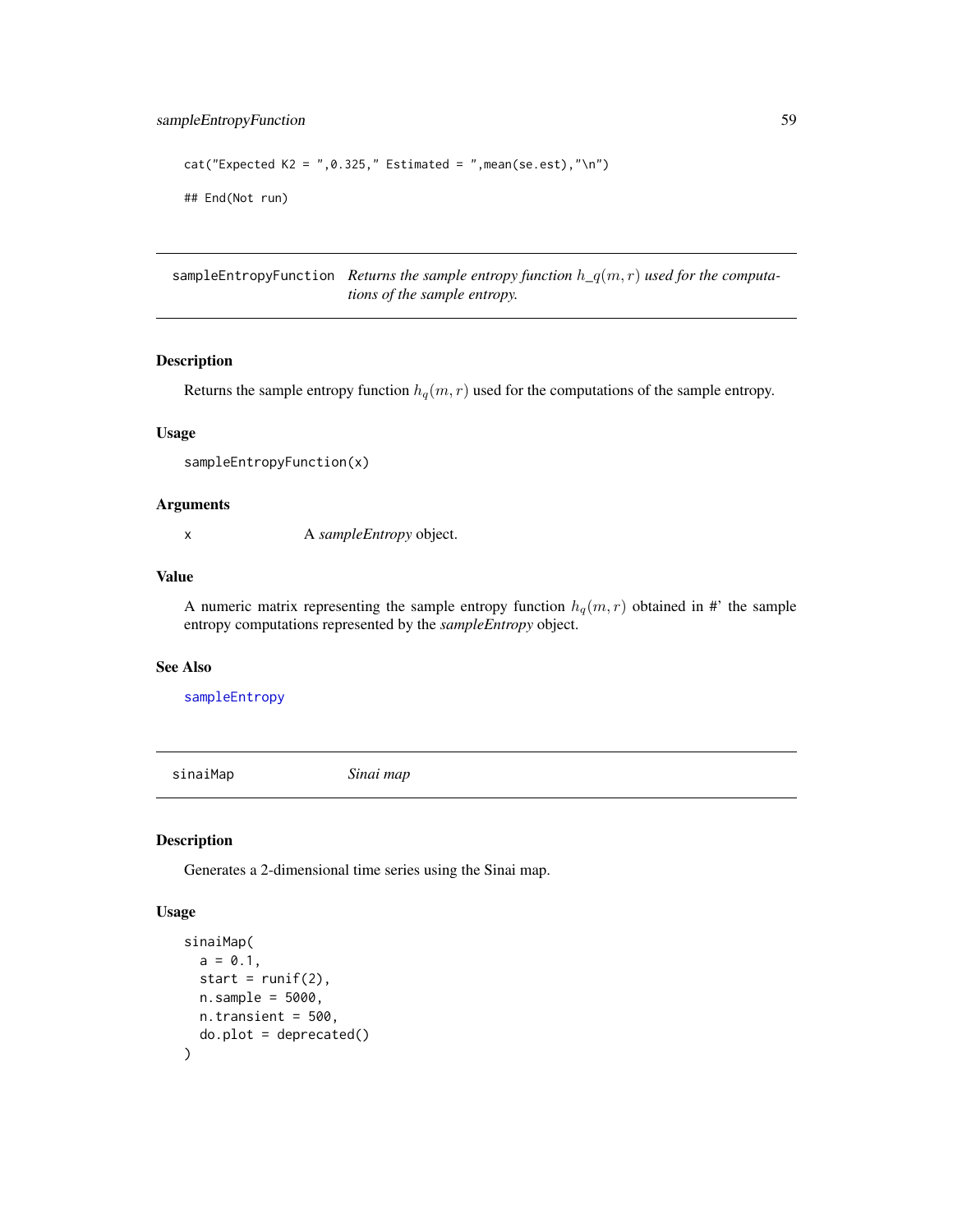```
cat("Expected K2 = ",0.325," Estimated = ",mean(se.est),"\n")

## End(Not run)
```

## sampleEntropyFunction — *Returns the sample entropy function $h\_q(m, r)$ used for the computations of the sample entropy.*

### Description

Returns the sample entropy function $h_q(m, r)$ used for the computations of the sample entropy.

### Usage

```
sampleEntropyFunction(x)
```

### Arguments

| | |
|---|---|
| x | A *sampleEntropy* object. |

### Value

A numeric matrix representing the sample entropy function $h_q(m, r)$ obtained in #' the sample entropy computations represented by the *sampleEntropy* object.

### See Also

sampleEntropy

## sinaiMap — *Sinai map*

### Description

Generates a 2-dimensional time series using the Sinai map.

### Usage

```
sinaiMap(
  a = 0.1,
  start = runif(2),
  n.sample = 5000,
  n.transient = 500,
  do.plot = deprecated()
)
```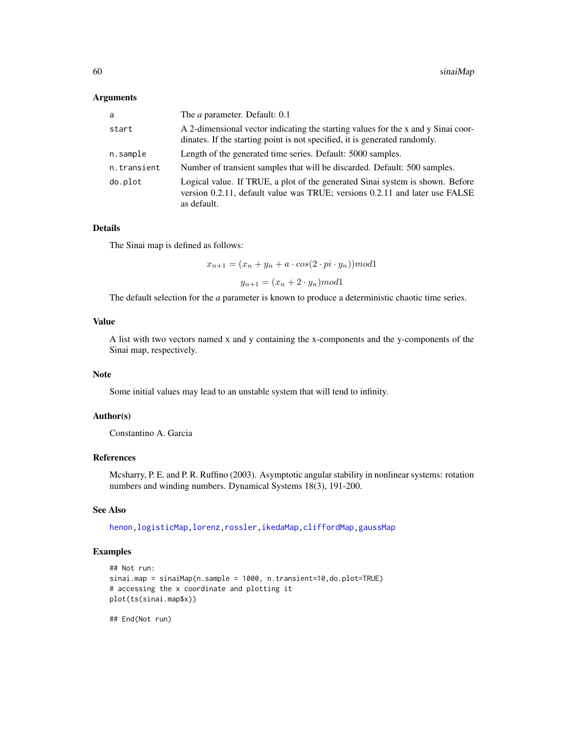### Arguments

| | |
|---|---|
| a | The *a* parameter. Default: 0.1 |
| start | A 2-dimensional vector indicating the starting values for the x and y Sinai coordinates. If the starting point is not specified, it is generated randomly. |
| n.sample | Length of the generated time series. Default: 5000 samples. |
| n.transient | Number of transient samples that will be discarded. Default: 500 samples. |
| do.plot | Logical value. If TRUE, a plot of the generated Sinai system is shown. Before version 0.2.11, default value was TRUE; versions 0.2.11 and later use FALSE as default. |

### Details

The Sinai map is defined as follows:

$$x_{n+1} = (x_n + y_n + a \cdot cos(2 \cdot pi \cdot y_n)) mod 1$$

$$y_{n+1} = (x_n + 2 \cdot y_n) mod 1$$

The default selection for the *a* parameter is known to produce a deterministic chaotic time series.

### Value

A list with two vectors named x and y containing the x-components and the y-components of the Sinai map, respectively.

### Note

Some initial values may lead to an unstable system that will tend to infinity.

### Author(s)

Constantino A. Garcia

### References

Mcsharry, P. E. and P. R. Ruffino (2003). Asymptotic angular stability in nonlinear systems: rotation numbers and winding numbers. Dynamical Systems 18(3), 191-200.

### See Also

henon, logisticMap, lorenz, rossler, ikedaMap, cliffordMap, gaussMap

### Examples

```
## Not run:
sinai.map = sinaiMap(n.sample = 1000, n.transient=10,do.plot=TRUE)
# accessing the x coordinate and plotting it
plot(ts(sinai.map$x))

## End(Not run)
```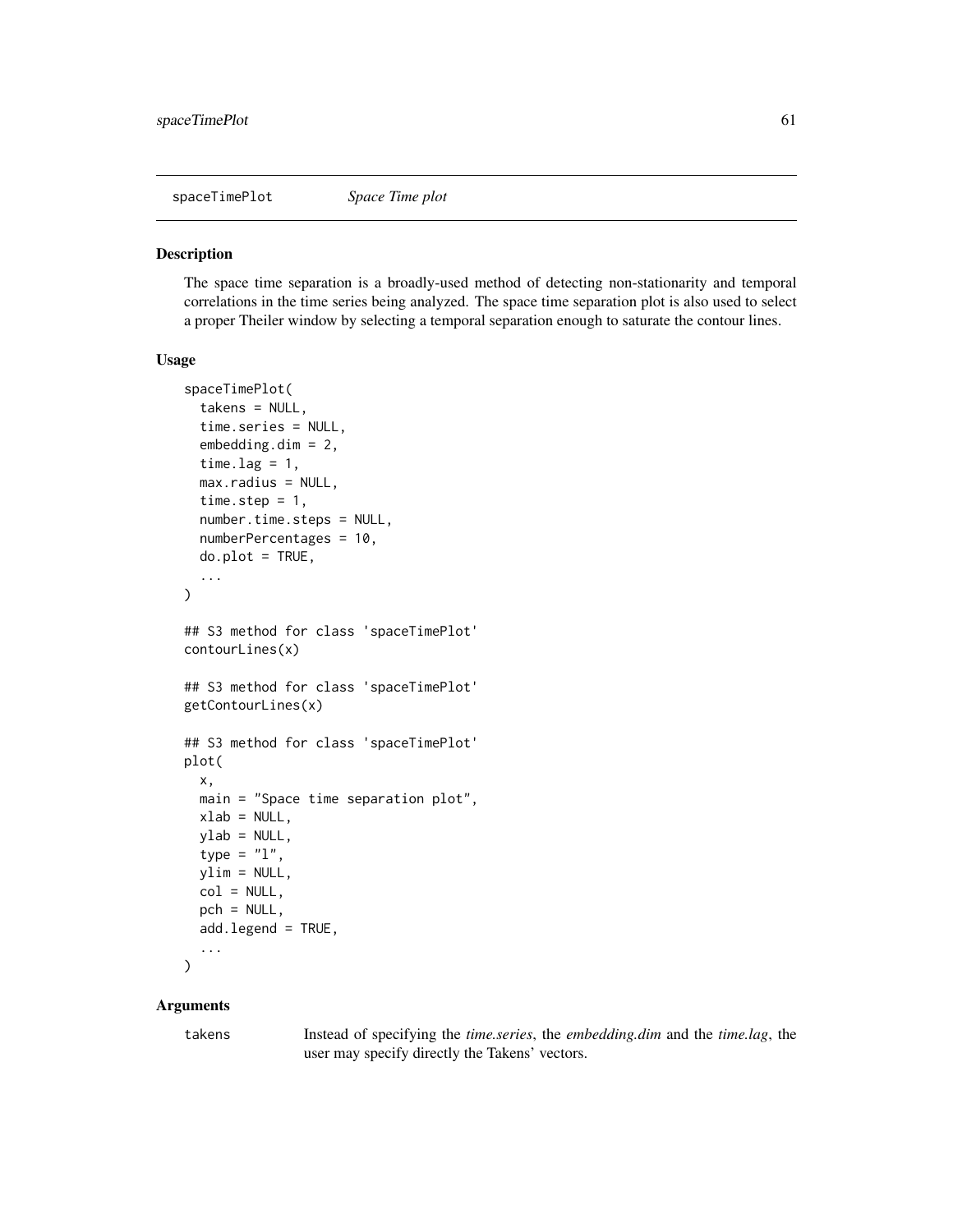spaceTimePlot *Space Time plot*

## Description

The space time separation is a broadly-used method of detecting non-stationarity and temporal correlations in the time series being analyzed. The space time separation plot is also used to select a proper Theiler window by selecting a temporal separation enough to saturate the contour lines.

## Usage

```
spaceTimePlot(
  takens = NULL,
  time.series = NULL,
  embedding.dim = 2,
  time.lag = 1,
  max.radius = NULL,
  time.step = 1,
  number.time.steps = NULL,
  numberPercentages = 10,
  do.plot = TRUE,
  ...
)

## S3 method for class 'spaceTimePlot'
contourLines(x)

## S3 method for class 'spaceTimePlot'
getContourLines(x)

## S3 method for class 'spaceTimePlot'
plot(
  x,
  main = "Space time separation plot",
  xlab = NULL,
  ylab = NULL,
  type = "l",
  ylim = NULL,
  col = NULL,
  pch = NULL,
  add.legend = TRUE,
  ...
)
```

## Arguments

takens Instead of specifying the *time.series*, the *embedding.dim* and the *time.lag*, the user may specify directly the Takens' vectors.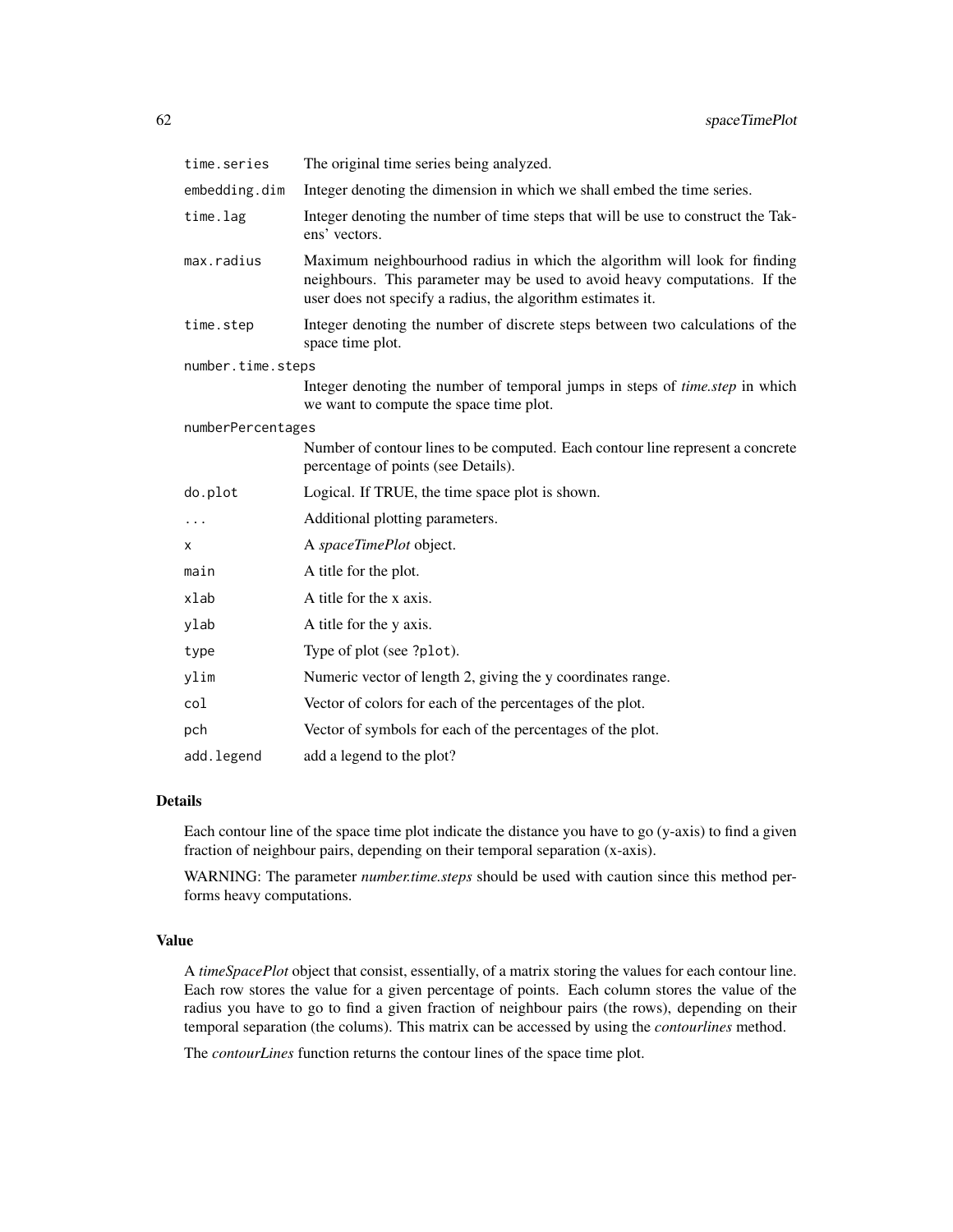| | |
|---|---|
| `time.series` | The original time series being analyzed. |
| `embedding.dim` | Integer denoting the dimension in which we shall embed the time series. |
| `time.lag` | Integer denoting the number of time steps that will be use to construct the Takens' vectors. |
| `max.radius` | Maximum neighbourhood radius in which the algorithm will look for finding neighbours. This parameter may be used to avoid heavy computations. If the user does not specify a radius, the algorithm estimates it. |
| `time.step` | Integer denoting the number of discrete steps between two calculations of the space time plot. |
| `number.time.steps` | Integer denoting the number of temporal jumps in steps of *time.step* in which we want to compute the space time plot. |
| `numberPercentages` | Number of contour lines to be computed. Each contour line represent a concrete percentage of points (see Details). |
| `do.plot` | Logical. If TRUE, the time space plot is shown. |
| `...` | Additional plotting parameters. |
| `x` | A *spaceTimePlot* object. |
| `main` | A title for the plot. |
| `xlab` | A title for the x axis. |
| `ylab` | A title for the y axis. |
| `type` | Type of plot (see `?plot`). |
| `ylim` | Numeric vector of length 2, giving the y coordinates range. |
| `col` | Vector of colors for each of the percentages of the plot. |
| `pch` | Vector of symbols for each of the percentages of the plot. |
| `add.legend` | add a legend to the plot? |

## Details

Each contour line of the space time plot indicate the distance you have to go (y-axis) to find a given fraction of neighbour pairs, depending on their temporal separation (x-axis).

WARNING: The parameter *number.time.steps* should be used with caution since this method performs heavy computations.

## Value

A *timeSpacePlot* object that consist, essentially, of a matrix storing the values for each contour line. Each row stores the value for a given percentage of points. Each column stores the value of the radius you have to go to find a given fraction of neighbour pairs (the rows), depending on their temporal separation (the colums). This matrix can be accessed by using the *contourlines* method.

The *contourLines* function returns the contour lines of the space time plot.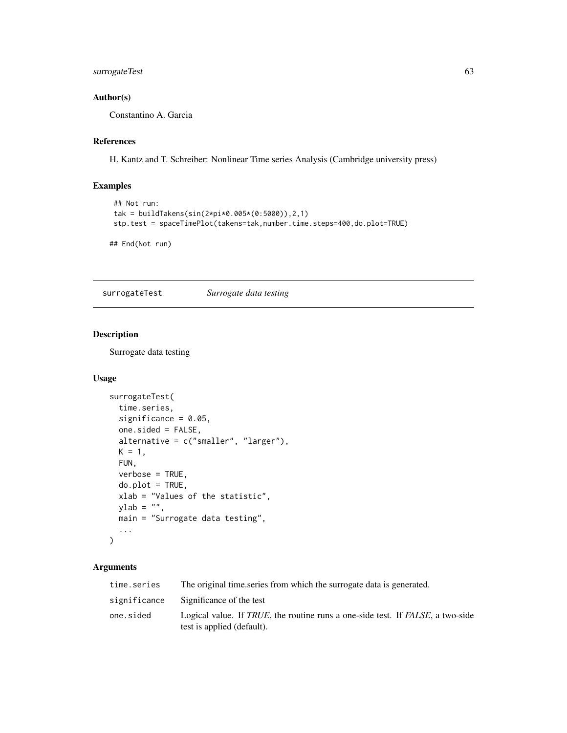### Author(s)

Constantino A. Garcia

### References

H. Kantz and T. Schreiber: Nonlinear Time series Analysis (Cambridge university press)

### Examples

```
## Not run:
tak = buildTakens(sin(2*pi*0.005*(0:5000)),2,1)
stp.test = spaceTimePlot(takens=tak,number.time.steps=400,do.plot=TRUE)

## End(Not run)
```

---

## surrogateTest *Surrogate data testing*

---

### Description

Surrogate data testing

### Usage

```
surrogateTest(
  time.series,
  significance = 0.05,
  one.sided = FALSE,
  alternative = c("smaller", "larger"),
  K = 1,
  FUN,
  verbose = TRUE,
  do.plot = TRUE,
  xlab = "Values of the statistic",
  ylab = "",
  main = "Surrogate data testing",
  ...
)
```

### Arguments

| | |
|---|---|
| time.series | The original time.series from which the surrogate data is generated. |
| significance | Significance of the test |
| one.sided | Logical value. If *TRUE*, the routine runs a one-side test. If *FALSE*, a two-side test is applied (default). |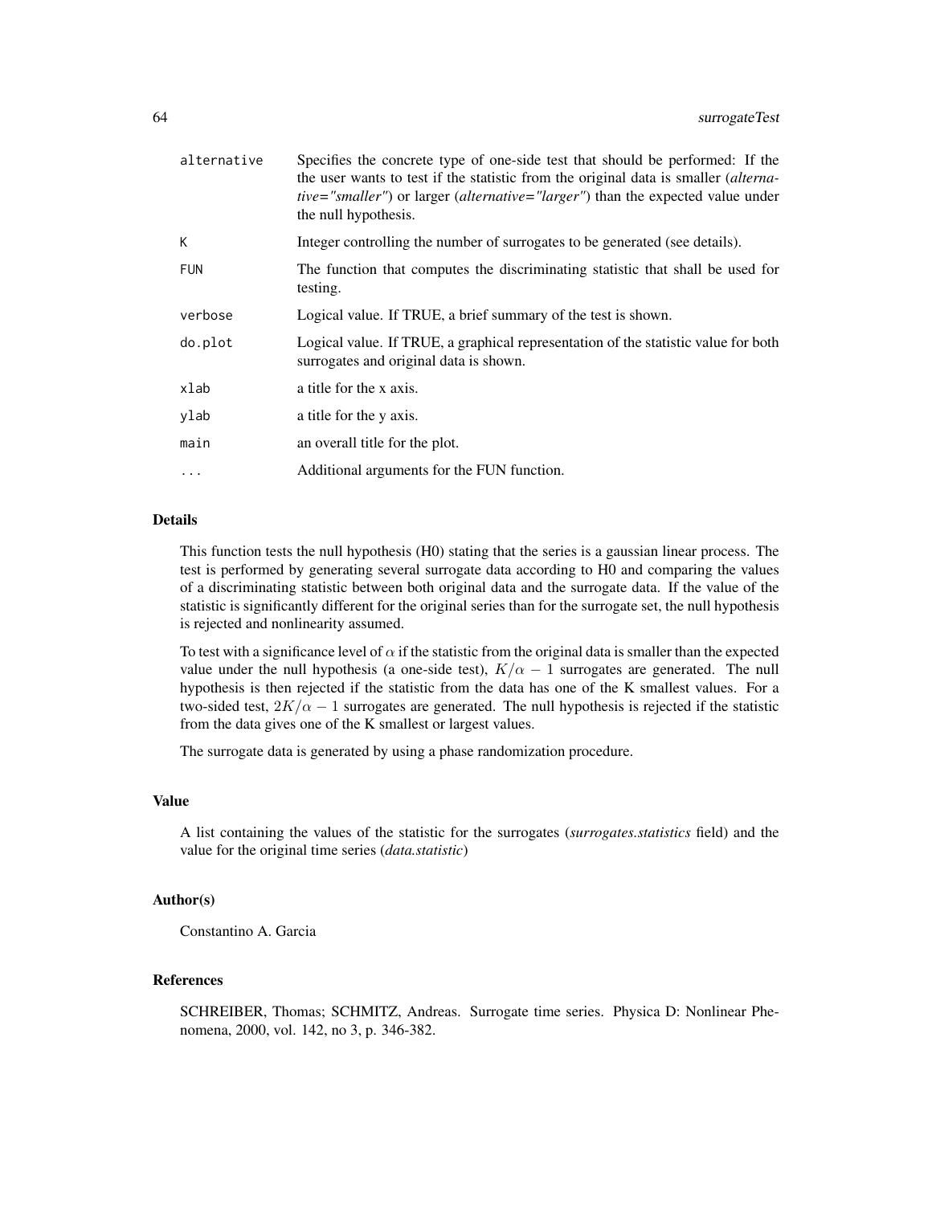| | |
|---|---|
| alternative | Specifies the concrete type of one-side test that should be performed: If the the user wants to test if the statistic from the original data is smaller (*alternative="smaller"*) or larger (*alternative="larger"*) than the expected value under the null hypothesis. |
| K | Integer controlling the number of surrogates to be generated (see details). |
| FUN | The function that computes the discriminating statistic that shall be used for testing. |
| verbose | Logical value. If TRUE, a brief summary of the test is shown. |
| do.plot | Logical value. If TRUE, a graphical representation of the statistic value for both surrogates and original data is shown. |
| xlab | a title for the x axis. |
| ylab | a title for the y axis. |
| main | an overall title for the plot. |
| ... | Additional arguments for the FUN function. |

## Details

This function tests the null hypothesis (H0) stating that the series is a gaussian linear process. The test is performed by generating several surrogate data according to H0 and comparing the values of a discriminating statistic between both original data and the surrogate data. If the value of the statistic is significantly different for the original series than for the surrogate set, the null hypothesis is rejected and nonlinearity assumed.

To test with a significance level of $\alpha$ if the statistic from the original data is smaller than the expected value under the null hypothesis (a one-side test), $K/\alpha - 1$ surrogates are generated. The null hypothesis is then rejected if the statistic from the data has one of the K smallest values. For a two-sided test, $2K/\alpha - 1$ surrogates are generated. The null hypothesis is rejected if the statistic from the data gives one of the K smallest or largest values.

The surrogate data is generated by using a phase randomization procedure.

## Value

A list containing the values of the statistic for the surrogates (*surrogates.statistics* field) and the value for the original time series (*data.statistic*)

## Author(s)

Constantino A. Garcia

## References

SCHREIBER, Thomas; SCHMITZ, Andreas. Surrogate time series. Physica D: Nonlinear Phenomena, 2000, vol. 142, no 3, p. 346-382.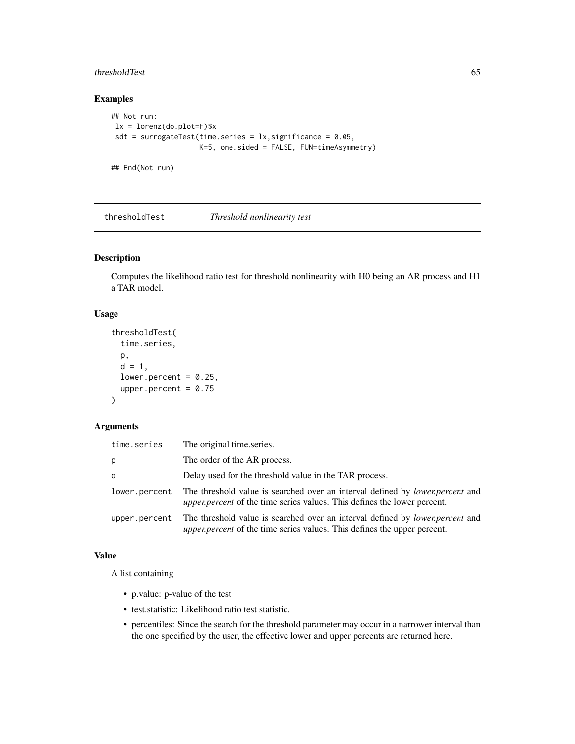## Examples

```
## Not run:
 lx = lorenz(do.plot=F)$x
 sdt = surrogateTest(time.series = lx,significance = 0.05,
                     K=5, one.sided = FALSE, FUN=timeAsymmetry)

## End(Not run)
```

---

# thresholdTest    *Threshold nonlinearity test*

---

## Description

Computes the likelihood ratio test for threshold nonlinearity with H0 being an AR process and H1 a TAR model.

## Usage

```
thresholdTest(
  time.series,
  p,
  d = 1,
  lower.percent = 0.25,
  upper.percent = 0.75
)
```

## Arguments

| | |
|---|---|
| time.series | The original time.series. |
| p | The order of the AR process. |
| d | Delay used for the threshold value in the TAR process. |
| lower.percent | The threshold value is searched over an interval defined by *lower.percent* and *upper.percent* of the time series values. This defines the lower percent. |
| upper.percent | The threshold value is searched over an interval defined by *lower.percent* and *upper.percent* of the time series values. This defines the upper percent. |

## Value

A list containing

- p.value: p-value of the test
- test.statistic: Likelihood ratio test statistic.
- percentiles: Since the search for the threshold parameter may occur in a narrower interval than the one specified by the user, the effective lower and upper percents are returned here.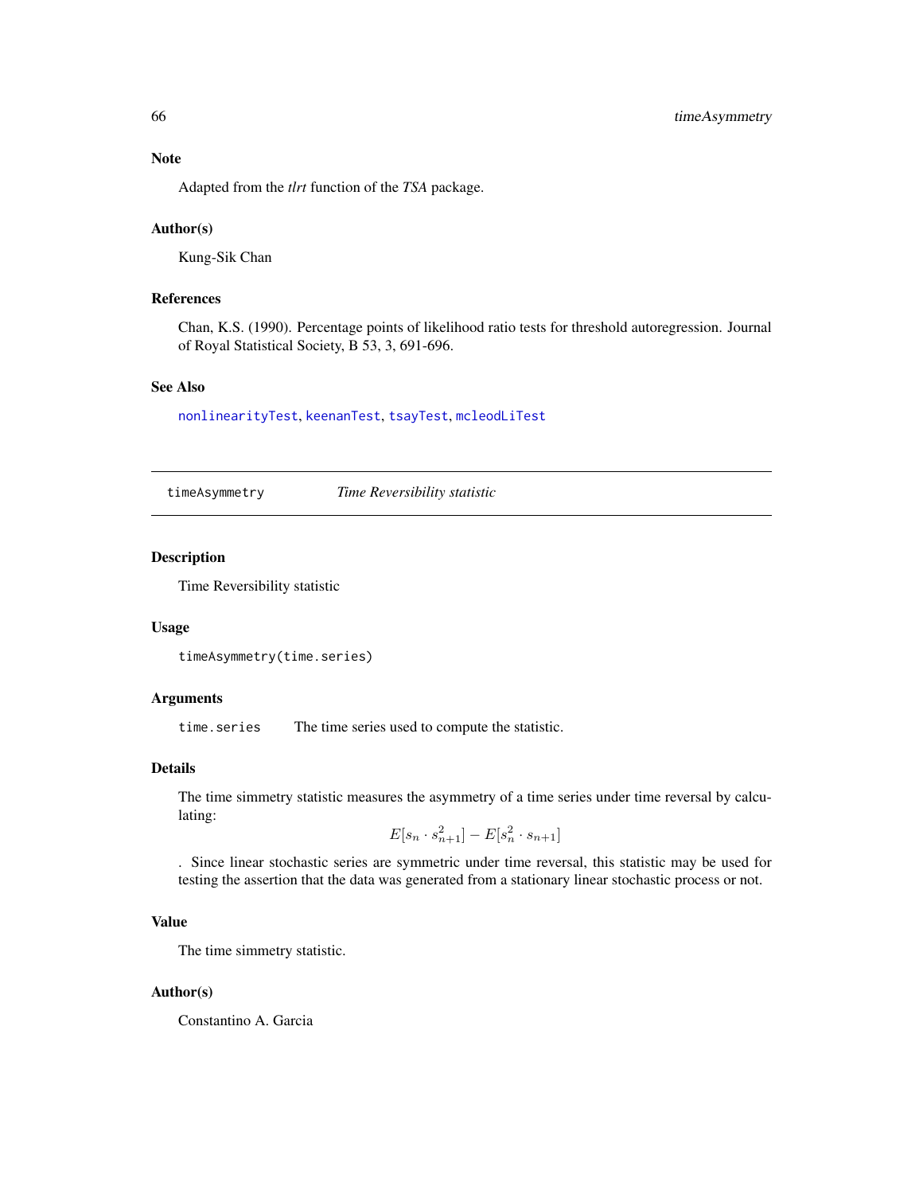### Note

Adapted from the *tlrt* function of the *TSA* package.

### Author(s)

Kung-Sik Chan

### References

Chan, K.S. (1990). Percentage points of likelihood ratio tests for threshold autoregression. Journal of Royal Statistical Society, B 53, 3, 691-696.

### See Also

nonlinearityTest, keenanTest, tsayTest, mcleodLiTest

---

## timeAsymmetry — *Time Reversibility statistic*

### Description

Time Reversibility statistic

### Usage

```
timeAsymmetry(time.series)
```

### Arguments

| | |
|---|---|
| time.series | The time series used to compute the statistic. |

### Details

The time simmetry statistic measures the asymmetry of a time series under time reversal by calculating:

$$E[s_n \cdot s_{n+1}^2] - E[s_n^2 \cdot s_{n+1}]$$

. Since linear stochastic series are symmetric under time reversal, this statistic may be used for testing the assertion that the data was generated from a stationary linear stochastic process or not.

### Value

The time simmetry statistic.

### Author(s)

Constantino A. Garcia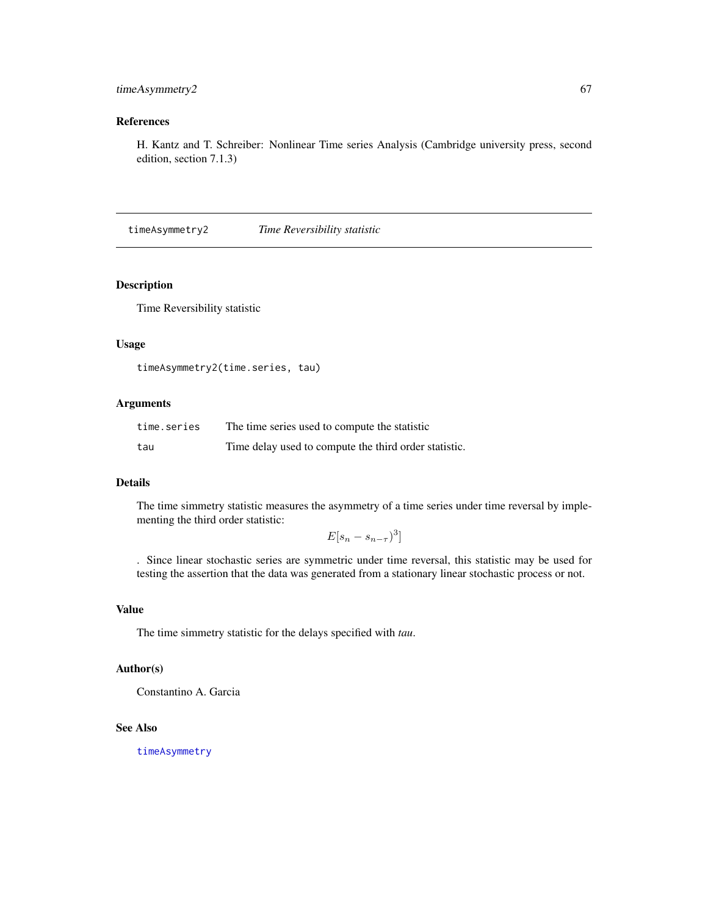### References

H. Kantz and T. Schreiber: Nonlinear Time series Analysis (Cambridge university press, second edition, section 7.1.3)

---

## timeAsymmetry2 *Time Reversibility statistic*

### Description

Time Reversibility statistic

### Usage

```
timeAsymmetry2(time.series, tau)
```

### Arguments

| | |
|---|---|
| time.series | The time series used to compute the statistic |
| tau | Time delay used to compute the third order statistic. |

### Details

The time simmetry statistic measures the asymmetry of a time series under time reversal by implementing the third order statistic:

$$E[s_n - s_{n-\tau})^3]$$

. Since linear stochastic series are symmetric under time reversal, this statistic may be used for testing the assertion that the data was generated from a stationary linear stochastic process or not.

### Value

The time simmetry statistic for the delays specified with *tau*.

### Author(s)

Constantino A. Garcia

### See Also

timeAsymmetry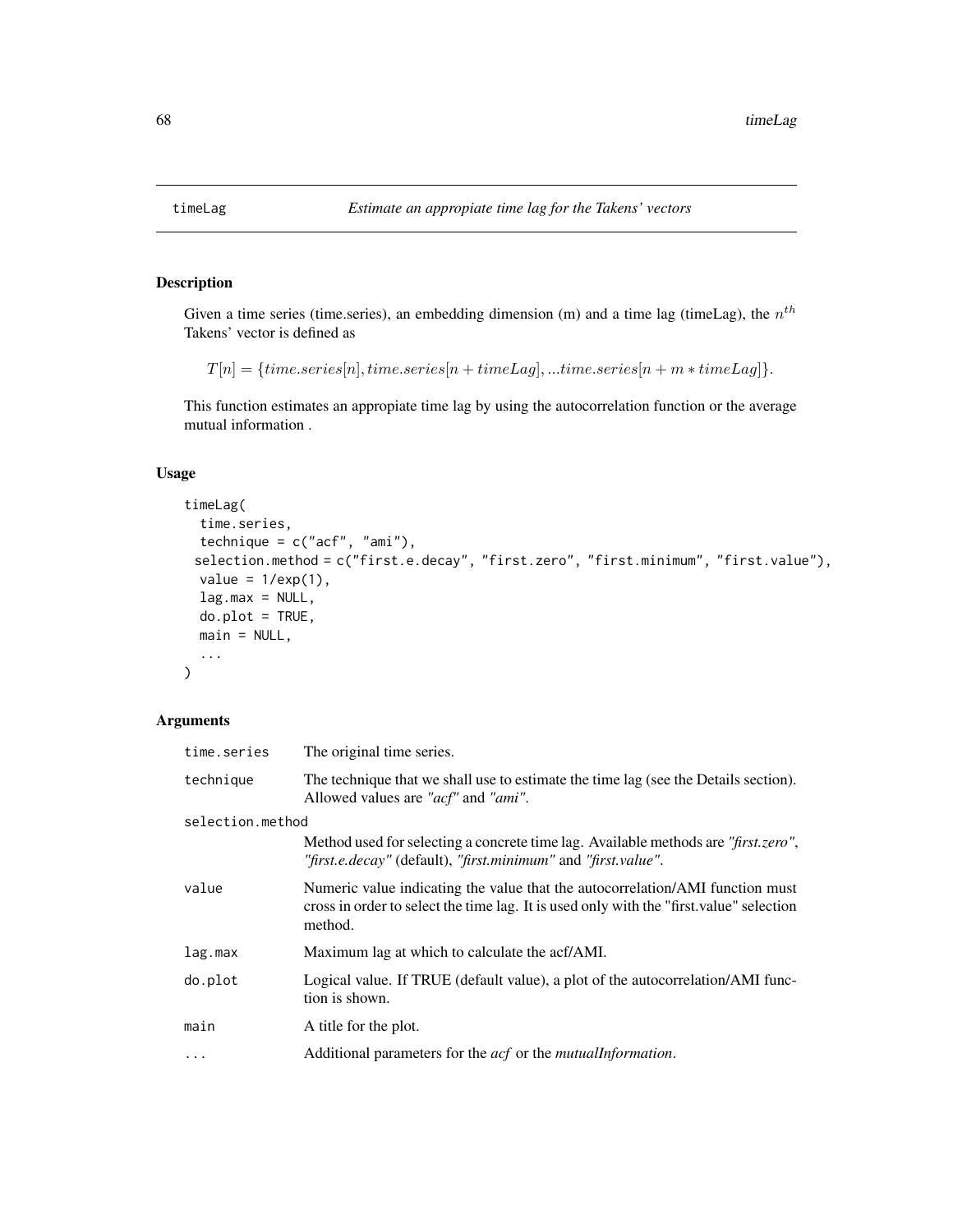# timeLag

*Estimate an appropiate time lag for the Takens' vectors*

## Description

Given a time series (time.series), an embedding dimension (m) and a time lag (timeLag), the $n^{th}$ Takens' vector is defined as

$$T[n] = \{time.series[n], time.series[n + timeLag], ...time.series[n + m * timeLag]\}.$$

This function estimates an appropiate time lag by using the autocorrelation function or the average mutual information .

## Usage

```
timeLag(
  time.series,
  technique = c("acf", "ami"),
  selection.method = c("first.e.decay", "first.zero", "first.minimum", "first.value"),
  value = 1/exp(1),
  lag.max = NULL,
  do.plot = TRUE,
  main = NULL,
  ...
)
```

## Arguments

| | |
|---|---|
| `time.series` | The original time series. |
| `technique` | The technique that we shall use to estimate the time lag (see the Details section). Allowed values are *"acf"* and *"ami"*. |
| `selection.method` | Method used for selecting a concrete time lag. Available methods are *"first.zero"*, *"first.e.decay"* (default), *"first.minimum"* and *"first.value"*. |
| `value` | Numeric value indicating the value that the autocorrelation/AMI function must cross in order to select the time lag. It is used only with the "first.value" selection method. |
| `lag.max` | Maximum lag at which to calculate the acf/AMI. |
| `do.plot` | Logical value. If TRUE (default value), a plot of the autocorrelation/AMI function is shown. |
| `main` | A title for the plot. |
| `...` | Additional parameters for the *acf* or the *mutualInformation*. |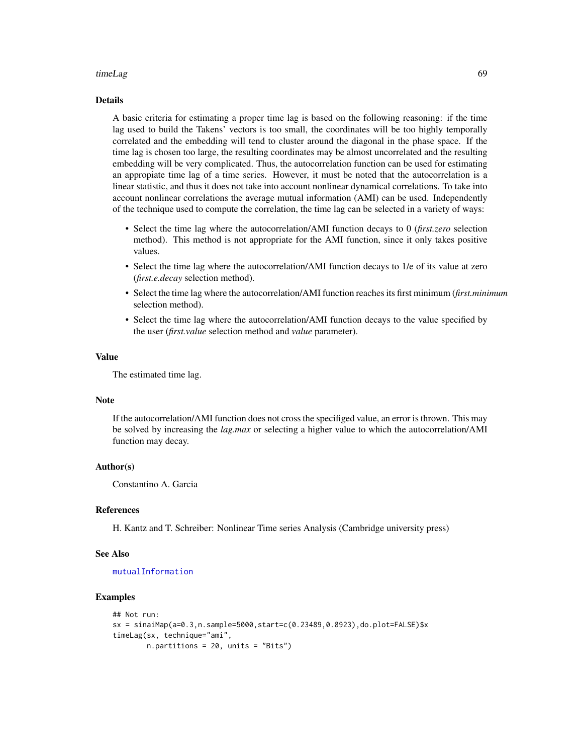## Details

A basic criteria for estimating a proper time lag is based on the following reasoning: if the time lag used to build the Takens' vectors is too small, the coordinates will be too highly temporally correlated and the embedding will tend to cluster around the diagonal in the phase space. If the time lag is chosen too large, the resulting coordinates may be almost uncorrelated and the resulting embedding will be very complicated. Thus, the autocorrelation function can be used for estimating an appropiate time lag of a time series. However, it must be noted that the autocorrelation is a linear statistic, and thus it does not take into account nonlinear dynamical correlations. To take into account nonlinear correlations the average mutual information (AMI) can be used. Independently of the technique used to compute the correlation, the time lag can be selected in a variety of ways:

- Select the time lag where the autocorrelation/AMI function decays to 0 (*first.zero* selection method). This method is not appropriate for the AMI function, since it only takes positive values.
- Select the time lag where the autocorrelation/AMI function decays to 1/e of its value at zero (*first.e.decay* selection method).
- Select the time lag where the autocorrelation/AMI function reaches its first minimum (*first.minimum* selection method).
- Select the time lag where the autocorrelation/AMI function decays to the value specified by the user (*first.value* selection method and *value* parameter).

## Value

The estimated time lag.

## Note

If the autocorrelation/AMI function does not cross the specifiged value, an error is thrown. This may be solved by increasing the *lag.max* or selecting a higher value to which the autocorrelation/AMI function may decay.

## Author(s)

Constantino A. Garcia

## References

H. Kantz and T. Schreiber: Nonlinear Time series Analysis (Cambridge university press)

## See Also

mutualInformation

## Examples

```
## Not run:
sx = sinaiMap(a=0.3,n.sample=5000,start=c(0.23489,0.8923),do.plot=FALSE)$x
timeLag(sx, technique="ami",
        n.partitions = 20, units = "Bits")
```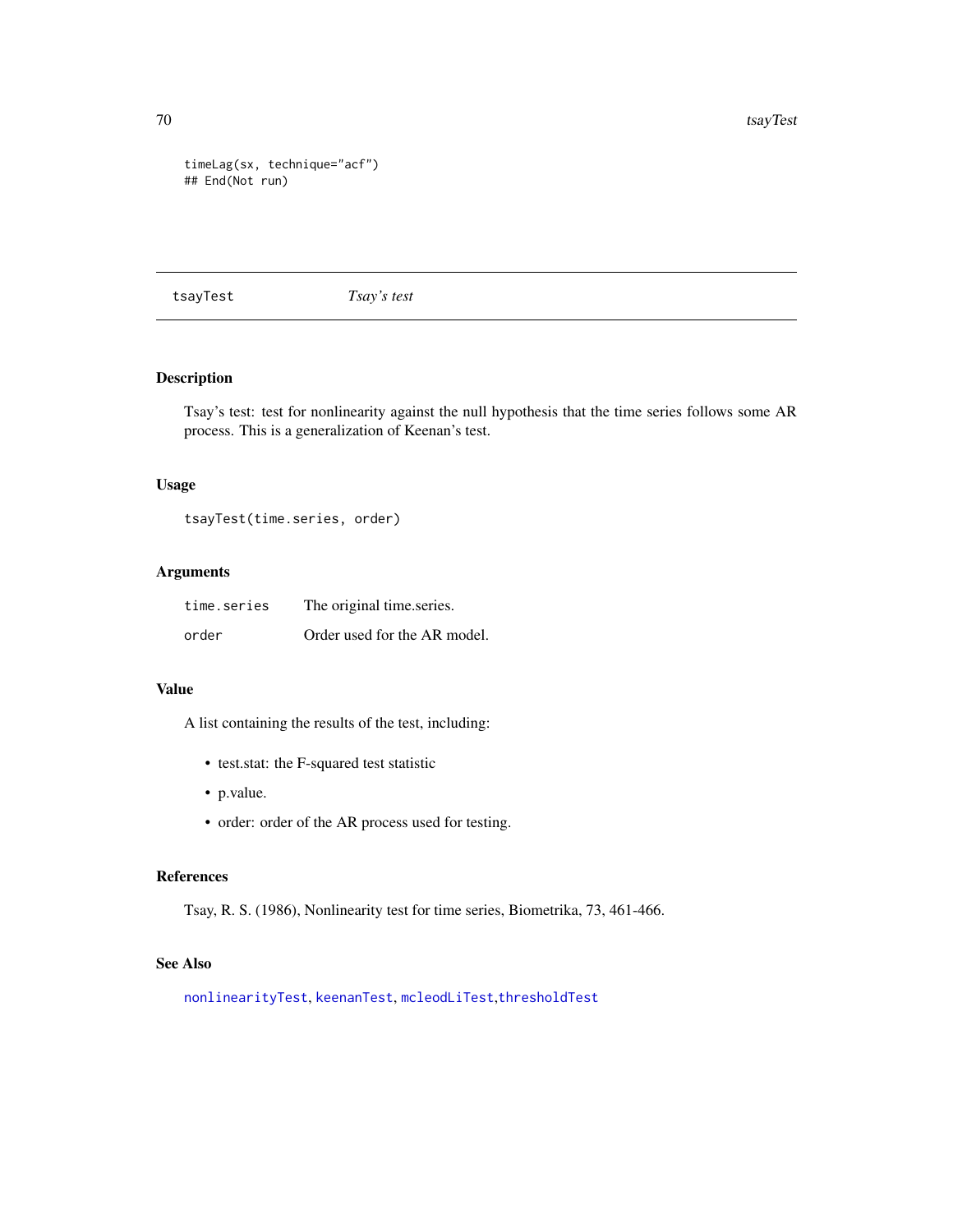```
timeLag(sx, technique="acf")
## End(Not run)
```

---

## tsayTest *Tsay's test*

---

### Description

Tsay's test: test for nonlinearity against the null hypothesis that the time series follows some AR process. This is a generalization of Keenan's test.

### Usage

```
tsayTest(time.series, order)
```

### Arguments

| | |
|---|---|
| `time.series` | The original time.series. |
| `order` | Order used for the AR model. |

### Value

A list containing the results of the test, including:

- test.stat: the F-squared test statistic
- p.value.
- order: order of the AR process used for testing.

### References

Tsay, R. S. (1986), Nonlinearity test for time series, Biometrika, 73, 461-466.

### See Also

`nonlinearityTest`, `keenanTest`, `mcleodLiTest`,`thresholdTest`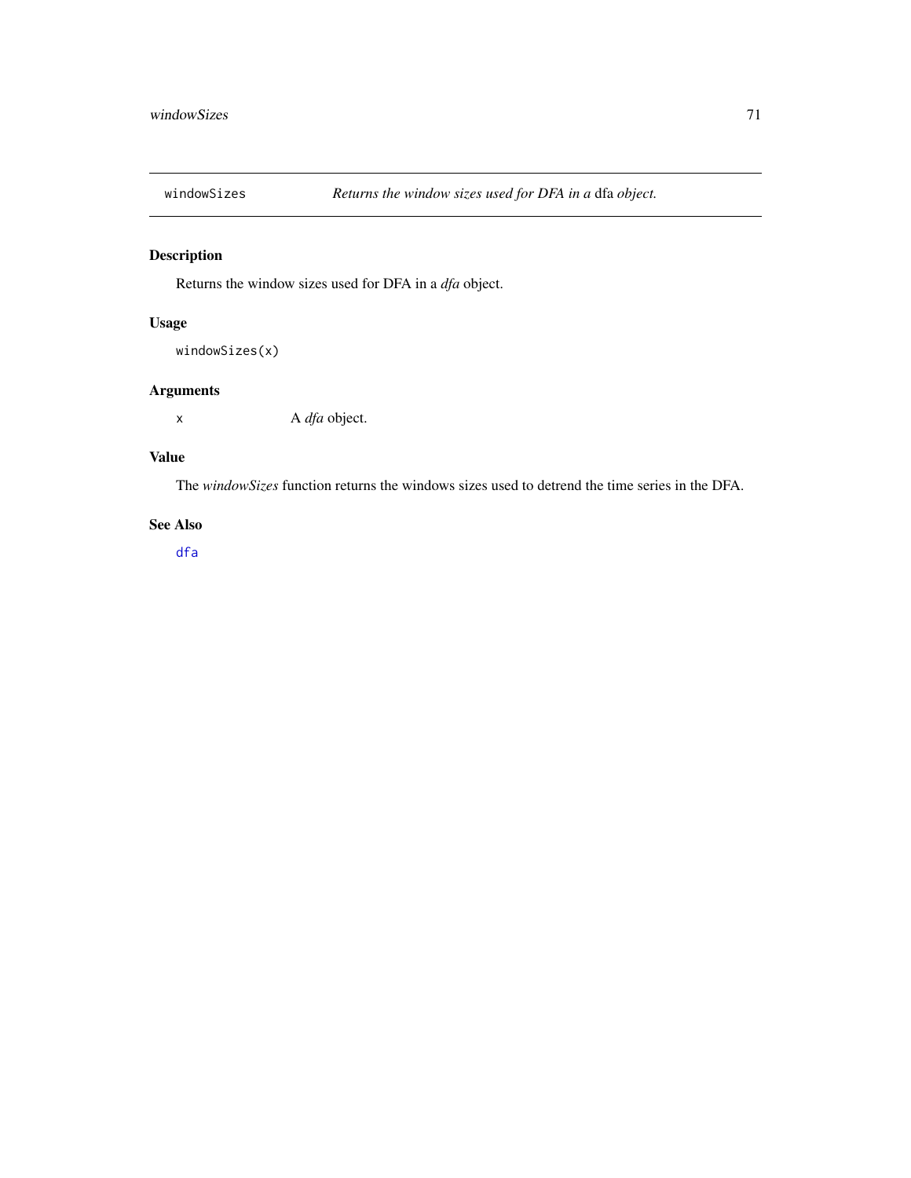## windowSizes — *Returns the window sizes used for DFA in a* dfa *object.*

### Description

Returns the window sizes used for DFA in a *dfa* object.

### Usage

```
windowSizes(x)
```

### Arguments

| | |
|---|---|
| x | A *dfa* object. |

### Value

The *windowSizes* function returns the windows sizes used to detrend the time series in the DFA.

### See Also

dfa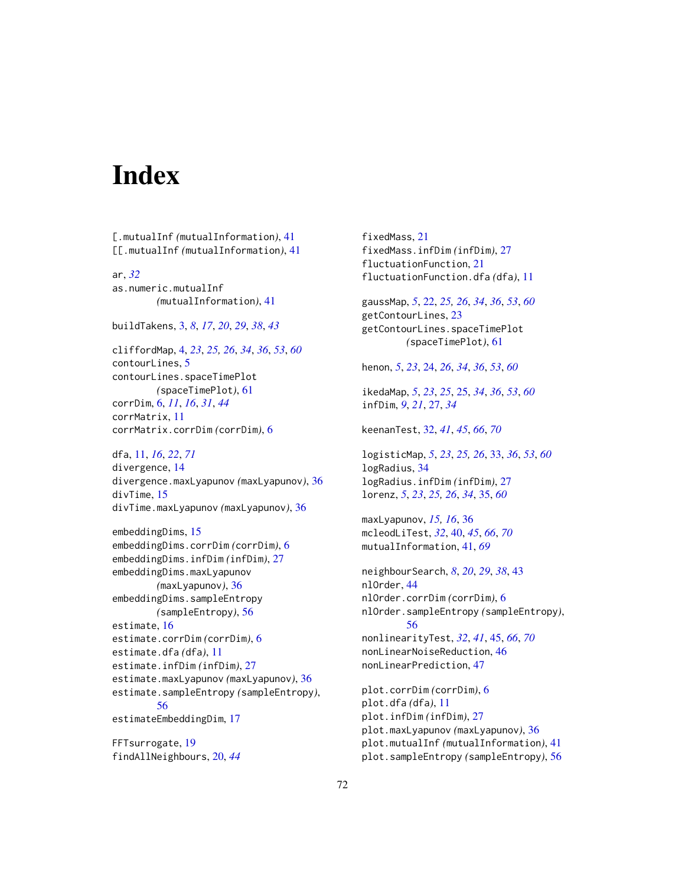# Index

[.mutualInf *(mutualInformation)*, 41
[[.mutualInf *(mutualInformation)*, 41

ar, *32*
as.numeric.mutualInf *(mutualInformation)*, 41

buildTakens, 3, *8*, *17*, *20*, *29*, *38*, *43*

cliffordMap, 4, *23*, *25, 26*, *34*, *36*, *53*, *60*
contourLines, 5
contourLines.spaceTimePlot *(spaceTimePlot)*, 61
corrDim, 6, *11*, *16*, *31*, *44*
corrMatrix, 11
corrMatrix.corrDim *(corrDim)*, 6

dfa, 11, *16*, *22*, *71*
divergence, 14
divergence.maxLyapunov *(maxLyapunov)*, 36
divTime, 15
divTime.maxLyapunov *(maxLyapunov)*, 36

embeddingDims, 15
embeddingDims.corrDim *(corrDim)*, 6
embeddingDims.infDim *(infDim)*, 27
embeddingDims.maxLyapunov *(maxLyapunov)*, 36
embeddingDims.sampleEntropy *(sampleEntropy)*, 56
estimate, 16
estimate.corrDim *(corrDim)*, 6
estimate.dfa *(dfa)*, 11
estimate.infDim *(infDim)*, 27
estimate.maxLyapunov *(maxLyapunov)*, 36
estimate.sampleEntropy *(sampleEntropy)*, 56
estimateEmbeddingDim, 17

FFTsurrogate, 19
findAllNeighbours, 20, *44*

fixedMass, 21
fixedMass.infDim *(infDim)*, 27
fluctuationFunction, 21
fluctuationFunction.dfa *(dfa)*, 11

gaussMap, *5*, 22, *25, 26*, *34*, *36*, *53*, *60*
getContourLines, 23
getContourLines.spaceTimePlot *(spaceTimePlot)*, 61

henon, *5*, *23*, 24, *26*, *34*, *36*, *53*, *60*

ikedaMap, *5*, *23*, *25*, 25, *34*, *36*, *53*, *60*
infDim, *9*, *21*, 27, *34*

keenanTest, 32, *41*, *45*, *66*, *70*

logisticMap, *5*, *23*, *25, 26*, 33, *36*, *53*, *60*
logRadius, 34
logRadius.infDim *(infDim)*, 27
lorenz, *5*, *23*, *25, 26*, *34*, 35, *60*

maxLyapunov, *15, 16*, 36
mcleodLiTest, *32*, 40, *45*, *66*, *70*
mutualInformation, 41, *69*

neighbourSearch, *8*, *20*, *29*, *38*, 43
nlOrder, 44
nlOrder.corrDim *(corrDim)*, 6
nlOrder.sampleEntropy *(sampleEntropy)*, 56
nonlinearityTest, *32*, *41*, 45, *66*, *70*
nonLinearNoiseReduction, 46
nonLinearPrediction, 47

plot.corrDim *(corrDim)*, 6
plot.dfa *(dfa)*, 11
plot.infDim *(infDim)*, 27
plot.maxLyapunov *(maxLyapunov)*, 36
plot.mutualInf *(mutualInformation)*, 41
plot.sampleEntropy *(sampleEntropy)*, 56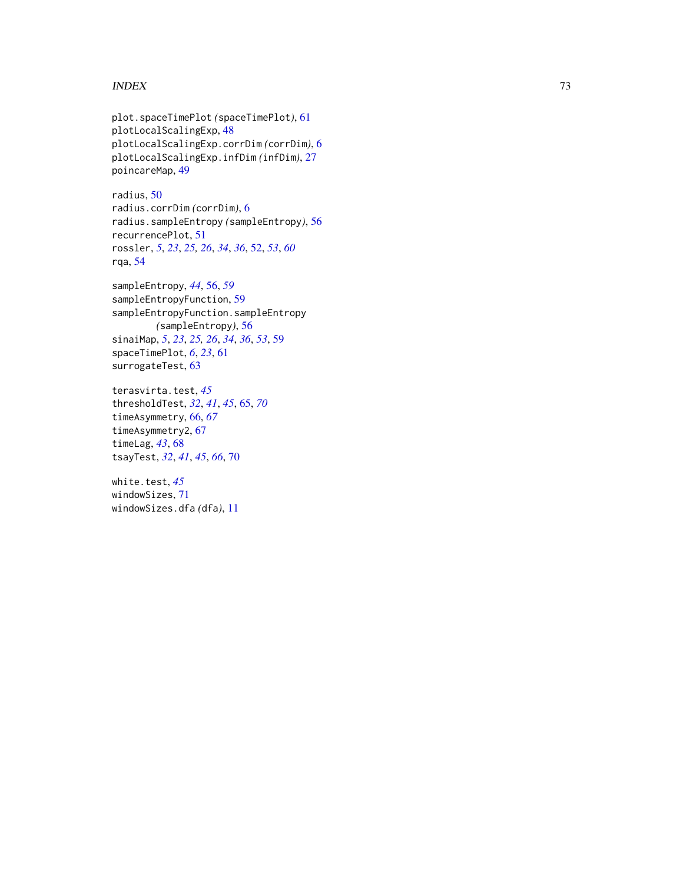plot.spaceTimePlot *(*spaceTimePlot*)*, 61
plotLocalScalingExp, 48
plotLocalScalingExp.corrDim *(*corrDim*)*, 6
plotLocalScalingExp.infDim *(*infDim*)*, 27
poincareMap, 49

radius, 50
radius.corrDim *(*corrDim*)*, 6
radius.sampleEntropy *(*sampleEntropy*)*, 56
recurrencePlot, 51
rossler, *5*, *23*, *25, 26*, *34*, *36*, 52, *53*, *60*
rqa, 54

sampleEntropy, *44*, 56, *59*
sampleEntropyFunction, 59
sampleEntropyFunction.sampleEntropy
*(*sampleEntropy*)*, 56
sinaiMap, *5*, *23*, *25, 26*, *34*, *36*, *53*, 59
spaceTimePlot, *6*, *23*, 61
surrogateTest, 63

terasvirta.test, *45*
thresholdTest, *32*, *41*, *45*, 65, *70*
timeAsymmetry, 66, *67*
timeAsymmetry2, 67
timeLag, *43*, 68
tsayTest, *32*, *41*, *45*, *66*, 70

white.test, *45*
windowSizes, 71
windowSizes.dfa *(*dfa*)*, 11